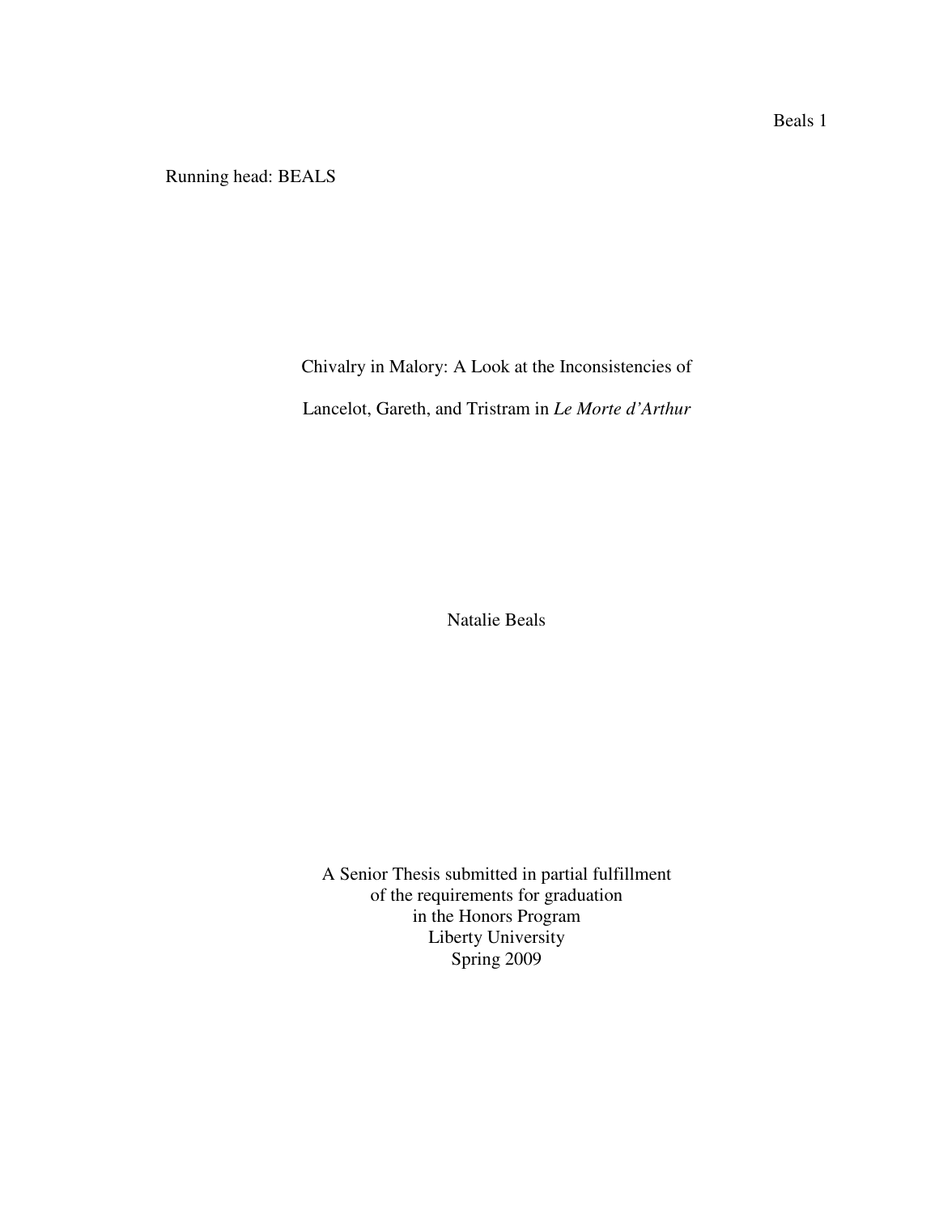Running head: BEALS

# Chivalry in Malory: A Look at the Inconsistencies of Lancelot, Gareth, and Tristram in *Le Morte d'Arthur*

Natalie Beals

A Senior Thesis submitted in partial fulfillment
of the requirements for graduation
in the Honors Program
Liberty University
Spring 2009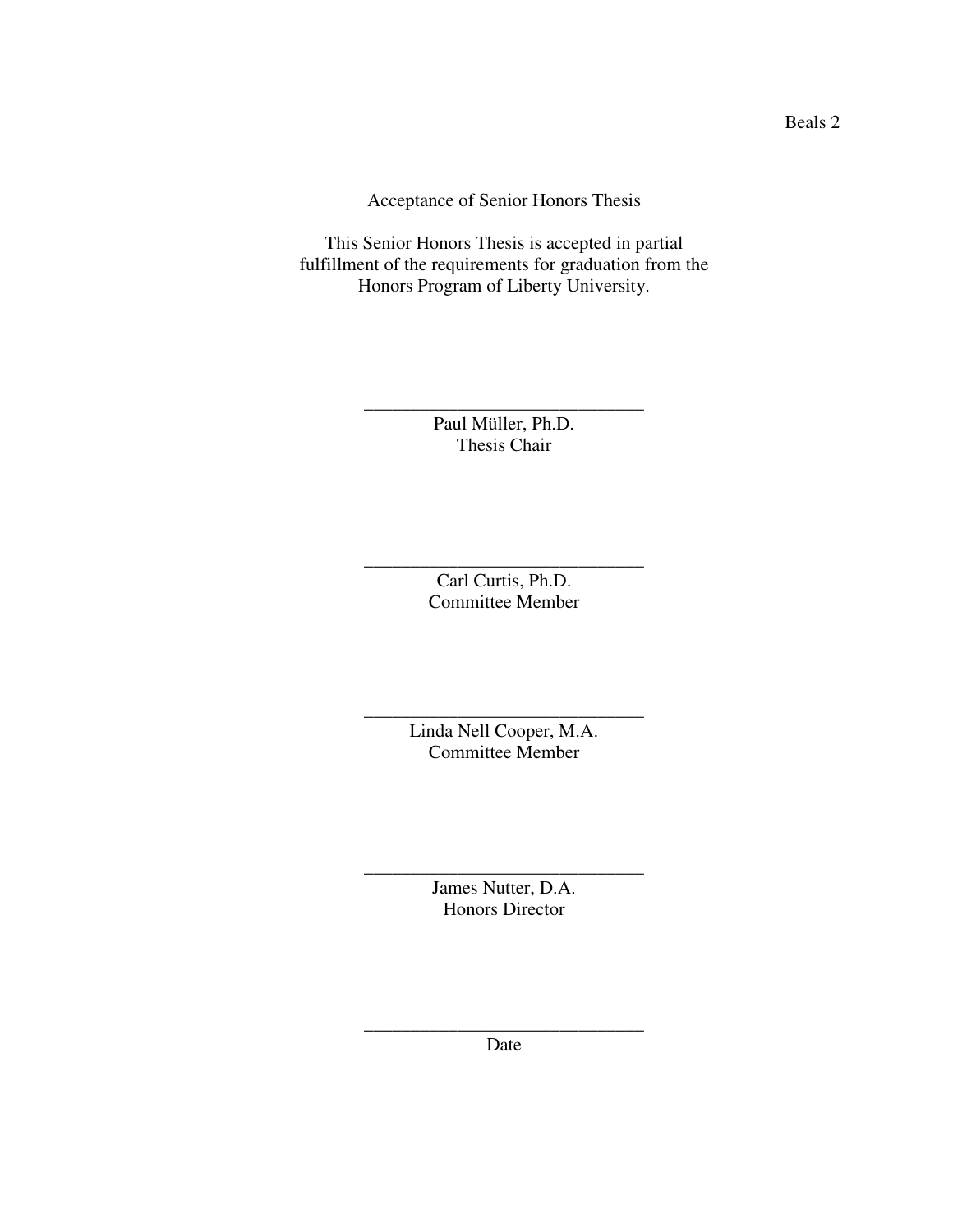Acceptance of Senior Honors Thesis

This Senior Honors Thesis is accepted in partial fulfillment of the requirements for graduation from the Honors Program of Liberty University.

______________________________
Paul Müller, Ph.D.
Thesis Chair

______________________________
Carl Curtis, Ph.D.
Committee Member

______________________________
Linda Nell Cooper, M.A.
Committee Member

______________________________
James Nutter, D.A.
Honors Director

______________________________
Date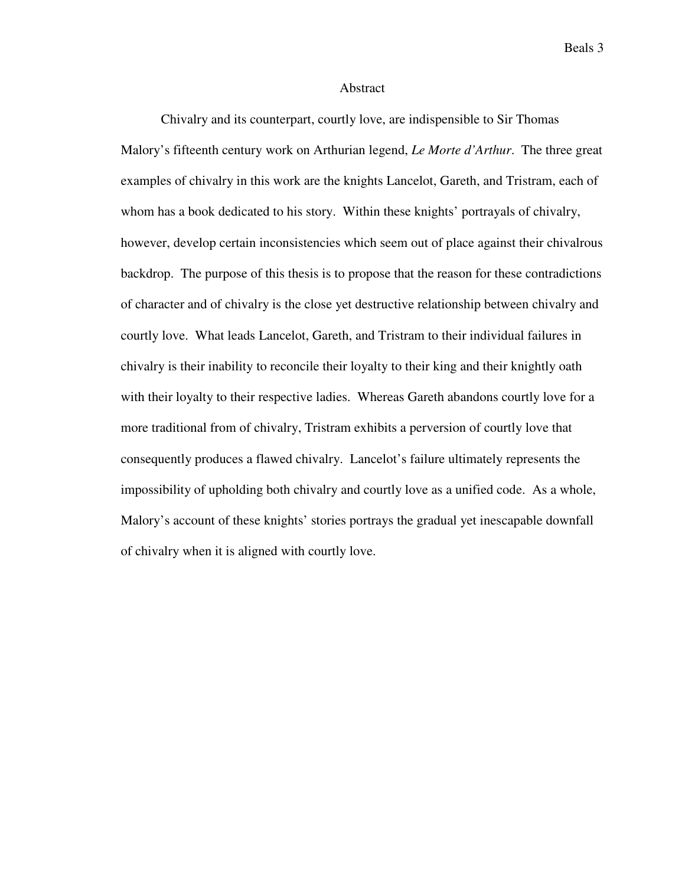# Abstract

Chivalry and its counterpart, courtly love, are indispensible to Sir Thomas Malory's fifteenth century work on Arthurian legend, *Le Morte d'Arthur*. The three great examples of chivalry in this work are the knights Lancelot, Gareth, and Tristram, each of whom has a book dedicated to his story. Within these knights' portrayals of chivalry, however, develop certain inconsistencies which seem out of place against their chivalrous backdrop. The purpose of this thesis is to propose that the reason for these contradictions of character and of chivalry is the close yet destructive relationship between chivalry and courtly love. What leads Lancelot, Gareth, and Tristram to their individual failures in chivalry is their inability to reconcile their loyalty to their king and their knightly oath with their loyalty to their respective ladies. Whereas Gareth abandons courtly love for a more traditional from of chivalry, Tristram exhibits a perversion of courtly love that consequently produces a flawed chivalry. Lancelot's failure ultimately represents the impossibility of upholding both chivalry and courtly love as a unified code. As a whole, Malory's account of these knights' stories portrays the gradual yet inescapable downfall of chivalry when it is aligned with courtly love.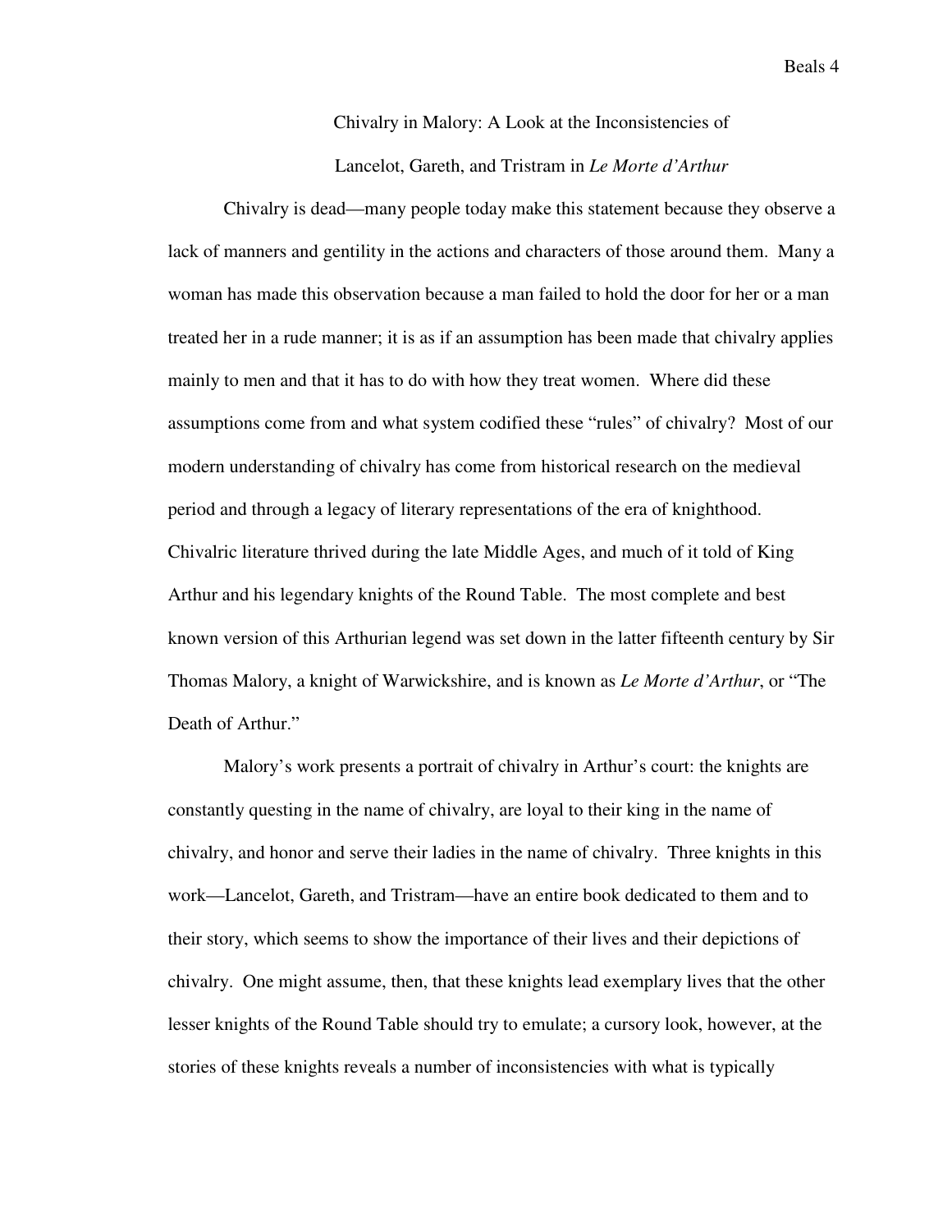# Chivalry in Malory: A Look at the Inconsistencies of Lancelot, Gareth, and Tristram in *Le Morte d'Arthur*

Chivalry is dead—many people today make this statement because they observe a lack of manners and gentility in the actions and characters of those around them. Many a woman has made this observation because a man failed to hold the door for her or a man treated her in a rude manner; it is as if an assumption has been made that chivalry applies mainly to men and that it has to do with how they treat women. Where did these assumptions come from and what system codified these "rules" of chivalry? Most of our modern understanding of chivalry has come from historical research on the medieval period and through a legacy of literary representations of the era of knighthood. Chivalric literature thrived during the late Middle Ages, and much of it told of King Arthur and his legendary knights of the Round Table. The most complete and best known version of this Arthurian legend was set down in the latter fifteenth century by Sir Thomas Malory, a knight of Warwickshire, and is known as *Le Morte d'Arthur*, or "The Death of Arthur."

Malory's work presents a portrait of chivalry in Arthur's court: the knights are constantly questing in the name of chivalry, are loyal to their king in the name of chivalry, and honor and serve their ladies in the name of chivalry. Three knights in this work—Lancelot, Gareth, and Tristram—have an entire book dedicated to them and to their story, which seems to show the importance of their lives and their depictions of chivalry. One might assume, then, that these knights lead exemplary lives that the other lesser knights of the Round Table should try to emulate; a cursory look, however, at the stories of these knights reveals a number of inconsistencies with what is typically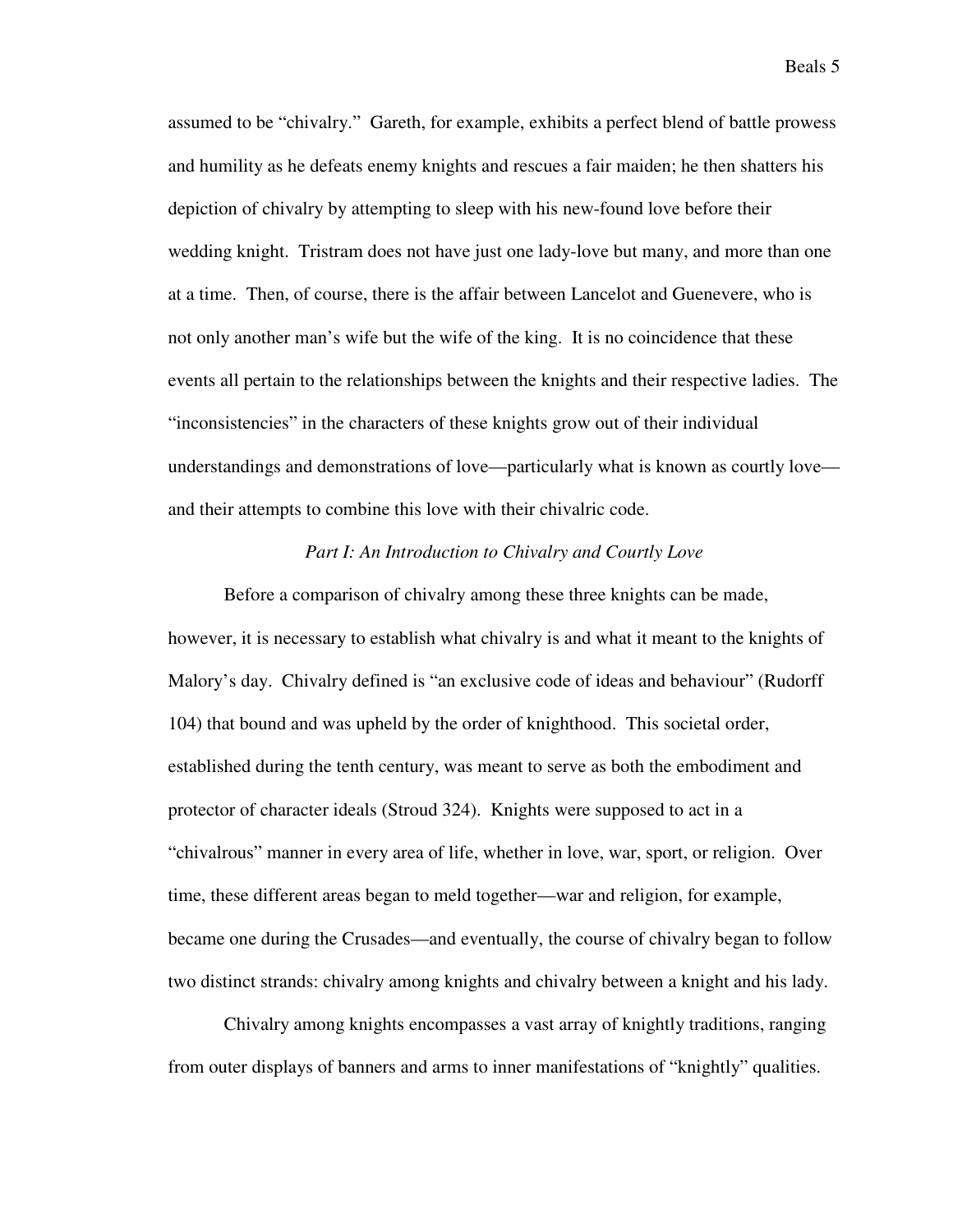assumed to be "chivalry." Gareth, for example, exhibits a perfect blend of battle prowess and humility as he defeats enemy knights and rescues a fair maiden; he then shatters his depiction of chivalry by attempting to sleep with his new-found love before their wedding knight. Tristram does not have just one lady-love but many, and more than one at a time. Then, of course, there is the affair between Lancelot and Guenevere, who is not only another man's wife but the wife of the king. It is no coincidence that these events all pertain to the relationships between the knights and their respective ladies. The "inconsistencies" in the characters of these knights grow out of their individual understandings and demonstrations of love—particularly what is known as courtly love—and their attempts to combine this love with their chivalric code.

*Part I: An Introduction to Chivalry and Courtly Love*

Before a comparison of chivalry among these three knights can be made, however, it is necessary to establish what chivalry is and what it meant to the knights of Malory's day. Chivalry defined is "an exclusive code of ideas and behaviour" (Rudorff 104) that bound and was upheld by the order of knighthood. This societal order, established during the tenth century, was meant to serve as both the embodiment and protector of character ideals (Stroud 324). Knights were supposed to act in a "chivalrous" manner in every area of life, whether in love, war, sport, or religion. Over time, these different areas began to meld together—war and religion, for example, became one during the Crusades—and eventually, the course of chivalry began to follow two distinct strands: chivalry among knights and chivalry between a knight and his lady.

Chivalry among knights encompasses a vast array of knightly traditions, ranging from outer displays of banners and arms to inner manifestations of "knightly" qualities.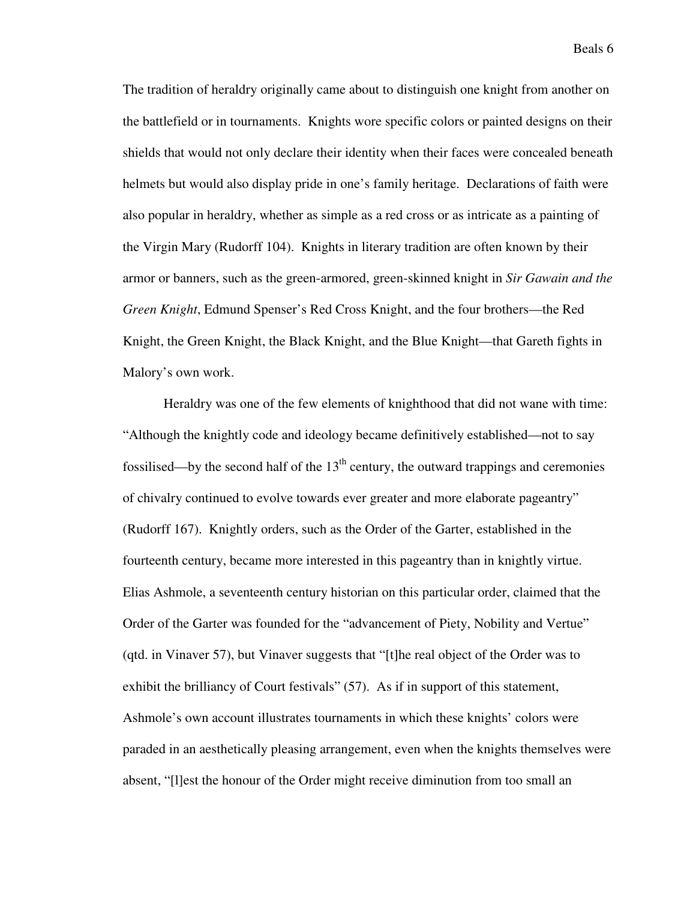The tradition of heraldry originally came about to distinguish one knight from another on the battlefield or in tournaments. Knights wore specific colors or painted designs on their shields that would not only declare their identity when their faces were concealed beneath helmets but would also display pride in one's family heritage. Declarations of faith were also popular in heraldry, whether as simple as a red cross or as intricate as a painting of the Virgin Mary (Rudorff 104). Knights in literary tradition are often known by their armor or banners, such as the green-armored, green-skinned knight in *Sir Gawain and the Green Knight*, Edmund Spenser's Red Cross Knight, and the four brothers—the Red Knight, the Green Knight, the Black Knight, and the Blue Knight—that Gareth fights in Malory's own work.

Heraldry was one of the few elements of knighthood that did not wane with time: "Although the knightly code and ideology became definitively established—not to say fossilised—by the second half of the 13th century, the outward trappings and ceremonies of chivalry continued to evolve towards ever greater and more elaborate pageantry" (Rudorff 167). Knightly orders, such as the Order of the Garter, established in the fourteenth century, became more interested in this pageantry than in knightly virtue. Elias Ashmole, a seventeenth century historian on this particular order, claimed that the Order of the Garter was founded for the "advancement of Piety, Nobility and Vertue" (qtd. in Vinaver 57), but Vinaver suggests that "[t]he real object of the Order was to exhibit the brilliancy of Court festivals" (57). As if in support of this statement, Ashmole's own account illustrates tournaments in which these knights' colors were paraded in an aesthetically pleasing arrangement, even when the knights themselves were absent, "[l]est the honour of the Order might receive diminution from too small an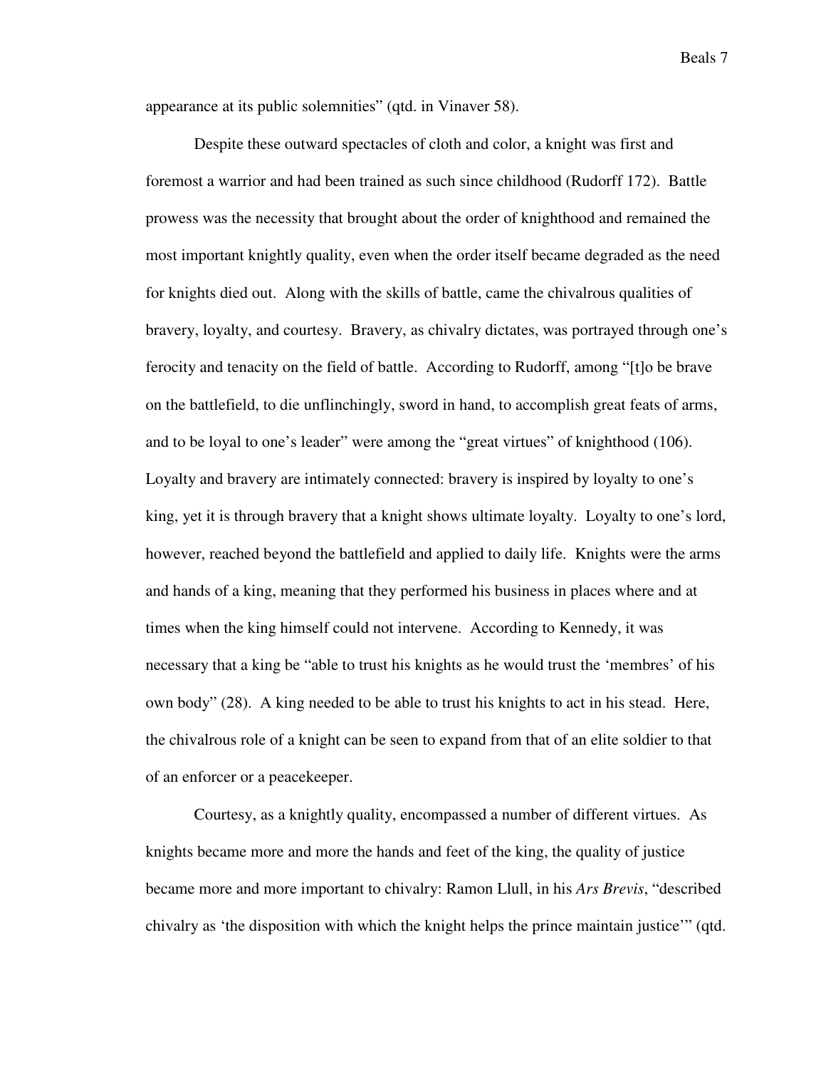appearance at its public solemnities" (qtd. in Vinaver 58).

Despite these outward spectacles of cloth and color, a knight was first and foremost a warrior and had been trained as such since childhood (Rudorff 172). Battle prowess was the necessity that brought about the order of knighthood and remained the most important knightly quality, even when the order itself became degraded as the need for knights died out. Along with the skills of battle, came the chivalrous qualities of bravery, loyalty, and courtesy. Bravery, as chivalry dictates, was portrayed through one's ferocity and tenacity on the field of battle. According to Rudorff, among "[t]o be brave on the battlefield, to die unflinchingly, sword in hand, to accomplish great feats of arms, and to be loyal to one's leader" were among the "great virtues" of knighthood (106). Loyalty and bravery are intimately connected: bravery is inspired by loyalty to one's king, yet it is through bravery that a knight shows ultimate loyalty. Loyalty to one's lord, however, reached beyond the battlefield and applied to daily life. Knights were the arms and hands of a king, meaning that they performed his business in places where and at times when the king himself could not intervene. According to Kennedy, it was necessary that a king be "able to trust his knights as he would trust the 'membres' of his own body" (28). A king needed to be able to trust his knights to act in his stead. Here, the chivalrous role of a knight can be seen to expand from that of an elite soldier to that of an enforcer or a peacekeeper.

Courtesy, as a knightly quality, encompassed a number of different virtues. As knights became more and more the hands and feet of the king, the quality of justice became more and more important to chivalry: Ramon Llull, in his *Ars Brevis*, "described chivalry as 'the disposition with which the knight helps the prince maintain justice'" (qtd.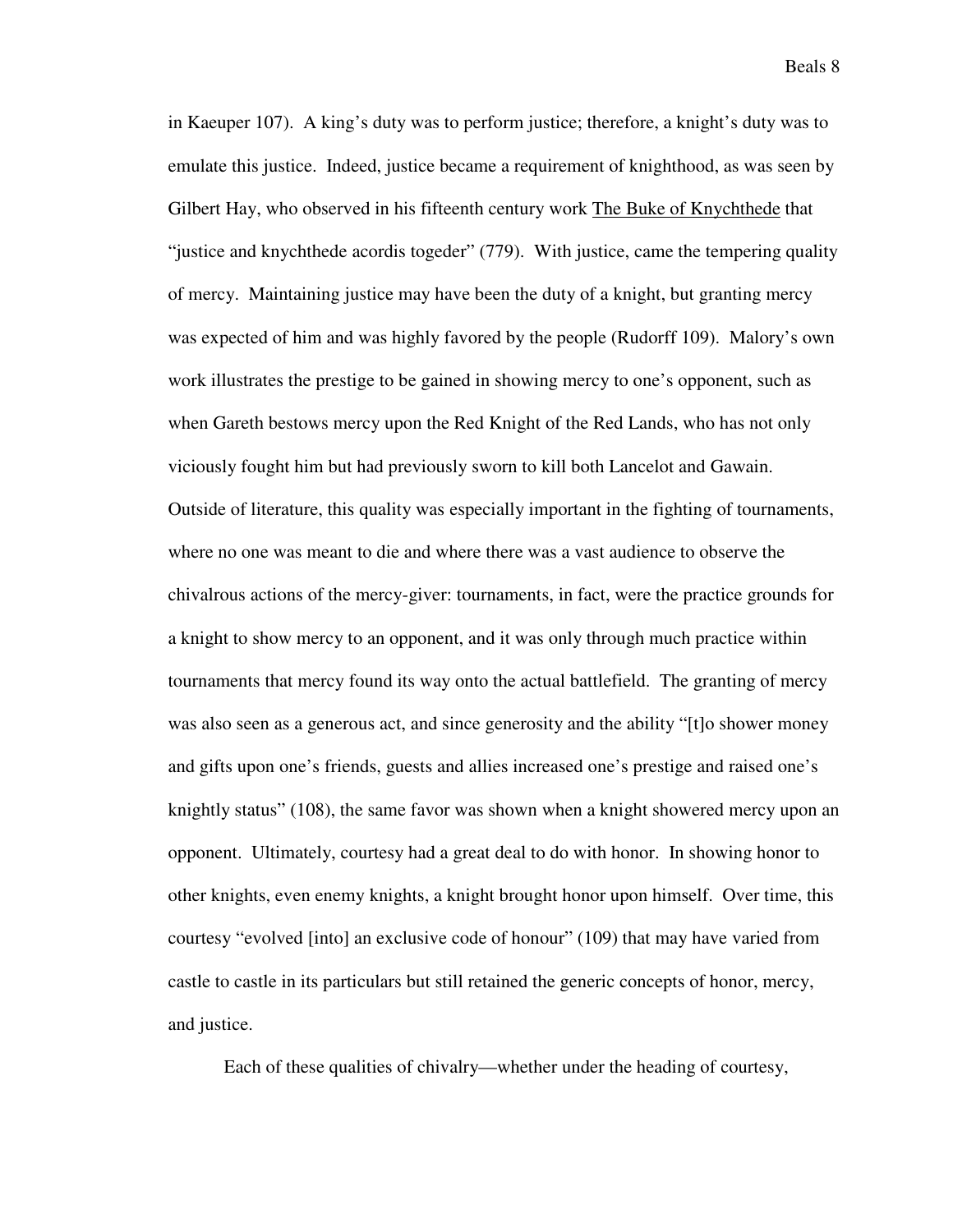in Kaeuper 107). A king's duty was to perform justice; therefore, a knight's duty was to emulate this justice. Indeed, justice became a requirement of knighthood, as was seen by Gilbert Hay, who observed in his fifteenth century work <u>The Buke of Knychthede</u> that "justice and knychthede acordis togeder" (779). With justice, came the tempering quality of mercy. Maintaining justice may have been the duty of a knight, but granting mercy was expected of him and was highly favored by the people (Rudorff 109). Malory's own work illustrates the prestige to be gained in showing mercy to one's opponent, such as when Gareth bestows mercy upon the Red Knight of the Red Lands, who has not only viciously fought him but had previously sworn to kill both Lancelot and Gawain. Outside of literature, this quality was especially important in the fighting of tournaments, where no one was meant to die and where there was a vast audience to observe the chivalrous actions of the mercy-giver: tournaments, in fact, were the practice grounds for a knight to show mercy to an opponent, and it was only through much practice within tournaments that mercy found its way onto the actual battlefield. The granting of mercy was also seen as a generous act, and since generosity and the ability "[t]o shower money and gifts upon one's friends, guests and allies increased one's prestige and raised one's knightly status" (108), the same favor was shown when a knight showered mercy upon an opponent. Ultimately, courtesy had a great deal to do with honor. In showing honor to other knights, even enemy knights, a knight brought honor upon himself. Over time, this courtesy "evolved [into] an exclusive code of honour" (109) that may have varied from castle to castle in its particulars but still retained the generic concepts of honor, mercy, and justice.

Each of these qualities of chivalry—whether under the heading of courtesy,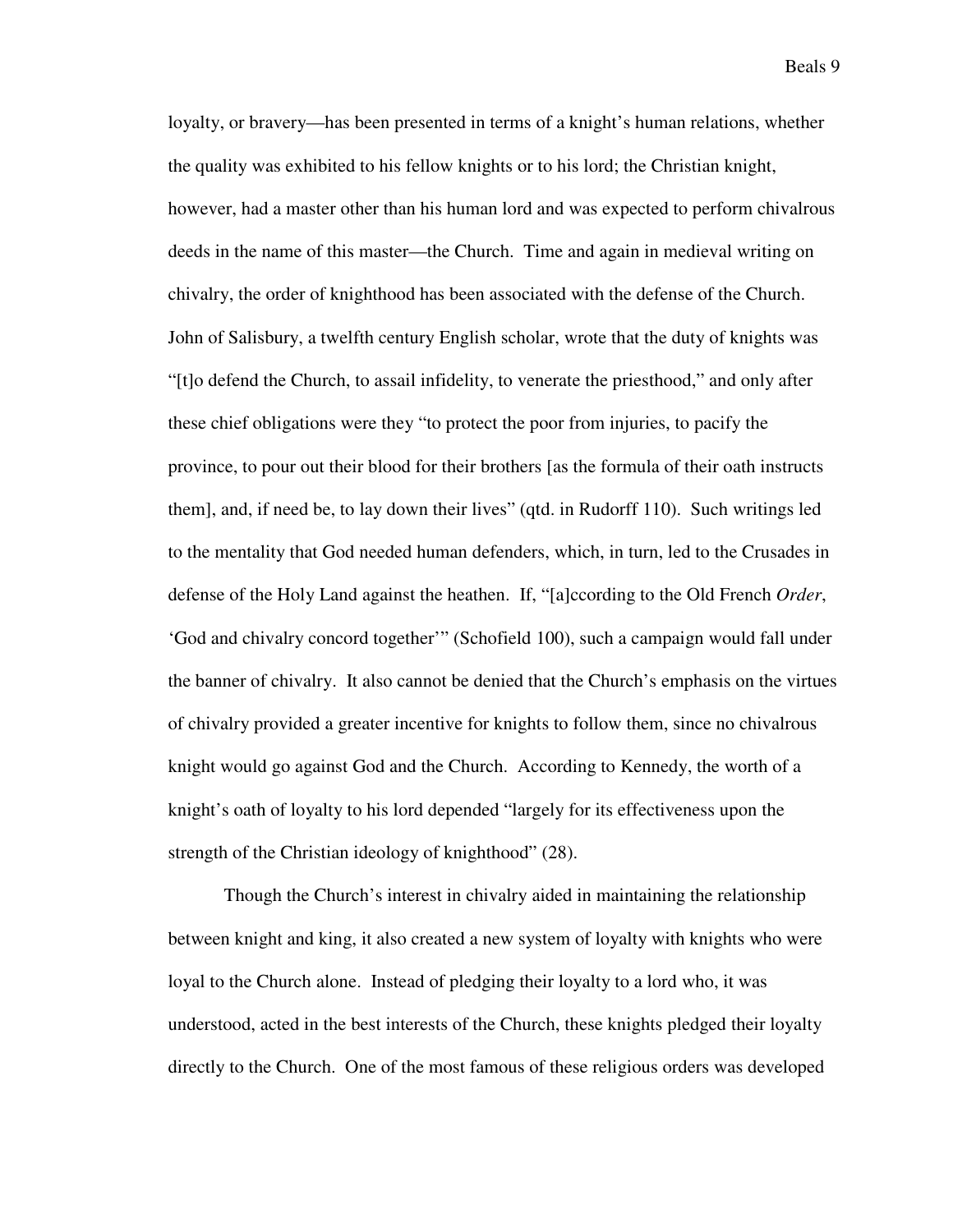loyalty, or bravery—has been presented in terms of a knight's human relations, whether the quality was exhibited to his fellow knights or to his lord; the Christian knight, however, had a master other than his human lord and was expected to perform chivalrous deeds in the name of this master—the Church. Time and again in medieval writing on chivalry, the order of knighthood has been associated with the defense of the Church. John of Salisbury, a twelfth century English scholar, wrote that the duty of knights was "[t]o defend the Church, to assail infidelity, to venerate the priesthood," and only after these chief obligations were they "to protect the poor from injuries, to pacify the province, to pour out their blood for their brothers [as the formula of their oath instructs them], and, if need be, to lay down their lives" (qtd. in Rudorff 110). Such writings led to the mentality that God needed human defenders, which, in turn, led to the Crusades in defense of the Holy Land against the heathen. If, "[a]ccording to the Old French *Order*, 'God and chivalry concord together'" (Schofield 100), such a campaign would fall under the banner of chivalry. It also cannot be denied that the Church's emphasis on the virtues of chivalry provided a greater incentive for knights to follow them, since no chivalrous knight would go against God and the Church. According to Kennedy, the worth of a knight's oath of loyalty to his lord depended "largely for its effectiveness upon the strength of the Christian ideology of knighthood" (28).

Though the Church's interest in chivalry aided in maintaining the relationship between knight and king, it also created a new system of loyalty with knights who were loyal to the Church alone. Instead of pledging their loyalty to a lord who, it was understood, acted in the best interests of the Church, these knights pledged their loyalty directly to the Church. One of the most famous of these religious orders was developed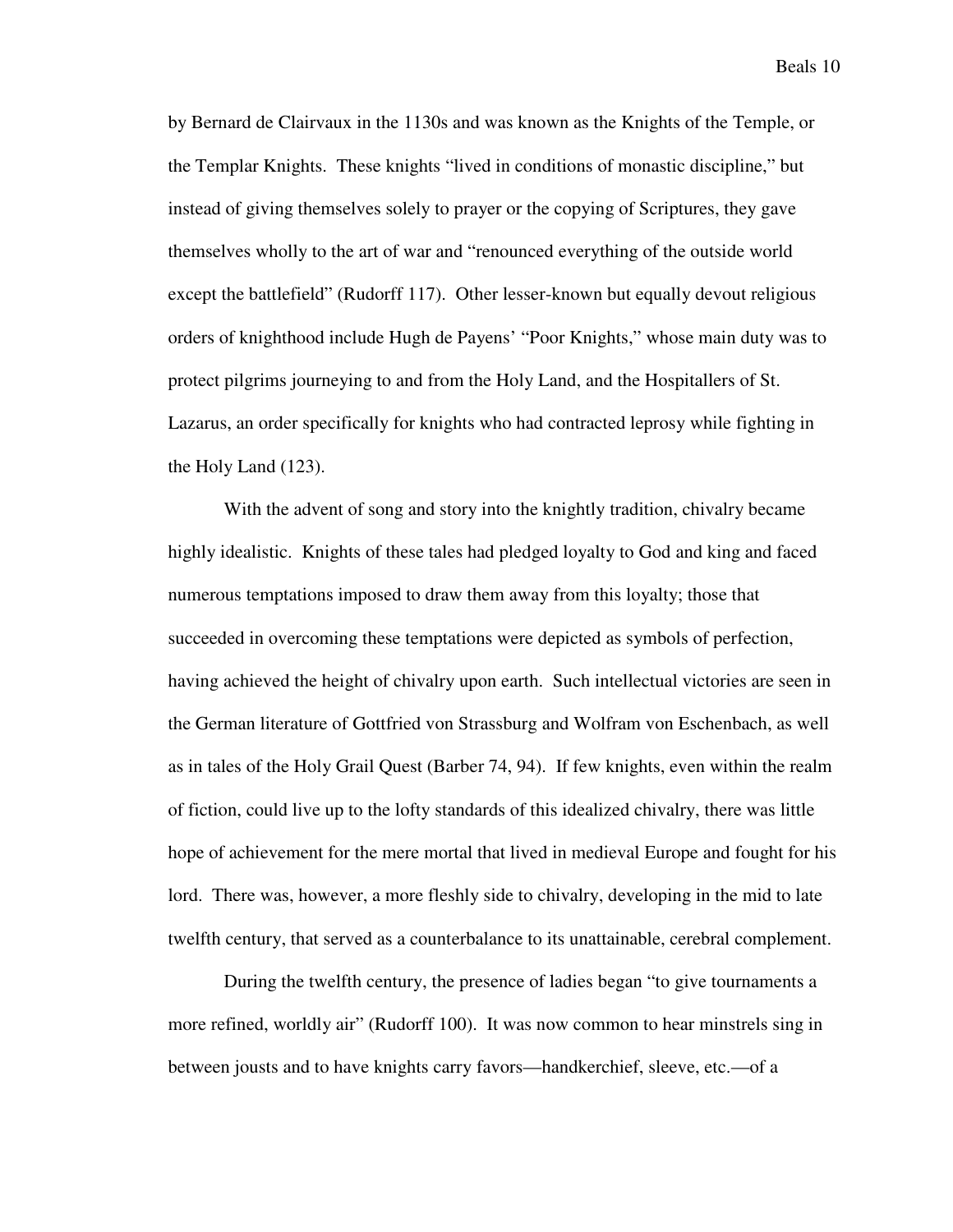by Bernard de Clairvaux in the 1130s and was known as the Knights of the Temple, or the Templar Knights. These knights "lived in conditions of monastic discipline," but instead of giving themselves solely to prayer or the copying of Scriptures, they gave themselves wholly to the art of war and "renounced everything of the outside world except the battlefield" (Rudorff 117). Other lesser-known but equally devout religious orders of knighthood include Hugh de Payens' "Poor Knights," whose main duty was to protect pilgrims journeying to and from the Holy Land, and the Hospitallers of St. Lazarus, an order specifically for knights who had contracted leprosy while fighting in the Holy Land (123).

With the advent of song and story into the knightly tradition, chivalry became highly idealistic. Knights of these tales had pledged loyalty to God and king and faced numerous temptations imposed to draw them away from this loyalty; those that succeeded in overcoming these temptations were depicted as symbols of perfection, having achieved the height of chivalry upon earth. Such intellectual victories are seen in the German literature of Gottfried von Strassburg and Wolfram von Eschenbach, as well as in tales of the Holy Grail Quest (Barber 74, 94). If few knights, even within the realm of fiction, could live up to the lofty standards of this idealized chivalry, there was little hope of achievement for the mere mortal that lived in medieval Europe and fought for his lord. There was, however, a more fleshly side to chivalry, developing in the mid to late twelfth century, that served as a counterbalance to its unattainable, cerebral complement.

During the twelfth century, the presence of ladies began "to give tournaments a more refined, worldly air" (Rudorff 100). It was now common to hear minstrels sing in between jousts and to have knights carry favors—handkerchief, sleeve, etc.—of a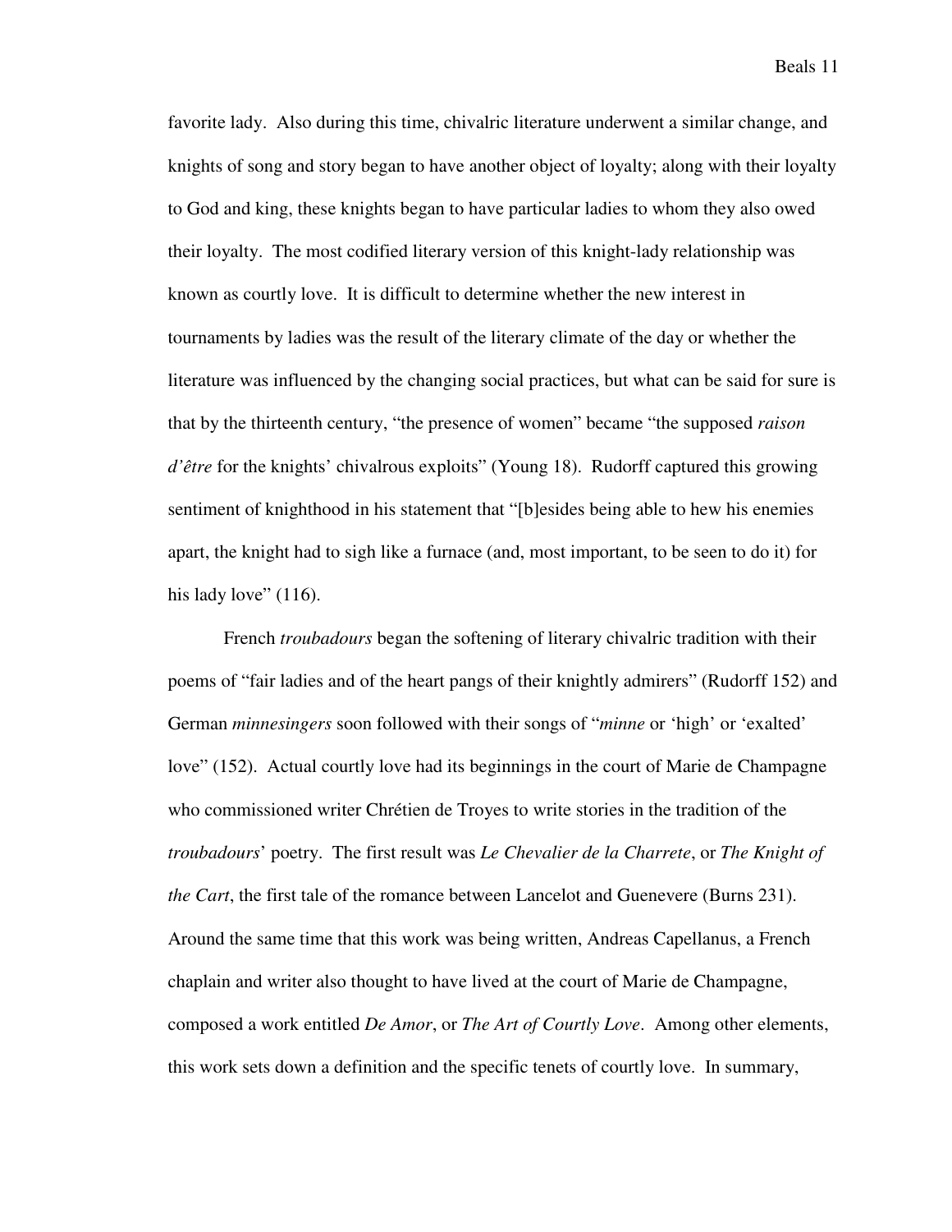favorite lady. Also during this time, chivalric literature underwent a similar change, and knights of song and story began to have another object of loyalty; along with their loyalty to God and king, these knights began to have particular ladies to whom they also owed their loyalty. The most codified literary version of this knight-lady relationship was known as courtly love. It is difficult to determine whether the new interest in tournaments by ladies was the result of the literary climate of the day or whether the literature was influenced by the changing social practices, but what can be said for sure is that by the thirteenth century, "the presence of women" became "the supposed *raison d'être* for the knights' chivalrous exploits" (Young 18). Rudorff captured this growing sentiment of knighthood in his statement that "[b]esides being able to hew his enemies apart, the knight had to sigh like a furnace (and, most important, to be seen to do it) for his lady love" (116).

French *troubadours* began the softening of literary chivalric tradition with their poems of "fair ladies and of the heart pangs of their knightly admirers" (Rudorff 152) and German *minnesingers* soon followed with their songs of "*minne* or 'high' or 'exalted' love" (152). Actual courtly love had its beginnings in the court of Marie de Champagne who commissioned writer Chrétien de Troyes to write stories in the tradition of the *troubadours*' poetry. The first result was *Le Chevalier de la Charrete*, or *The Knight of the Cart*, the first tale of the romance between Lancelot and Guenevere (Burns 231). Around the same time that this work was being written, Andreas Capellanus, a French chaplain and writer also thought to have lived at the court of Marie de Champagne, composed a work entitled *De Amor*, or *The Art of Courtly Love*. Among other elements, this work sets down a definition and the specific tenets of courtly love. In summary,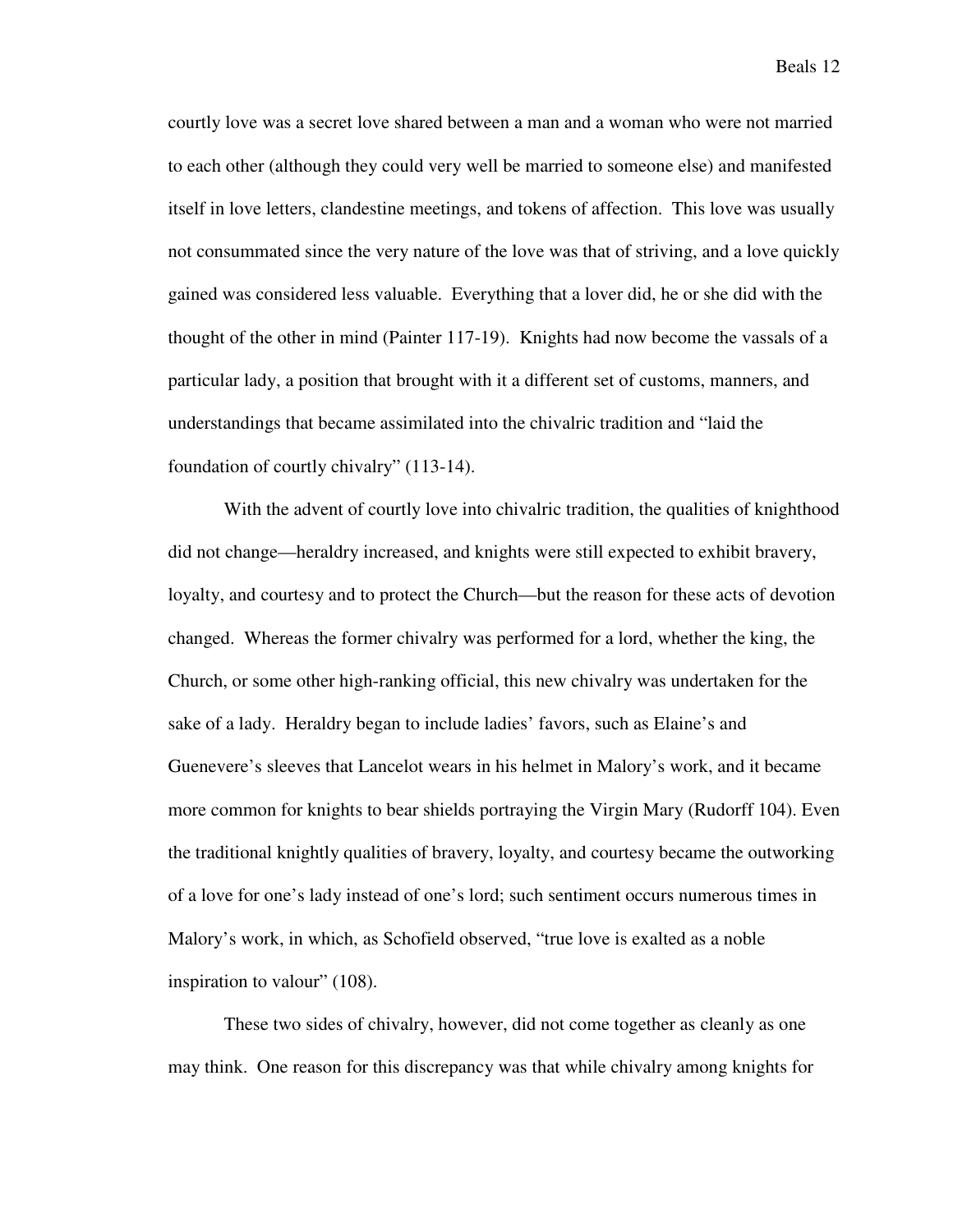courtly love was a secret love shared between a man and a woman who were not married to each other (although they could very well be married to someone else) and manifested itself in love letters, clandestine meetings, and tokens of affection. This love was usually not consummated since the very nature of the love was that of striving, and a love quickly gained was considered less valuable. Everything that a lover did, he or she did with the thought of the other in mind (Painter 117-19). Knights had now become the vassals of a particular lady, a position that brought with it a different set of customs, manners, and understandings that became assimilated into the chivalric tradition and "laid the foundation of courtly chivalry" (113-14).

With the advent of courtly love into chivalric tradition, the qualities of knighthood did not change—heraldry increased, and knights were still expected to exhibit bravery, loyalty, and courtesy and to protect the Church—but the reason for these acts of devotion changed. Whereas the former chivalry was performed for a lord, whether the king, the Church, or some other high-ranking official, this new chivalry was undertaken for the sake of a lady. Heraldry began to include ladies' favors, such as Elaine's and Guenevere's sleeves that Lancelot wears in his helmet in Malory's work, and it became more common for knights to bear shields portraying the Virgin Mary (Rudorff 104). Even the traditional knightly qualities of bravery, loyalty, and courtesy became the outworking of a love for one's lady instead of one's lord; such sentiment occurs numerous times in Malory's work, in which, as Schofield observed, "true love is exalted as a noble inspiration to valour" (108).

These two sides of chivalry, however, did not come together as cleanly as one may think. One reason for this discrepancy was that while chivalry among knights for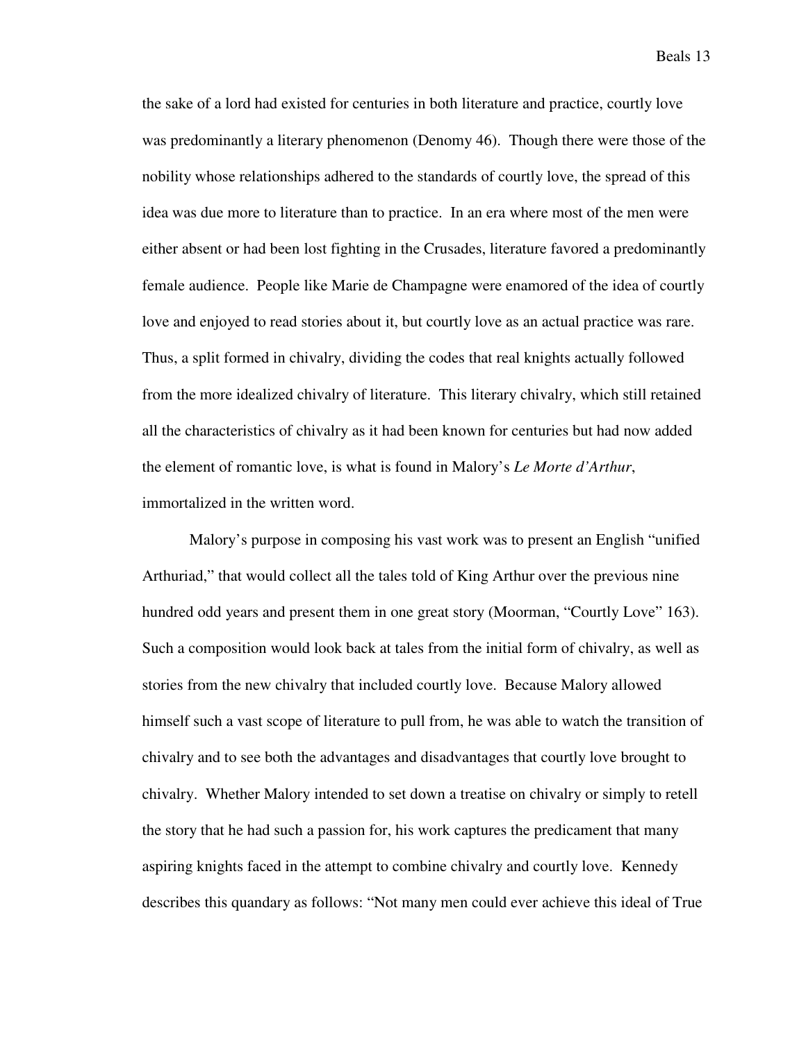the sake of a lord had existed for centuries in both literature and practice, courtly love was predominantly a literary phenomenon (Denomy 46). Though there were those of the nobility whose relationships adhered to the standards of courtly love, the spread of this idea was due more to literature than to practice. In an era where most of the men were either absent or had been lost fighting in the Crusades, literature favored a predominantly female audience. People like Marie de Champagne were enamored of the idea of courtly love and enjoyed to read stories about it, but courtly love as an actual practice was rare. Thus, a split formed in chivalry, dividing the codes that real knights actually followed from the more idealized chivalry of literature. This literary chivalry, which still retained all the characteristics of chivalry as it had been known for centuries but had now added the element of romantic love, is what is found in Malory's *Le Morte d'Arthur*, immortalized in the written word.

Malory's purpose in composing his vast work was to present an English "unified Arthuriad," that would collect all the tales told of King Arthur over the previous nine hundred odd years and present them in one great story (Moorman, "Courtly Love" 163). Such a composition would look back at tales from the initial form of chivalry, as well as stories from the new chivalry that included courtly love. Because Malory allowed himself such a vast scope of literature to pull from, he was able to watch the transition of chivalry and to see both the advantages and disadvantages that courtly love brought to chivalry. Whether Malory intended to set down a treatise on chivalry or simply to retell the story that he had such a passion for, his work captures the predicament that many aspiring knights faced in the attempt to combine chivalry and courtly love. Kennedy describes this quandary as follows: "Not many men could ever achieve this ideal of True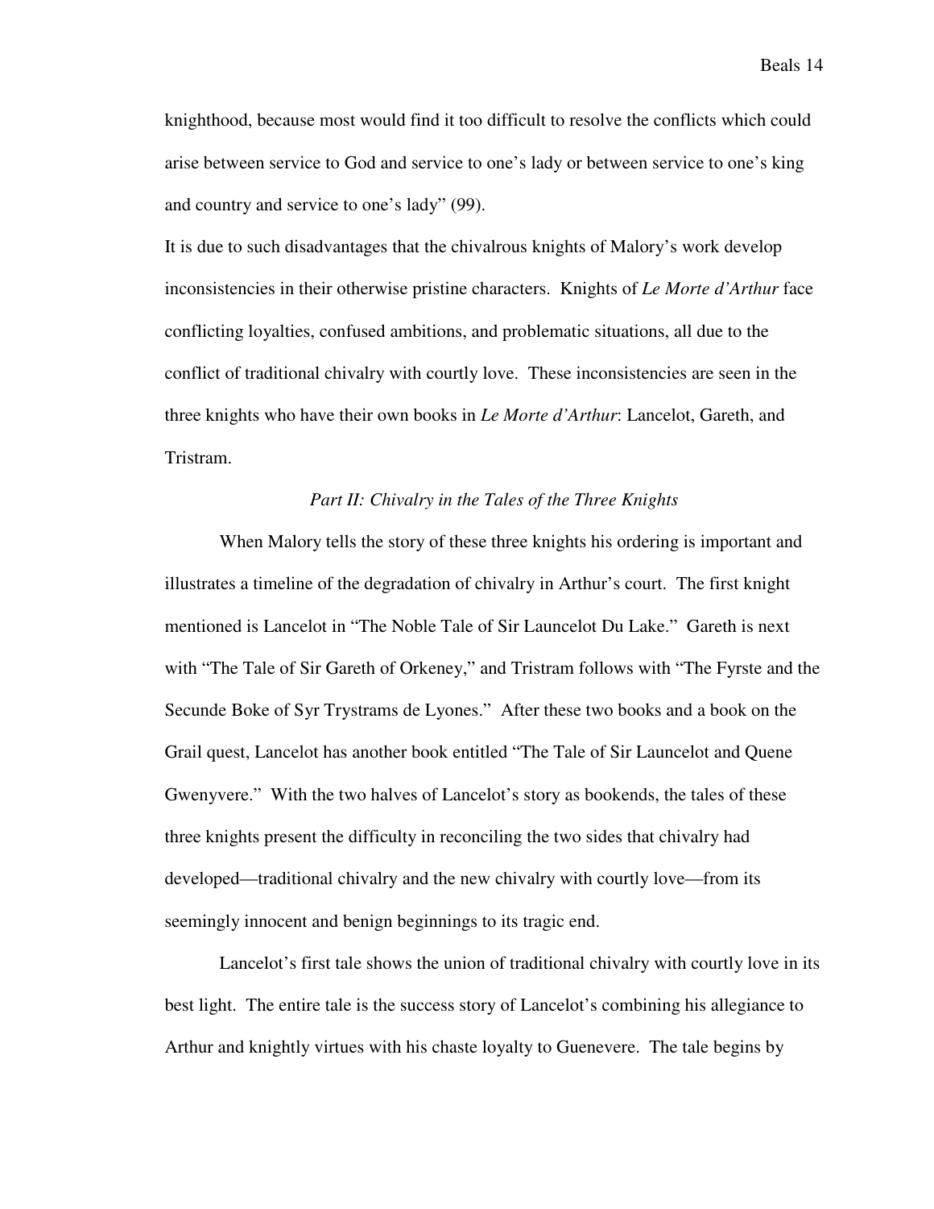knighthood, because most would find it too difficult to resolve the conflicts which could arise between service to God and service to one's lady or between service to one's king and country and service to one's lady" (99).

It is due to such disadvantages that the chivalrous knights of Malory's work develop inconsistencies in their otherwise pristine characters. Knights of *Le Morte d'Arthur* face conflicting loyalties, confused ambitions, and problematic situations, all due to the conflict of traditional chivalry with courtly love. These inconsistencies are seen in the three knights who have their own books in *Le Morte d'Arthur*: Lancelot, Gareth, and Tristram.

### *Part II: Chivalry in the Tales of the Three Knights*

When Malory tells the story of these three knights his ordering is important and illustrates a timeline of the degradation of chivalry in Arthur's court. The first knight mentioned is Lancelot in "The Noble Tale of Sir Launcelot Du Lake." Gareth is next with "The Tale of Sir Gareth of Orkeney," and Tristram follows with "The Fyrste and the Secunde Boke of Syr Trystrams de Lyones." After these two books and a book on the Grail quest, Lancelot has another book entitled "The Tale of Sir Launcelot and Quene Gwenyvere." With the two halves of Lancelot's story as bookends, the tales of these three knights present the difficulty in reconciling the two sides that chivalry had developed—traditional chivalry and the new chivalry with courtly love—from its seemingly innocent and benign beginnings to its tragic end.

Lancelot's first tale shows the union of traditional chivalry with courtly love in its best light. The entire tale is the success story of Lancelot's combining his allegiance to Arthur and knightly virtues with his chaste loyalty to Guenevere. The tale begins by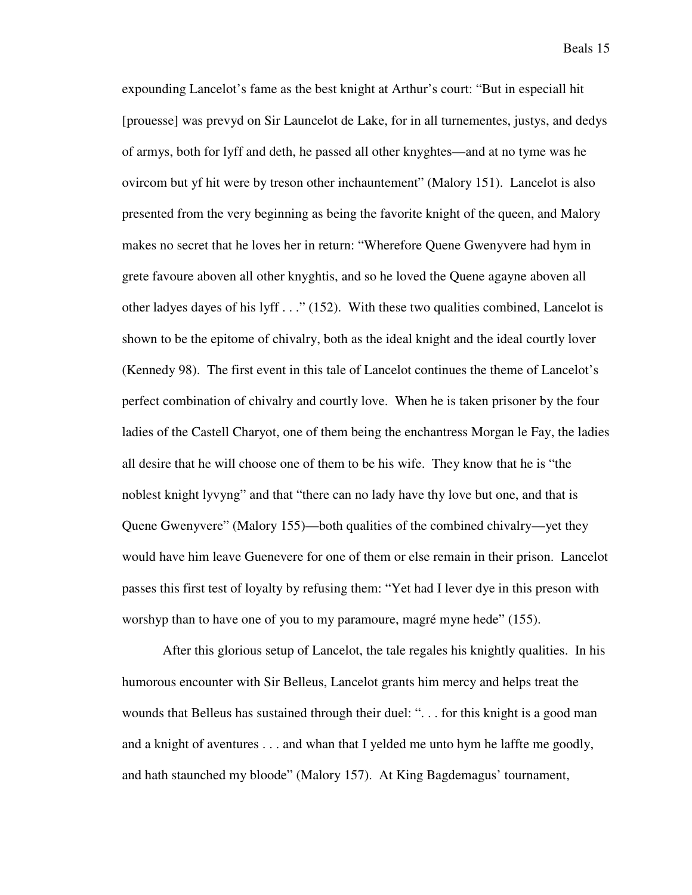expounding Lancelot's fame as the best knight at Arthur's court: "But in especiall hit [prouesse] was prevyd on Sir Launcelot de Lake, for in all turnementes, justys, and dedys of armys, both for lyff and deth, he passed all other knyghtes—and at no tyme was he ovircom but yf hit were by treson other inchauntement" (Malory 151). Lancelot is also presented from the very beginning as being the favorite knight of the queen, and Malory makes no secret that he loves her in return: "Wherefore Quene Gwenyvere had hym in grete favoure aboven all other knyghtis, and so he loved the Quene agayne aboven all other ladyes dayes of his lyff . . ." (152). With these two qualities combined, Lancelot is shown to be the epitome of chivalry, both as the ideal knight and the ideal courtly lover (Kennedy 98). The first event in this tale of Lancelot continues the theme of Lancelot's perfect combination of chivalry and courtly love. When he is taken prisoner by the four ladies of the Castell Charyot, one of them being the enchantress Morgan le Fay, the ladies all desire that he will choose one of them to be his wife. They know that he is "the noblest knight lyvyng" and that "there can no lady have thy love but one, and that is Quene Gwenyvere" (Malory 155)—both qualities of the combined chivalry—yet they would have him leave Guenevere for one of them or else remain in their prison. Lancelot passes this first test of loyalty by refusing them: "Yet had I lever dye in this preson with worshyp than to have one of you to my paramoure, magré myne hede" (155).

After this glorious setup of Lancelot, the tale regales his knightly qualities. In his humorous encounter with Sir Belleus, Lancelot grants him mercy and helps treat the wounds that Belleus has sustained through their duel: ". . . for this knight is a good man and a knight of aventures . . . and whan that I yelded me unto hym he laffte me goodly, and hath staunched my bloode" (Malory 157). At King Bagdemagus' tournament,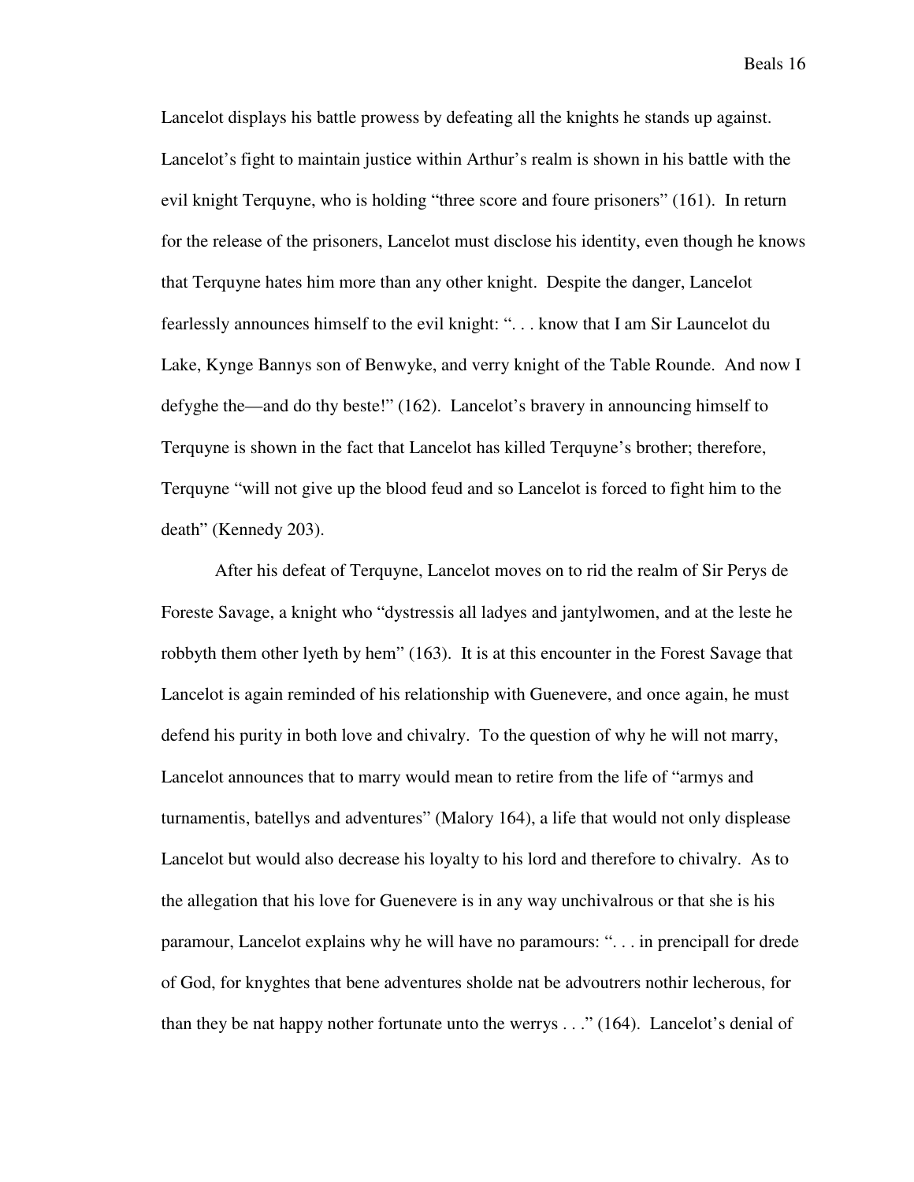Lancelot displays his battle prowess by defeating all the knights he stands up against. Lancelot's fight to maintain justice within Arthur's realm is shown in his battle with the evil knight Terquyne, who is holding "three score and foure prisoners" (161). In return for the release of the prisoners, Lancelot must disclose his identity, even though he knows that Terquyne hates him more than any other knight. Despite the danger, Lancelot fearlessly announces himself to the evil knight: ". . . know that I am Sir Launcelot du Lake, Kynge Bannys son of Benwyke, and verry knight of the Table Rounde. And now I defyghe the—and do thy beste!" (162). Lancelot's bravery in announcing himself to Terquyne is shown in the fact that Lancelot has killed Terquyne's brother; therefore, Terquyne "will not give up the blood feud and so Lancelot is forced to fight him to the death" (Kennedy 203).

After his defeat of Terquyne, Lancelot moves on to rid the realm of Sir Perys de Foreste Savage, a knight who "dystressis all ladyes and jantylwomen, and at the leste he robbyth them other lyeth by hem" (163). It is at this encounter in the Forest Savage that Lancelot is again reminded of his relationship with Guenevere, and once again, he must defend his purity in both love and chivalry. To the question of why he will not marry, Lancelot announces that to marry would mean to retire from the life of "armys and turnamentis, batellys and adventures" (Malory 164), a life that would not only displease Lancelot but would also decrease his loyalty to his lord and therefore to chivalry. As to the allegation that his love for Guenevere is in any way unchivalrous or that she is his paramour, Lancelot explains why he will have no paramours: ". . . in principall for drede of God, for knyghtes that bene adventures sholde nat be advoutrers nothir lecherous, for than they be nat happy nother fortunate unto the werrys . . ." (164). Lancelot's denial of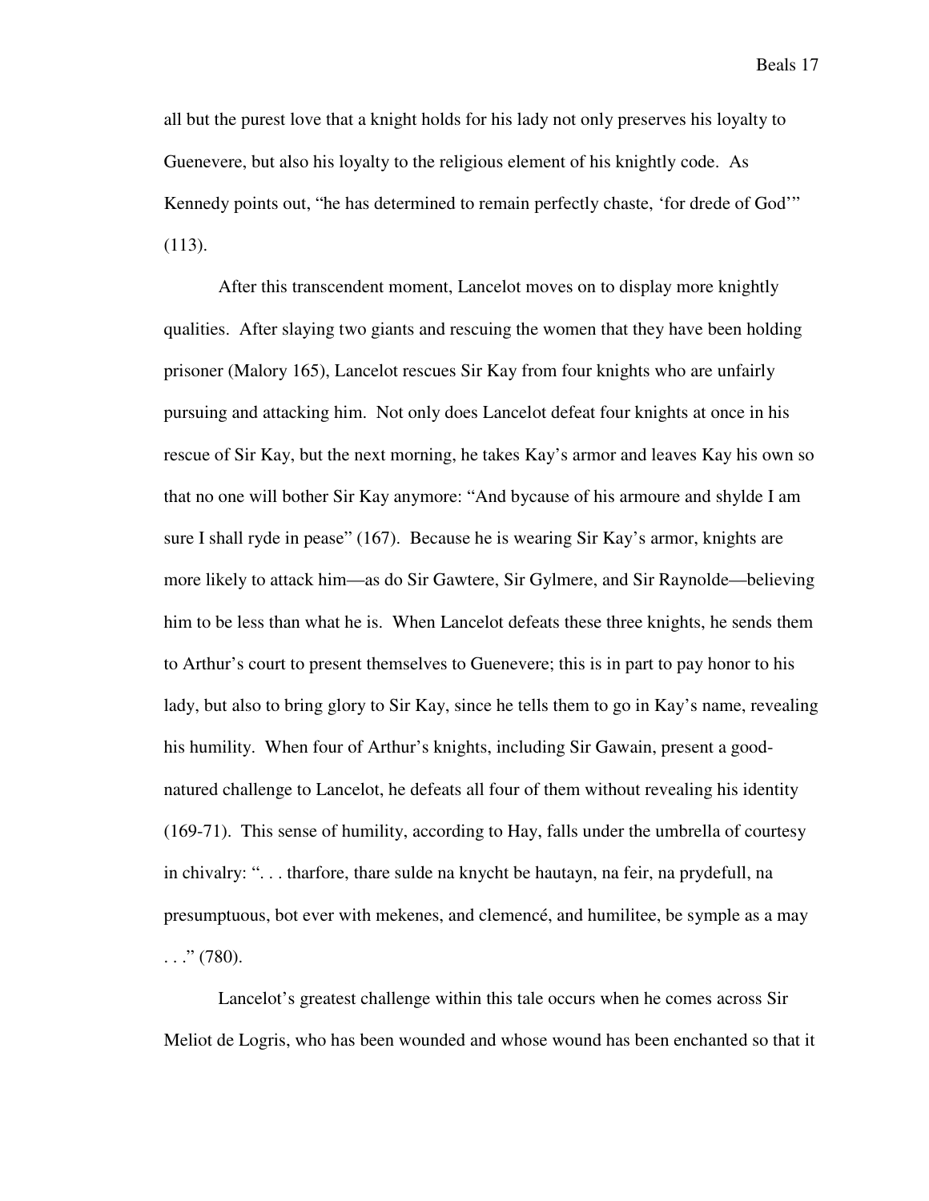all but the purest love that a knight holds for his lady not only preserves his loyalty to Guenevere, but also his loyalty to the religious element of his knightly code. As Kennedy points out, "he has determined to remain perfectly chaste, 'for drede of God'" (113).

After this transcendent moment, Lancelot moves on to display more knightly qualities. After slaying two giants and rescuing the women that they have been holding prisoner (Malory 165), Lancelot rescues Sir Kay from four knights who are unfairly pursuing and attacking him. Not only does Lancelot defeat four knights at once in his rescue of Sir Kay, but the next morning, he takes Kay's armor and leaves Kay his own so that no one will bother Sir Kay anymore: "And bycause of his armoure and shylde I am sure I shall ryde in pease" (167). Because he is wearing Sir Kay's armor, knights are more likely to attack him—as do Sir Gawtere, Sir Gylmere, and Sir Raynolde—believing him to be less than what he is. When Lancelot defeats these three knights, he sends them to Arthur's court to present themselves to Guenevere; this is in part to pay honor to his lady, but also to bring glory to Sir Kay, since he tells them to go in Kay's name, revealing his humility. When four of Arthur's knights, including Sir Gawain, present a good-natured challenge to Lancelot, he defeats all four of them without revealing his identity (169-71). This sense of humility, according to Hay, falls under the umbrella of courtesy in chivalry: ". . . tharfore, thare sulde na knycht be hautayn, na feir, na prydefull, na presumptuous, bot ever with mekenes, and clemencé, and humilitee, be symple as a may . . ." (780).

Lancelot's greatest challenge within this tale occurs when he comes across Sir Meliot de Logris, who has been wounded and whose wound has been enchanted so that it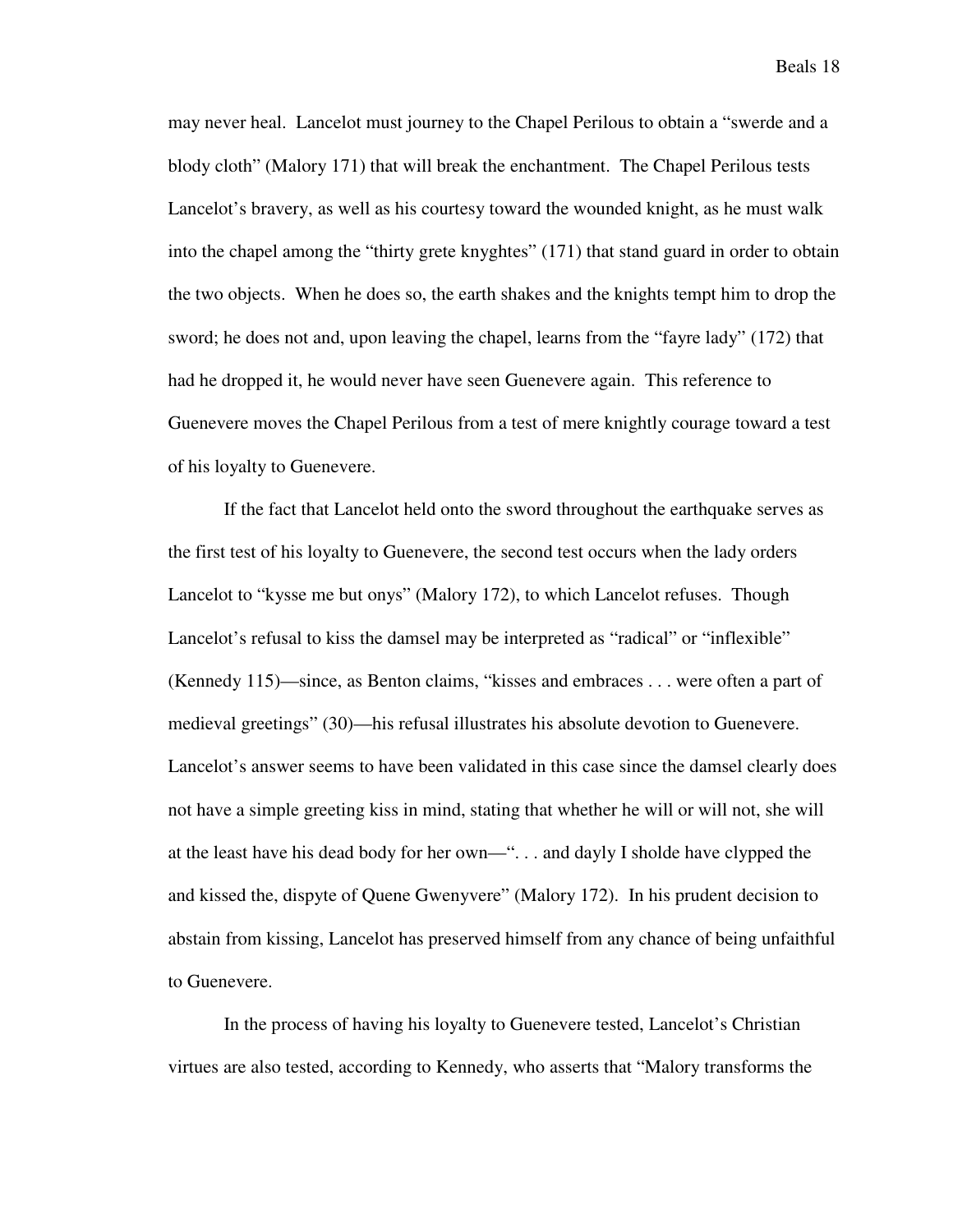may never heal. Lancelot must journey to the Chapel Perilous to obtain a "swerde and a blody cloth" (Malory 171) that will break the enchantment. The Chapel Perilous tests Lancelot's bravery, as well as his courtesy toward the wounded knight, as he must walk into the chapel among the "thirty grete knyghtes" (171) that stand guard in order to obtain the two objects. When he does so, the earth shakes and the knights tempt him to drop the sword; he does not and, upon leaving the chapel, learns from the "fayre lady" (172) that had he dropped it, he would never have seen Guenevere again. This reference to Guenevere moves the Chapel Perilous from a test of mere knightly courage toward a test of his loyalty to Guenevere.

If the fact that Lancelot held onto the sword throughout the earthquake serves as the first test of his loyalty to Guenevere, the second test occurs when the lady orders Lancelot to "kysse me but onys" (Malory 172), to which Lancelot refuses. Though Lancelot's refusal to kiss the damsel may be interpreted as "radical" or "inflexible" (Kennedy 115)—since, as Benton claims, "kisses and embraces . . . were often a part of medieval greetings" (30)—his refusal illustrates his absolute devotion to Guenevere. Lancelot's answer seems to have been validated in this case since the damsel clearly does not have a simple greeting kiss in mind, stating that whether he will or will not, she will at the least have his dead body for her own—". . . and dayly I sholde have clypped the and kissed the, dispyte of Quene Gwenyvere" (Malory 172). In his prudent decision to abstain from kissing, Lancelot has preserved himself from any chance of being unfaithful to Guenevere.

In the process of having his loyalty to Guenevere tested, Lancelot's Christian virtues are also tested, according to Kennedy, who asserts that "Malory transforms the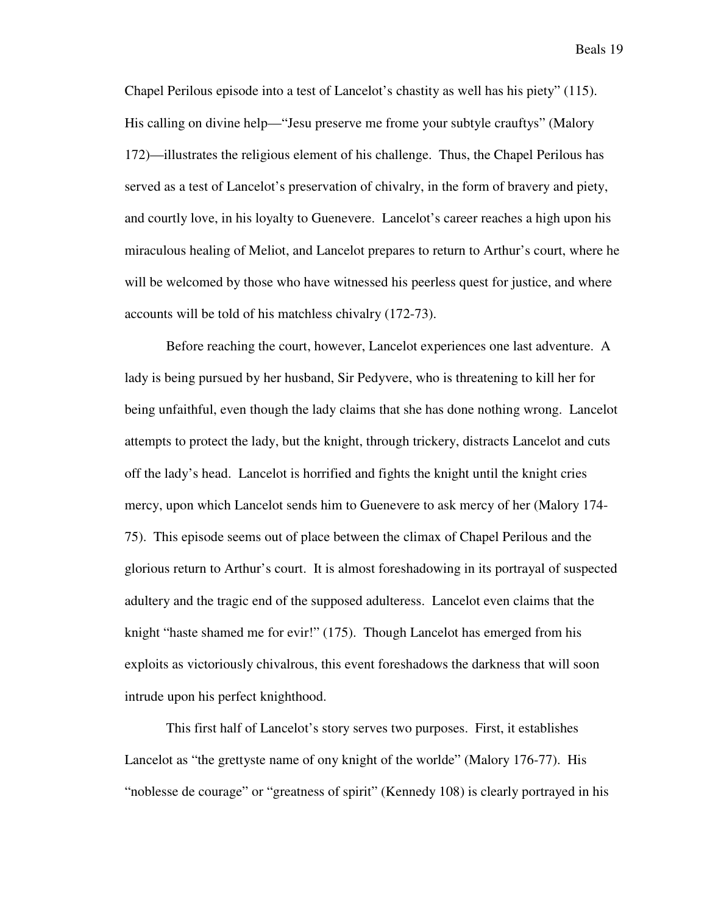Chapel Perilous episode into a test of Lancelot's chastity as well has his piety" (115). His calling on divine help—"Jesu preserve me frome your subtyle crauftys" (Malory 172)—illustrates the religious element of his challenge. Thus, the Chapel Perilous has served as a test of Lancelot's preservation of chivalry, in the form of bravery and piety, and courtly love, in his loyalty to Guenevere. Lancelot's career reaches a high upon his miraculous healing of Meliot, and Lancelot prepares to return to Arthur's court, where he will be welcomed by those who have witnessed his peerless quest for justice, and where accounts will be told of his matchless chivalry (172-73).

Before reaching the court, however, Lancelot experiences one last adventure. A lady is being pursued by her husband, Sir Pedyvere, who is threatening to kill her for being unfaithful, even though the lady claims that she has done nothing wrong. Lancelot attempts to protect the lady, but the knight, through trickery, distracts Lancelot and cuts off the lady's head. Lancelot is horrified and fights the knight until the knight cries mercy, upon which Lancelot sends him to Guenevere to ask mercy of her (Malory 174-75). This episode seems out of place between the climax of Chapel Perilous and the glorious return to Arthur's court. It is almost foreshadowing in its portrayal of suspected adultery and the tragic end of the supposed adulteress. Lancelot even claims that the knight "haste shamed me for evir!" (175). Though Lancelot has emerged from his exploits as victoriously chivalrous, this event foreshadows the darkness that will soon intrude upon his perfect knighthood.

This first half of Lancelot's story serves two purposes. First, it establishes Lancelot as "the grettyste name of ony knight of the worlde" (Malory 176-77). His "noblesse de courage" or "greatness of spirit" (Kennedy 108) is clearly portrayed in his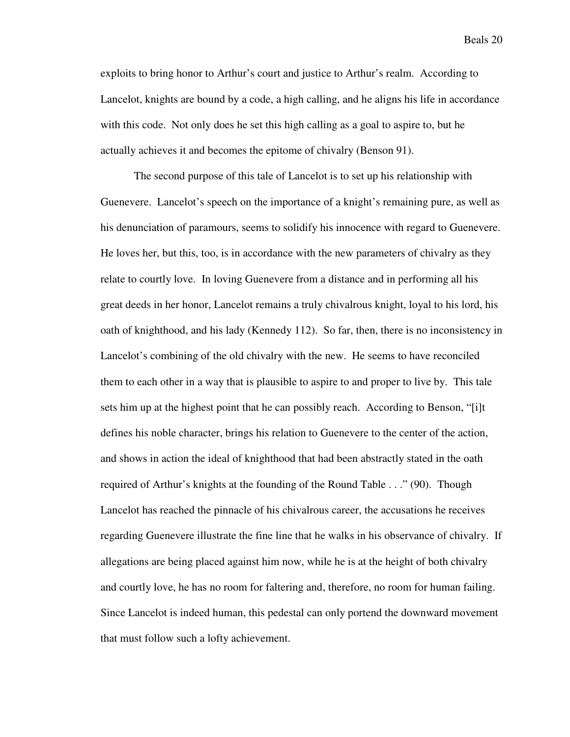exploits to bring honor to Arthur's court and justice to Arthur's realm. According to Lancelot, knights are bound by a code, a high calling, and he aligns his life in accordance with this code. Not only does he set this high calling as a goal to aspire to, but he actually achieves it and becomes the epitome of chivalry (Benson 91).

The second purpose of this tale of Lancelot is to set up his relationship with Guenevere. Lancelot's speech on the importance of a knight's remaining pure, as well as his denunciation of paramours, seems to solidify his innocence with regard to Guenevere. He loves her, but this, too, is in accordance with the new parameters of chivalry as they relate to courtly love. In loving Guenevere from a distance and in performing all his great deeds in her honor, Lancelot remains a truly chivalrous knight, loyal to his lord, his oath of knighthood, and his lady (Kennedy 112). So far, then, there is no inconsistency in Lancelot's combining of the old chivalry with the new. He seems to have reconciled them to each other in a way that is plausible to aspire to and proper to live by. This tale sets him up at the highest point that he can possibly reach. According to Benson, "[i]t defines his noble character, brings his relation to Guenevere to the center of the action, and shows in action the ideal of knighthood that had been abstractly stated in the oath required of Arthur's knights at the founding of the Round Table . . ." (90). Though Lancelot has reached the pinnacle of his chivalrous career, the accusations he receives regarding Guenevere illustrate the fine line that he walks in his observance of chivalry. If allegations are being placed against him now, while he is at the height of both chivalry and courtly love, he has no room for faltering and, therefore, no room for human failing. Since Lancelot is indeed human, this pedestal can only portend the downward movement that must follow such a lofty achievement.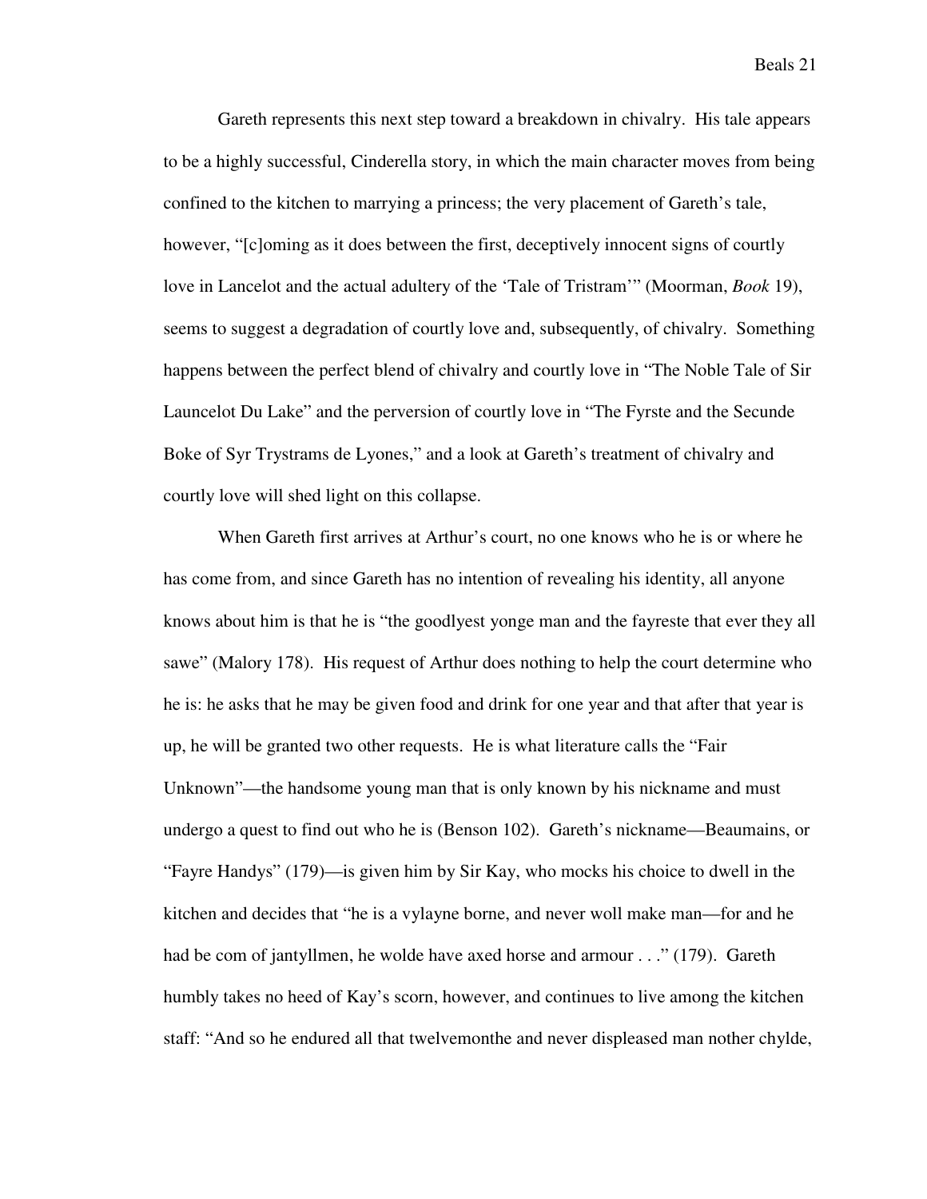Gareth represents this next step toward a breakdown in chivalry. His tale appears to be a highly successful, Cinderella story, in which the main character moves from being confined to the kitchen to marrying a princess; the very placement of Gareth's tale, however, "[c]oming as it does between the first, deceptively innocent signs of courtly love in Lancelot and the actual adultery of the 'Tale of Tristram'" (Moorman, *Book* 19), seems to suggest a degradation of courtly love and, subsequently, of chivalry. Something happens between the perfect blend of chivalry and courtly love in "The Noble Tale of Sir Launcelot Du Lake" and the perversion of courtly love in "The Fyrste and the Secunde Boke of Syr Trystrams de Lyones," and a look at Gareth's treatment of chivalry and courtly love will shed light on this collapse.

When Gareth first arrives at Arthur's court, no one knows who he is or where he has come from, and since Gareth has no intention of revealing his identity, all anyone knows about him is that he is "the goodlyest yonge man and the fayreste that ever they all sawe" (Malory 178). His request of Arthur does nothing to help the court determine who he is: he asks that he may be given food and drink for one year and that after that year is up, he will be granted two other requests. He is what literature calls the "Fair Unknown"—the handsome young man that is only known by his nickname and must undergo a quest to find out who he is (Benson 102). Gareth's nickname—Beaumains, or "Fayre Handys" (179)—is given him by Sir Kay, who mocks his choice to dwell in the kitchen and decides that "he is a vylayne borne, and never woll make man—for and he had be com of jantyllmen, he wolde have axed horse and armour . . ." (179). Gareth humbly takes no heed of Kay's scorn, however, and continues to live among the kitchen staff: "And so he endured all that twelvemonthe and never displeased man nother chylde,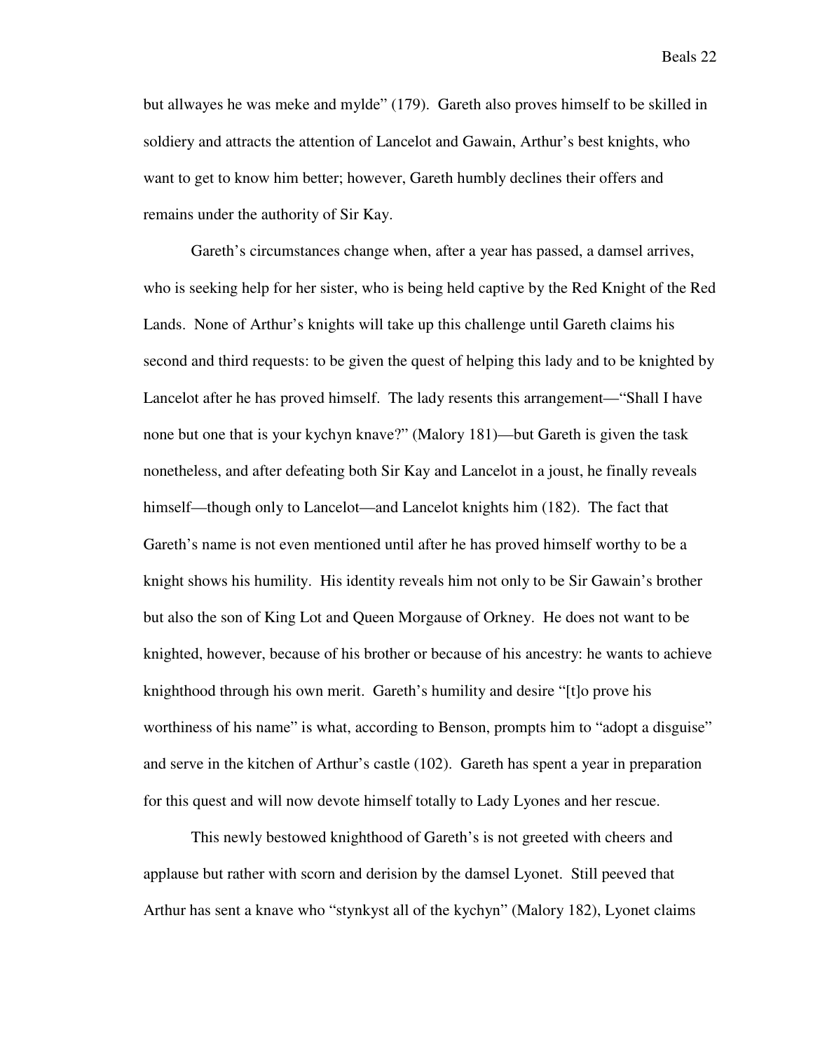but allwayes he was meke and mylde" (179). Gareth also proves himself to be skilled in soldiery and attracts the attention of Lancelot and Gawain, Arthur's best knights, who want to get to know him better; however, Gareth humbly declines their offers and remains under the authority of Sir Kay.

Gareth's circumstances change when, after a year has passed, a damsel arrives, who is seeking help for her sister, who is being held captive by the Red Knight of the Red Lands. None of Arthur's knights will take up this challenge until Gareth claims his second and third requests: to be given the quest of helping this lady and to be knighted by Lancelot after he has proved himself. The lady resents this arrangement—"Shall I have none but one that is your kychyn knave?" (Malory 181)—but Gareth is given the task nonetheless, and after defeating both Sir Kay and Lancelot in a joust, he finally reveals himself—though only to Lancelot—and Lancelot knights him (182). The fact that Gareth's name is not even mentioned until after he has proved himself worthy to be a knight shows his humility. His identity reveals him not only to be Sir Gawain's brother but also the son of King Lot and Queen Morgause of Orkney. He does not want to be knighted, however, because of his brother or because of his ancestry: he wants to achieve knighthood through his own merit. Gareth's humility and desire "[t]o prove his worthiness of his name" is what, according to Benson, prompts him to "adopt a disguise" and serve in the kitchen of Arthur's castle (102). Gareth has spent a year in preparation for this quest and will now devote himself totally to Lady Lyones and her rescue.

This newly bestowed knighthood of Gareth's is not greeted with cheers and applause but rather with scorn and derision by the damsel Lyonet. Still peeved that Arthur has sent a knave who "stynkyst all of the kychyn" (Malory 182), Lyonet claims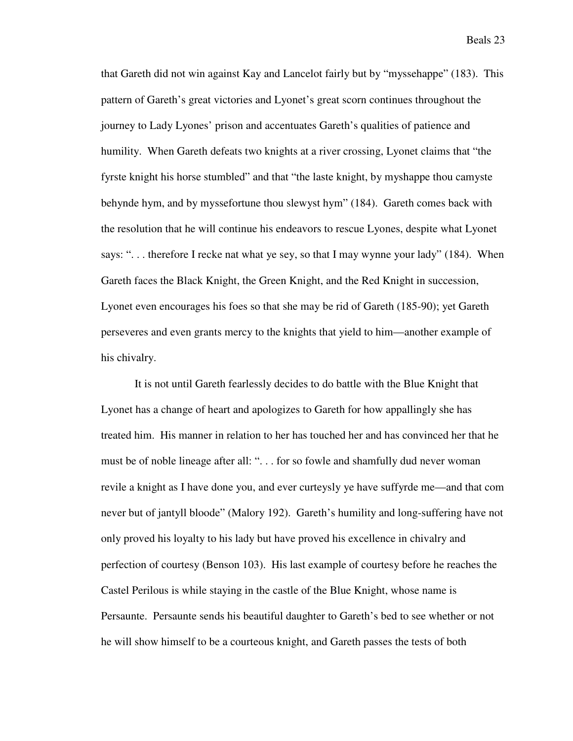that Gareth did not win against Kay and Lancelot fairly but by "myssehappe" (183). This pattern of Gareth's great victories and Lyonet's great scorn continues throughout the journey to Lady Lyones' prison and accentuates Gareth's qualities of patience and humility. When Gareth defeats two knights at a river crossing, Lyonet claims that "the fyrste knight his horse stumbled" and that "the laste knight, by myshappe thou camyste behynde hym, and by myssefortune thou slewyst hym" (184). Gareth comes back with the resolution that he will continue his endeavors to rescue Lyones, despite what Lyonet says: ". . . therefore I recke nat what ye sey, so that I may wynne your lady" (184). When Gareth faces the Black Knight, the Green Knight, and the Red Knight in succession, Lyonet even encourages his foes so that she may be rid of Gareth (185-90); yet Gareth perseveres and even grants mercy to the knights that yield to him—another example of his chivalry.

It is not until Gareth fearlessly decides to do battle with the Blue Knight that Lyonet has a change of heart and apologizes to Gareth for how appallingly she has treated him. His manner in relation to her has touched her and has convinced her that he must be of noble lineage after all: ". . . for so fowle and shamfully dud never woman revile a knight as I have done you, and ever curteysly ye have suffyrde me—and that com never but of jantyll bloode" (Malory 192). Gareth's humility and long-suffering have not only proved his loyalty to his lady but have proved his excellence in chivalry and perfection of courtesy (Benson 103). His last example of courtesy before he reaches the Castel Perilous is while staying in the castle of the Blue Knight, whose name is Persaunte. Persaunte sends his beautiful daughter to Gareth's bed to see whether or not he will show himself to be a courteous knight, and Gareth passes the tests of both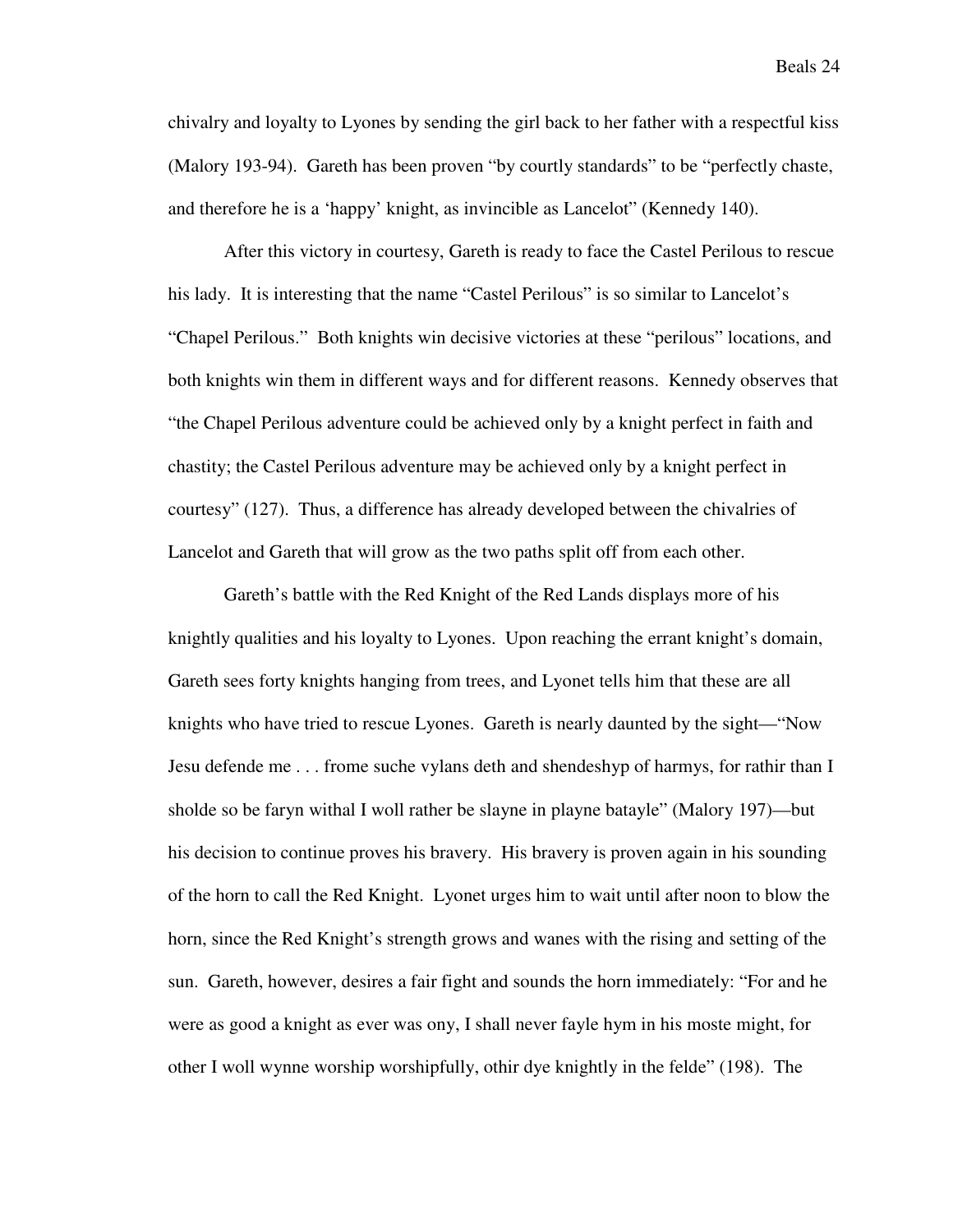chivalry and loyalty to Lyones by sending the girl back to her father with a respectful kiss (Malory 193-94). Gareth has been proven "by courtly standards" to be "perfectly chaste, and therefore he is a 'happy' knight, as invincible as Lancelot" (Kennedy 140).

After this victory in courtesy, Gareth is ready to face the Castel Perilous to rescue his lady. It is interesting that the name "Castel Perilous" is so similar to Lancelot's "Chapel Perilous." Both knights win decisive victories at these "perilous" locations, and both knights win them in different ways and for different reasons. Kennedy observes that "the Chapel Perilous adventure could be achieved only by a knight perfect in faith and chastity; the Castel Perilous adventure may be achieved only by a knight perfect in courtesy" (127). Thus, a difference has already developed between the chivalries of Lancelot and Gareth that will grow as the two paths split off from each other.

Gareth's battle with the Red Knight of the Red Lands displays more of his knightly qualities and his loyalty to Lyones. Upon reaching the errant knight's domain, Gareth sees forty knights hanging from trees, and Lyonet tells him that these are all knights who have tried to rescue Lyones. Gareth is nearly daunted by the sight—"Now Jesu defende me . . . frome suche vylans deth and shendeshyp of harmys, for rathir than I sholde so be faryn withal I woll rather be slayne in playne batayle" (Malory 197)—but his decision to continue proves his bravery. His bravery is proven again in his sounding of the horn to call the Red Knight. Lyonet urges him to wait until after noon to blow the horn, since the Red Knight's strength grows and wanes with the rising and setting of the sun. Gareth, however, desires a fair fight and sounds the horn immediately: "For and he were as good a knight as ever was ony, I shall never fayle hym in his moste might, for other I woll wynne worship worshipfully, othir dye knightly in the felde" (198). The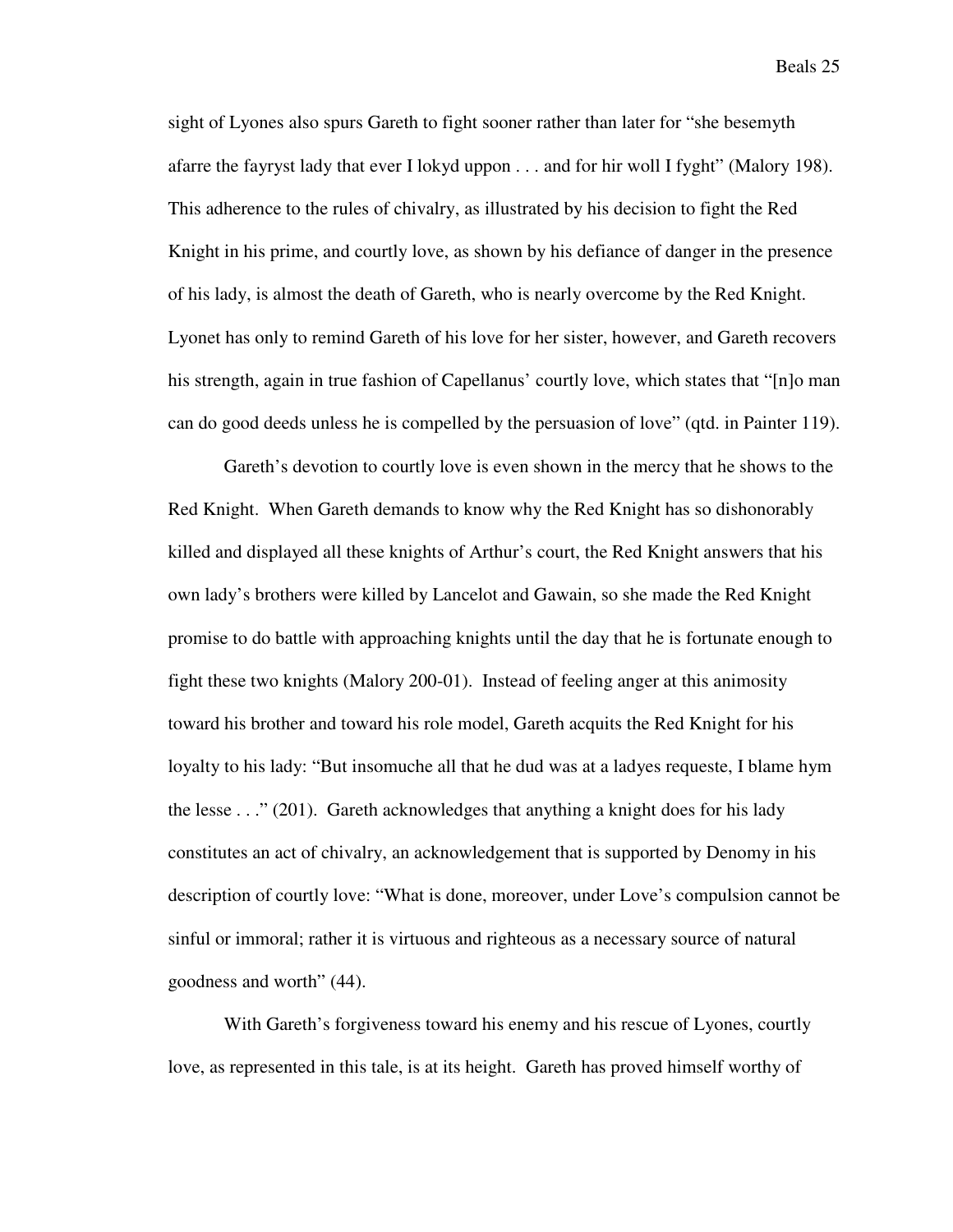sight of Lyones also spurs Gareth to fight sooner rather than later for "she besemyth afarre the fayryst lady that ever I lokyd uppon . . . and for hir woll I fyght" (Malory 198). This adherence to the rules of chivalry, as illustrated by his decision to fight the Red Knight in his prime, and courtly love, as shown by his defiance of danger in the presence of his lady, is almost the death of Gareth, who is nearly overcome by the Red Knight. Lyonet has only to remind Gareth of his love for her sister, however, and Gareth recovers his strength, again in true fashion of Capellanus' courtly love, which states that "[n]o man can do good deeds unless he is compelled by the persuasion of love" (qtd. in Painter 119).

Gareth's devotion to courtly love is even shown in the mercy that he shows to the Red Knight. When Gareth demands to know why the Red Knight has so dishonorably killed and displayed all these knights of Arthur's court, the Red Knight answers that his own lady's brothers were killed by Lancelot and Gawain, so she made the Red Knight promise to do battle with approaching knights until the day that he is fortunate enough to fight these two knights (Malory 200-01). Instead of feeling anger at this animosity toward his brother and toward his role model, Gareth acquits the Red Knight for his loyalty to his lady: "But insomuche all that he dud was at a ladyes requeste, I blame hym the lesse . . ." (201). Gareth acknowledges that anything a knight does for his lady constitutes an act of chivalry, an acknowledgement that is supported by Denomy in his description of courtly love: "What is done, moreover, under Love's compulsion cannot be sinful or immoral; rather it is virtuous and righteous as a necessary source of natural goodness and worth" (44).

With Gareth's forgiveness toward his enemy and his rescue of Lyones, courtly love, as represented in this tale, is at its height. Gareth has proved himself worthy of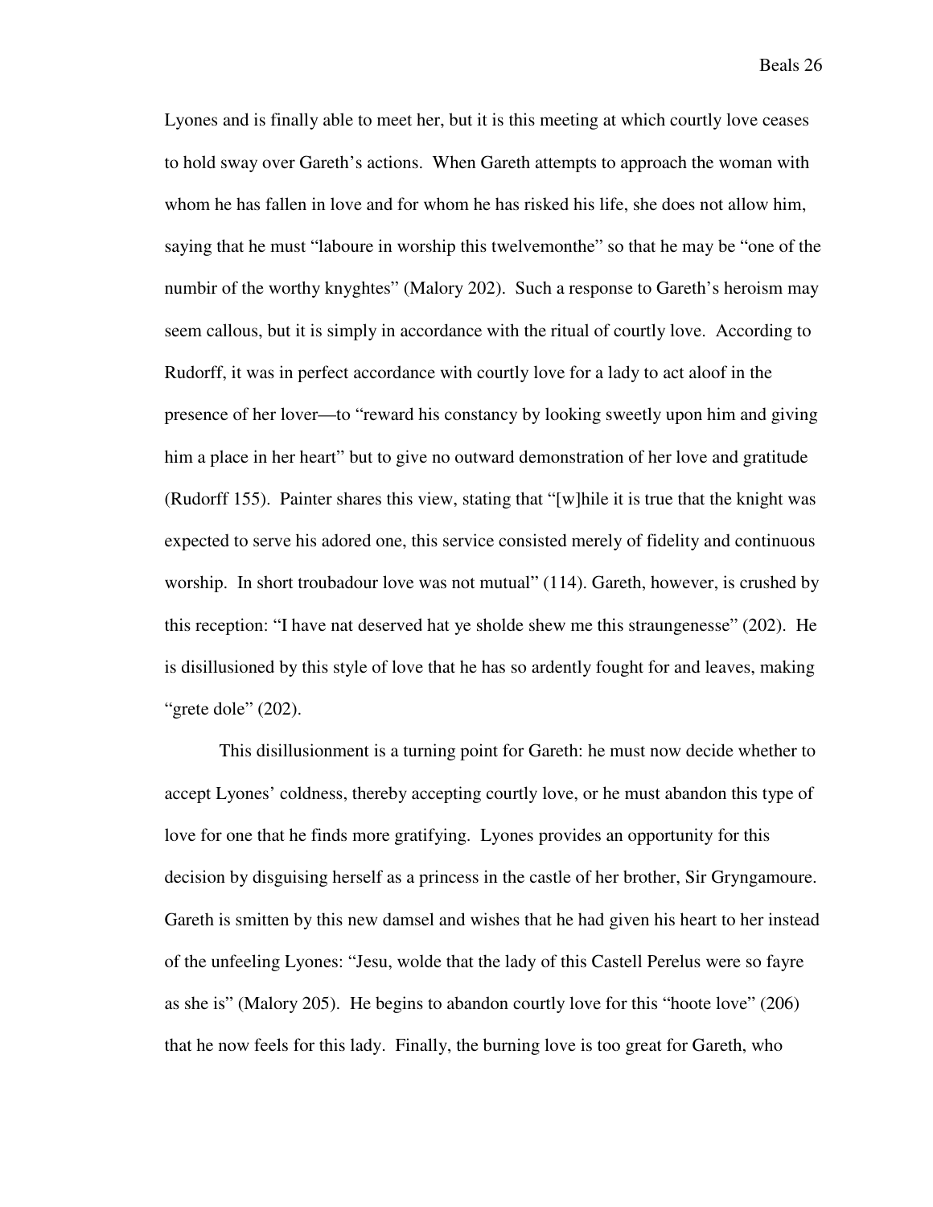Lyones and is finally able to meet her, but it is this meeting at which courtly love ceases to hold sway over Gareth's actions. When Gareth attempts to approach the woman with whom he has fallen in love and for whom he has risked his life, she does not allow him, saying that he must "laboure in worship this twelvemonthe" so that he may be "one of the numbir of the worthy knyghtes" (Malory 202). Such a response to Gareth's heroism may seem callous, but it is simply in accordance with the ritual of courtly love. According to Rudorff, it was in perfect accordance with courtly love for a lady to act aloof in the presence of her lover—to "reward his constancy by looking sweetly upon him and giving him a place in her heart" but to give no outward demonstration of her love and gratitude (Rudorff 155). Painter shares this view, stating that "[w]hile it is true that the knight was expected to serve his adored one, this service consisted merely of fidelity and continuous worship. In short troubadour love was not mutual" (114). Gareth, however, is crushed by this reception: "I have nat deserved hat ye sholde shew me this straungenesse" (202). He is disillusioned by this style of love that he has so ardently fought for and leaves, making "grete dole" (202).

This disillusionment is a turning point for Gareth: he must now decide whether to accept Lyones' coldness, thereby accepting courtly love, or he must abandon this type of love for one that he finds more gratifying. Lyones provides an opportunity for this decision by disguising herself as a princess in the castle of her brother, Sir Gryngamoure. Gareth is smitten by this new damsel and wishes that he had given his heart to her instead of the unfeeling Lyones: "Jesu, wolde that the lady of this Castell Perelus were so fayre as she is" (Malory 205). He begins to abandon courtly love for this "hoote love" (206) that he now feels for this lady. Finally, the burning love is too great for Gareth, who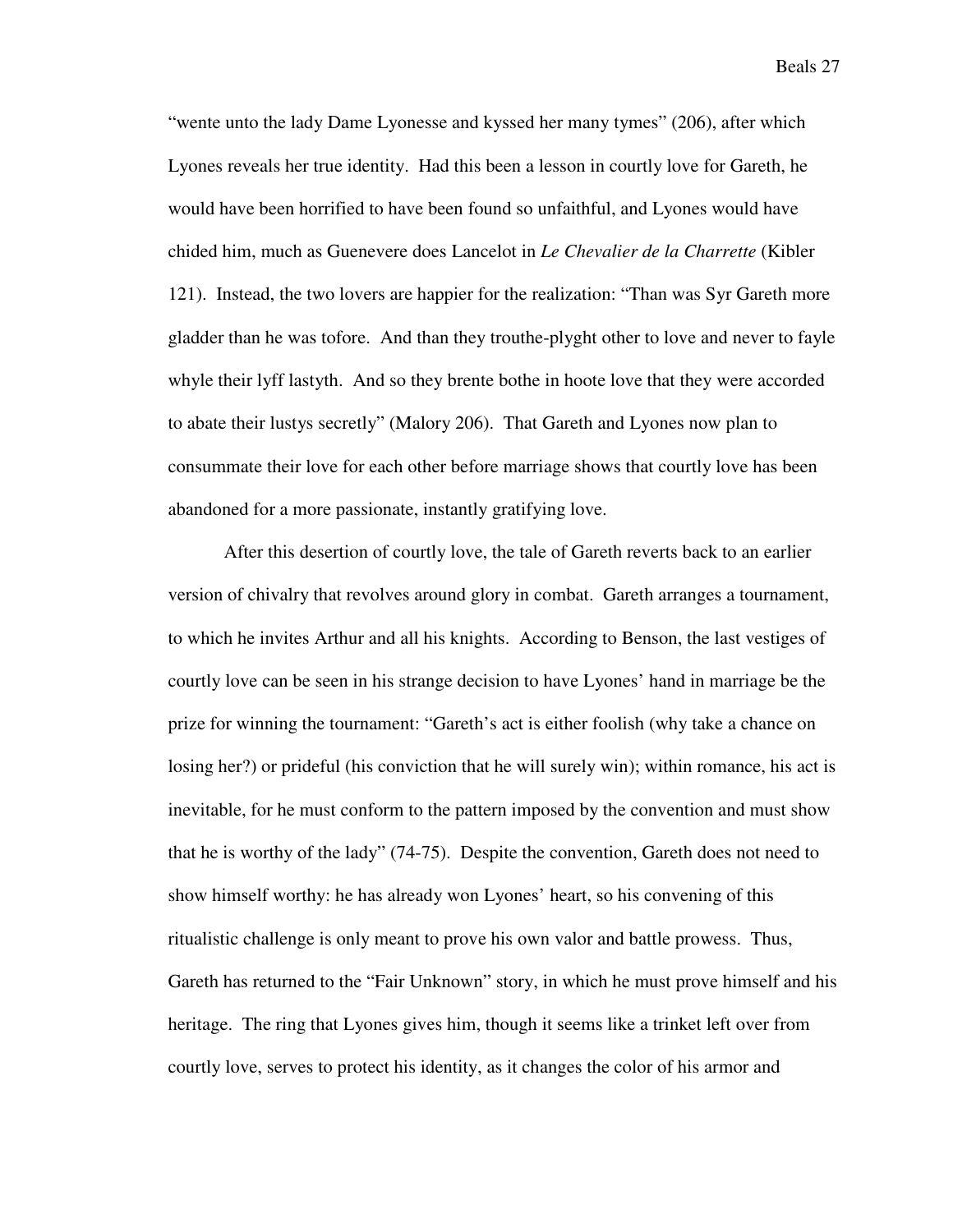"wente unto the lady Dame Lyonesse and kyssed her many tymes" (206), after which Lyones reveals her true identity. Had this been a lesson in courtly love for Gareth, he would have been horrified to have been found so unfaithful, and Lyones would have chided him, much as Guenevere does Lancelot in *Le Chevalier de la Charrette* (Kibler 121). Instead, the two lovers are happier for the realization: "Than was Syr Gareth more gladder than he was tofore. And than they trouthe-plyght other to love and never to fayle whyle their lyff lastyth. And so they brente bothe in hoote love that they were accorded to abate their lustys secretly" (Malory 206). That Gareth and Lyones now plan to consummate their love for each other before marriage shows that courtly love has been abandoned for a more passionate, instantly gratifying love.

After this desertion of courtly love, the tale of Gareth reverts back to an earlier version of chivalry that revolves around glory in combat. Gareth arranges a tournament, to which he invites Arthur and all his knights. According to Benson, the last vestiges of courtly love can be seen in his strange decision to have Lyones' hand in marriage be the prize for winning the tournament: "Gareth's act is either foolish (why take a chance on losing her?) or prideful (his conviction that he will surely win); within romance, his act is inevitable, for he must conform to the pattern imposed by the convention and must show that he is worthy of the lady" (74-75). Despite the convention, Gareth does not need to show himself worthy: he has already won Lyones' heart, so his convening of this ritualistic challenge is only meant to prove his own valor and battle prowess. Thus, Gareth has returned to the "Fair Unknown" story, in which he must prove himself and his heritage. The ring that Lyones gives him, though it seems like a trinket left over from courtly love, serves to protect his identity, as it changes the color of his armor and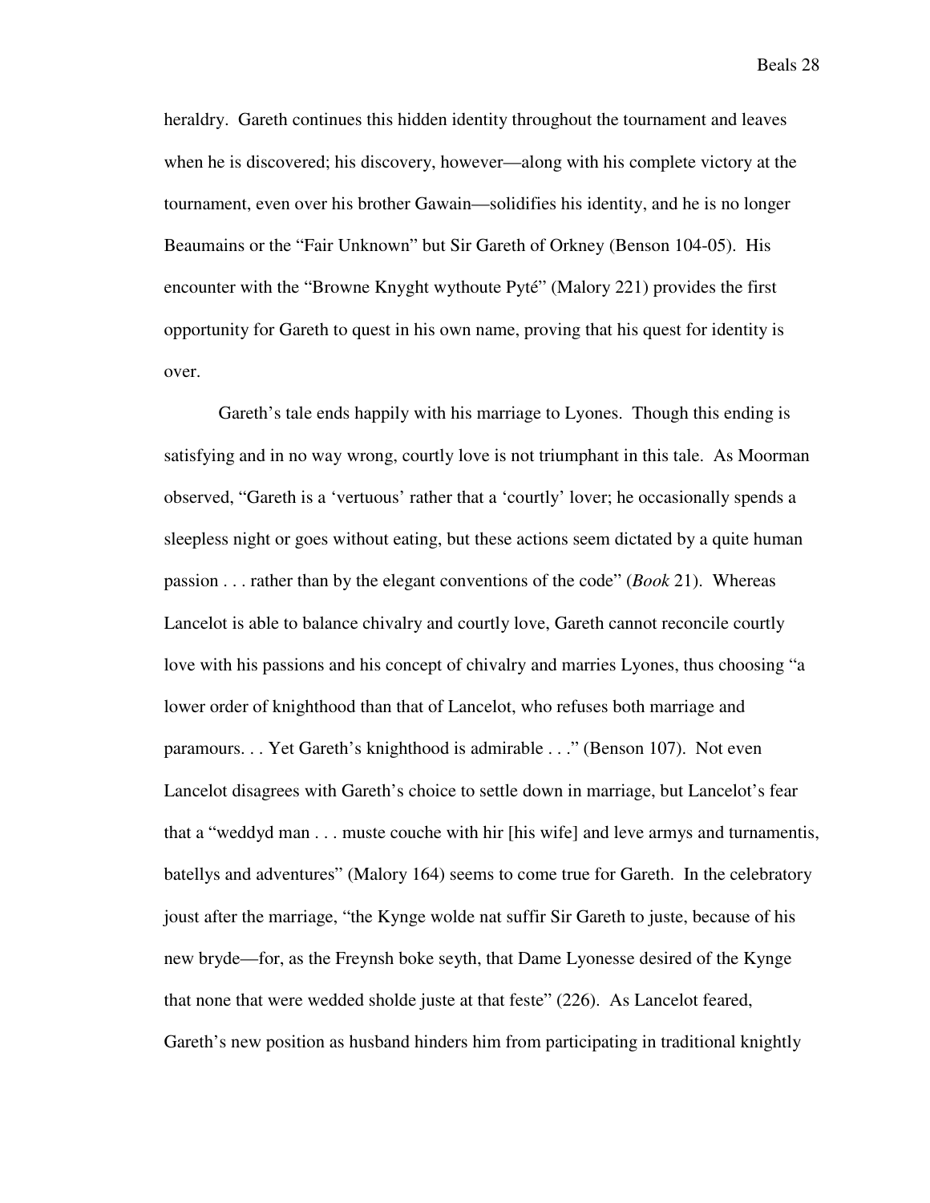heraldry. Gareth continues this hidden identity throughout the tournament and leaves when he is discovered; his discovery, however—along with his complete victory at the tournament, even over his brother Gawain—solidifies his identity, and he is no longer Beaumains or the "Fair Unknown" but Sir Gareth of Orkney (Benson 104-05). His encounter with the "Browne Knyght wythoute Pyté" (Malory 221) provides the first opportunity for Gareth to quest in his own name, proving that his quest for identity is over.

Gareth's tale ends happily with his marriage to Lyones. Though this ending is satisfying and in no way wrong, courtly love is not triumphant in this tale. As Moorman observed, "Gareth is a 'vertuous' rather that a 'courtly' lover; he occasionally spends a sleepless night or goes without eating, but these actions seem dictated by a quite human passion . . . rather than by the elegant conventions of the code" (*Book* 21). Whereas Lancelot is able to balance chivalry and courtly love, Gareth cannot reconcile courtly love with his passions and his concept of chivalry and marries Lyones, thus choosing "a lower order of knighthood than that of Lancelot, who refuses both marriage and paramours. . . Yet Gareth's knighthood is admirable . . ." (Benson 107). Not even Lancelot disagrees with Gareth's choice to settle down in marriage, but Lancelot's fear that a "weddyd man . . . muste couche with hir [his wife] and leve armys and turnamentis, batellys and adventures" (Malory 164) seems to come true for Gareth. In the celebratory joust after the marriage, "the Kynge wolde nat suffir Sir Gareth to juste, because of his new bryde—for, as the Freynsh boke seyth, that Dame Lyonesse desired of the Kynge that none that were wedded sholde juste at that feste" (226). As Lancelot feared, Gareth's new position as husband hinders him from participating in traditional knightly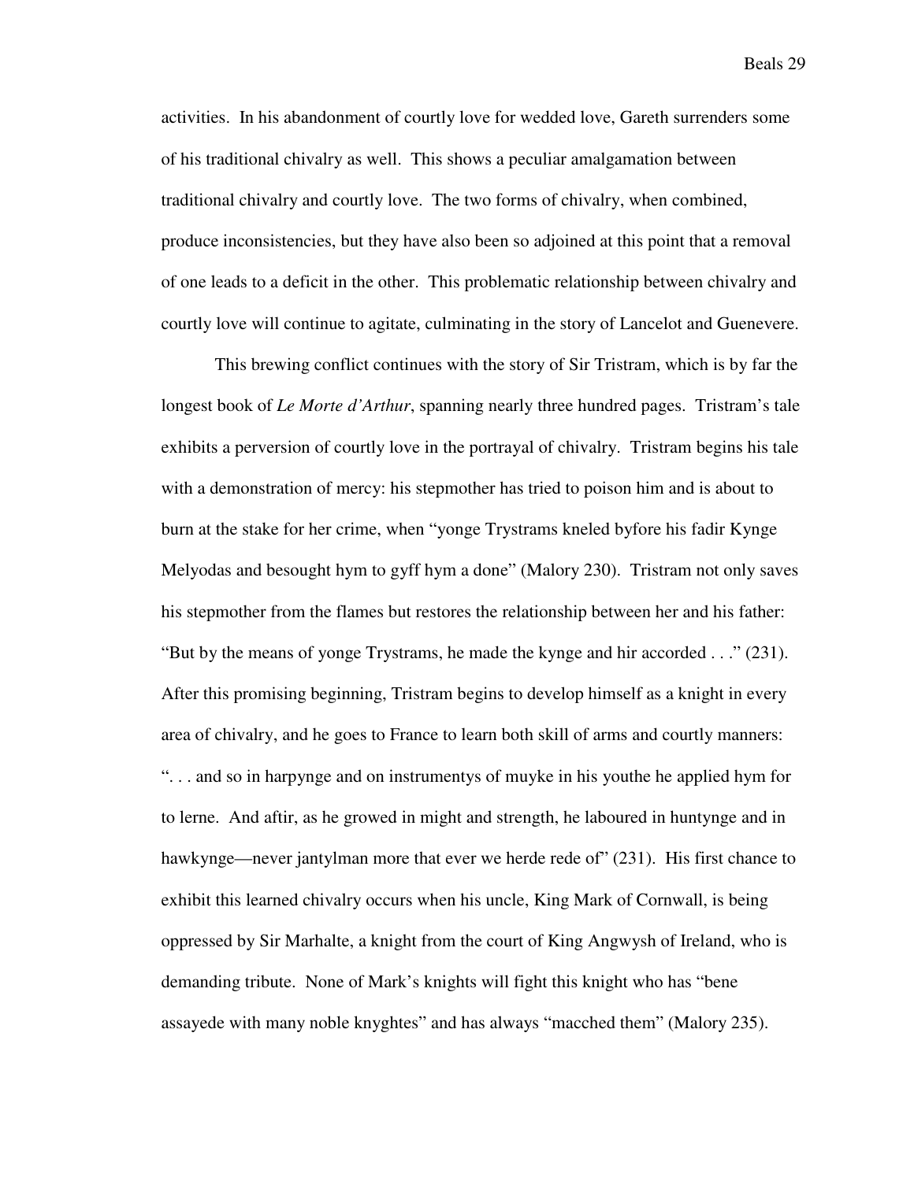activities. In his abandonment of courtly love for wedded love, Gareth surrenders some of his traditional chivalry as well. This shows a peculiar amalgamation between traditional chivalry and courtly love. The two forms of chivalry, when combined, produce inconsistencies, but they have also been so adjoined at this point that a removal of one leads to a deficit in the other. This problematic relationship between chivalry and courtly love will continue to agitate, culminating in the story of Lancelot and Guenevere.

This brewing conflict continues with the story of Sir Tristram, which is by far the longest book of *Le Morte d'Arthur*, spanning nearly three hundred pages. Tristram's tale exhibits a perversion of courtly love in the portrayal of chivalry. Tristram begins his tale with a demonstration of mercy: his stepmother has tried to poison him and is about to burn at the stake for her crime, when "yonge Trystrams kneled byfore his fadir Kynge Melyodas and besought hym to gyff hym a done" (Malory 230). Tristram not only saves his stepmother from the flames but restores the relationship between her and his father: "But by the means of yonge Trystrams, he made the kynge and hir accorded . . ." (231). After this promising beginning, Tristram begins to develop himself as a knight in every area of chivalry, and he goes to France to learn both skill of arms and courtly manners: ". . . and so in harpynge and on instrumentys of muyke in his youthe he applied hym for to lerne. And aftir, as he growed in might and strength, he laboured in huntynge and in hawkynge—never jantylman more that ever we herde rede of" (231). His first chance to exhibit this learned chivalry occurs when his uncle, King Mark of Cornwall, is being oppressed by Sir Marhalte, a knight from the court of King Angwysh of Ireland, who is demanding tribute. None of Mark's knights will fight this knight who has "bene assayede with many noble knyghtes" and has always "macched them" (Malory 235).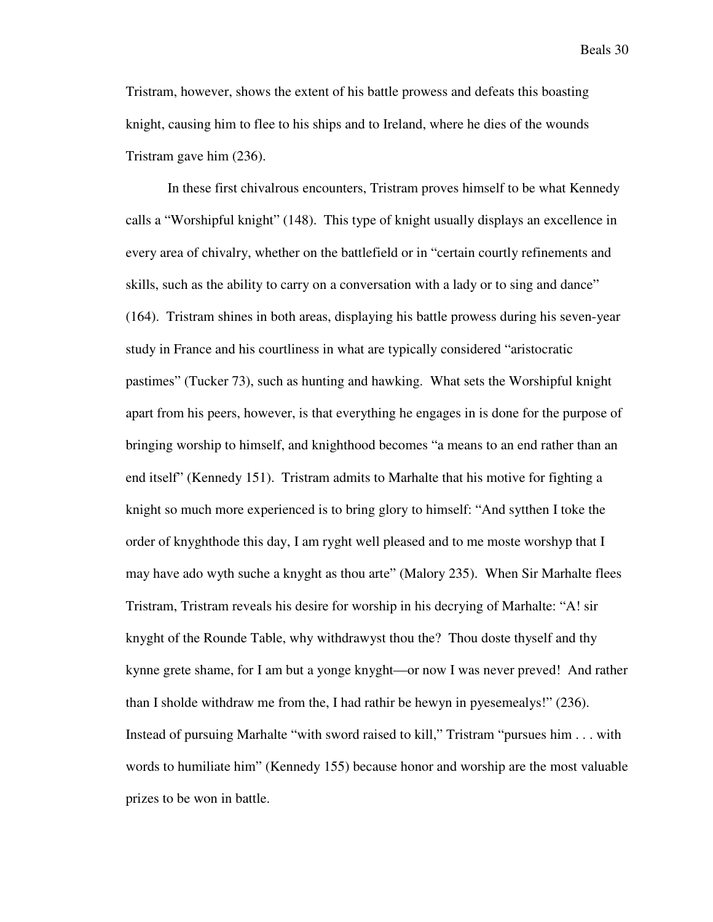Tristram, however, shows the extent of his battle prowess and defeats this boasting knight, causing him to flee to his ships and to Ireland, where he dies of the wounds Tristram gave him (236).

In these first chivalrous encounters, Tristram proves himself to be what Kennedy calls a "Worshipful knight" (148). This type of knight usually displays an excellence in every area of chivalry, whether on the battlefield or in "certain courtly refinements and skills, such as the ability to carry on a conversation with a lady or to sing and dance" (164). Tristram shines in both areas, displaying his battle prowess during his seven-year study in France and his courtliness in what are typically considered "aristocratic pastimes" (Tucker 73), such as hunting and hawking. What sets the Worshipful knight apart from his peers, however, is that everything he engages in is done for the purpose of bringing worship to himself, and knighthood becomes "a means to an end rather than an end itself" (Kennedy 151). Tristram admits to Marhalte that his motive for fighting a knight so much more experienced is to bring glory to himself: "And sytthen I toke the order of knyghthode this day, I am ryght well pleased and to me moste worshyp that I may have ado wyth suche a knyght as thou arte" (Malory 235). When Sir Marhalte flees Tristram, Tristram reveals his desire for worship in his decrying of Marhalte: "A! sir knyght of the Rounde Table, why withdrawyst thou the? Thou doste thyself and thy kynne grete shame, for I am but a yonge knyght—or now I was never preved! And rather than I sholde withdraw me from the, I had rathir be hewyn in pyesemealys!" (236). Instead of pursuing Marhalte "with sword raised to kill," Tristram "pursues him . . . with words to humiliate him" (Kennedy 155) because honor and worship are the most valuable prizes to be won in battle.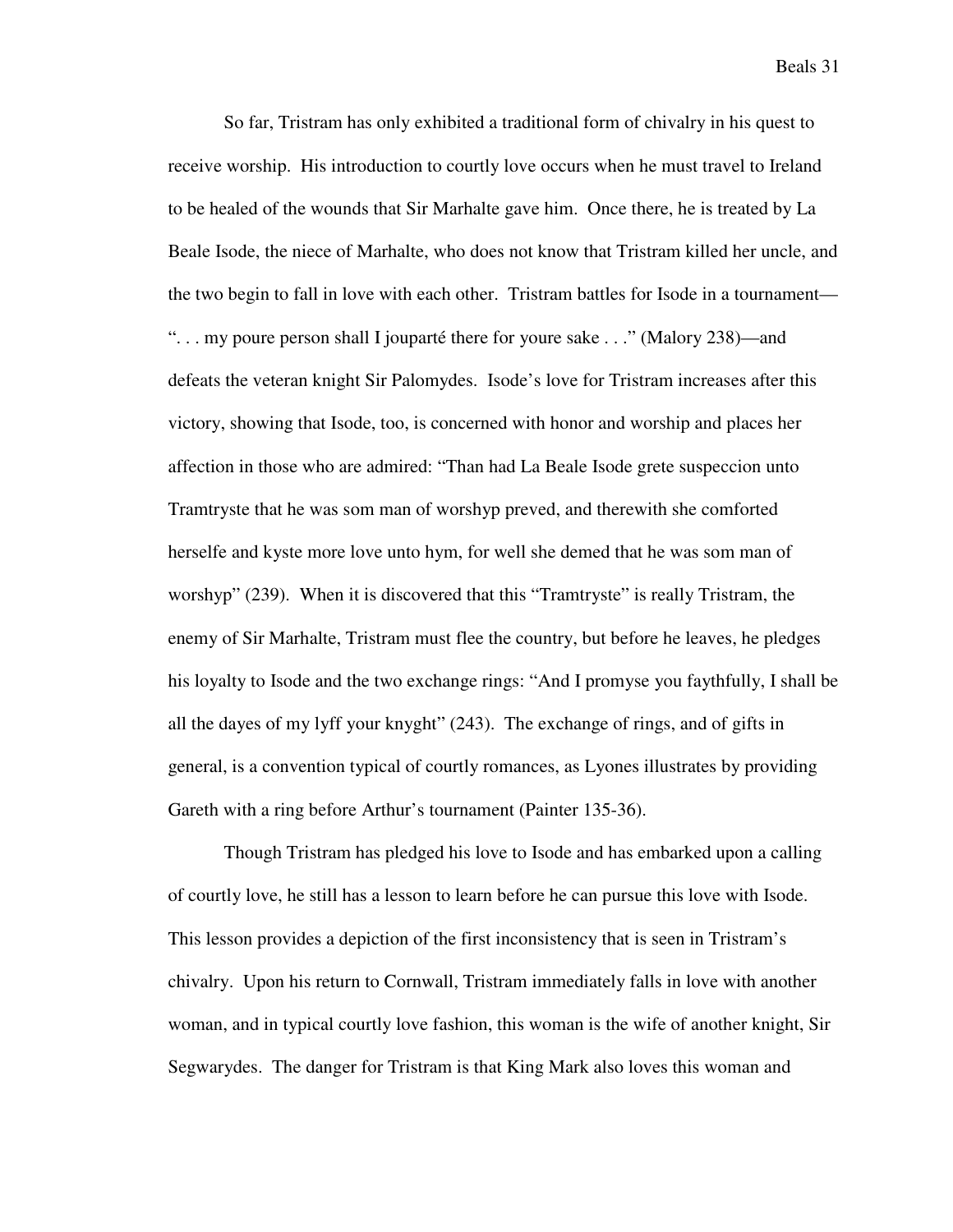So far, Tristram has only exhibited a traditional form of chivalry in his quest to receive worship. His introduction to courtly love occurs when he must travel to Ireland to be healed of the wounds that Sir Marhalte gave him. Once there, he is treated by La Beale Isode, the niece of Marhalte, who does not know that Tristram killed her uncle, and the two begin to fall in love with each other. Tristram battles for Isode in a tournament—". . . my poure person shall I joupardé there for youre sake . . ." (Malory 238)—and defeats the veteran knight Sir Palomydes. Isode's love for Tristram increases after this victory, showing that Isode, too, is concerned with honor and worship and places her affection in those who are admired: "Than had La Beale Isode grete suspeccion unto Tramtryste that he was som man of worshyp preved, and therewith she comforted herselfe and kyste more love unto hym, for well she demed that he was som man of worshyp" (239). When it is discovered that this "Tramtryste" is really Tristram, the enemy of Sir Marhalte, Tristram must flee the country, but before he leaves, he pledges his loyalty to Isode and the two exchange rings: "And I promyse you faythfully, I shall be all the dayes of my lyff your knyght" (243). The exchange of rings, and of gifts in general, is a convention typical of courtly romances, as Lyones illustrates by providing Gareth with a ring before Arthur's tournament (Painter 135-36).

Though Tristram has pledged his love to Isode and has embarked upon a calling of courtly love, he still has a lesson to learn before he can pursue this love with Isode. This lesson provides a depiction of the first inconsistency that is seen in Tristram's chivalry. Upon his return to Cornwall, Tristram immediately falls in love with another woman, and in typical courtly love fashion, this woman is the wife of another knight, Sir Segwarydes. The danger for Tristram is that King Mark also loves this woman and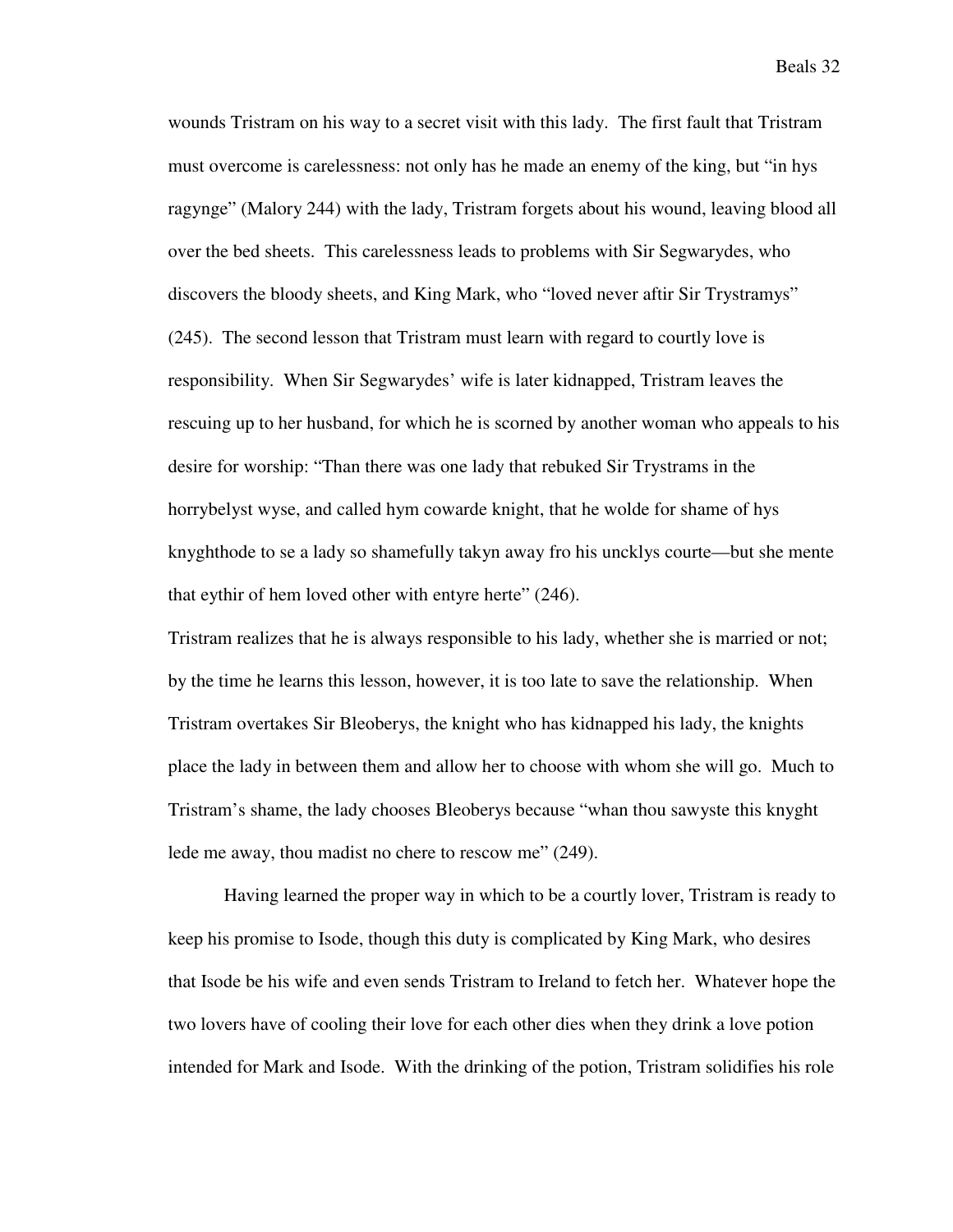wounds Tristram on his way to a secret visit with this lady. The first fault that Tristram must overcome is carelessness: not only has he made an enemy of the king, but "in hys ragynge" (Malory 244) with the lady, Tristram forgets about his wound, leaving blood all over the bed sheets. This carelessness leads to problems with Sir Segwarydes, who discovers the bloody sheets, and King Mark, who "loved never aftir Sir Trystramys" (245). The second lesson that Tristram must learn with regard to courtly love is responsibility. When Sir Segwarydes' wife is later kidnapped, Tristram leaves the rescuing up to her husband, for which he is scorned by another woman who appeals to his desire for worship: "Than there was one lady that rebuked Sir Trystrams in the horrybelyst wyse, and called hym cowarde knight, that he wolde for shame of hys knyghthode to se a lady so shamefully takyn away fro his uncklys courte—but she mente that eythir of hem loved other with entyre herte" (246).

Tristram realizes that he is always responsible to his lady, whether she is married or not; by the time he learns this lesson, however, it is too late to save the relationship. When Tristram overtakes Sir Bleoberys, the knight who has kidnapped his lady, the knights place the lady in between them and allow her to choose with whom she will go. Much to Tristram's shame, the lady chooses Bleoberys because "whan thou sawyste this knyght lede me away, thou madist no chere to rescow me" (249).

Having learned the proper way in which to be a courtly lover, Tristram is ready to keep his promise to Isode, though this duty is complicated by King Mark, who desires that Isode be his wife and even sends Tristram to Ireland to fetch her. Whatever hope the two lovers have of cooling their love for each other dies when they drink a love potion intended for Mark and Isode. With the drinking of the potion, Tristram solidifies his role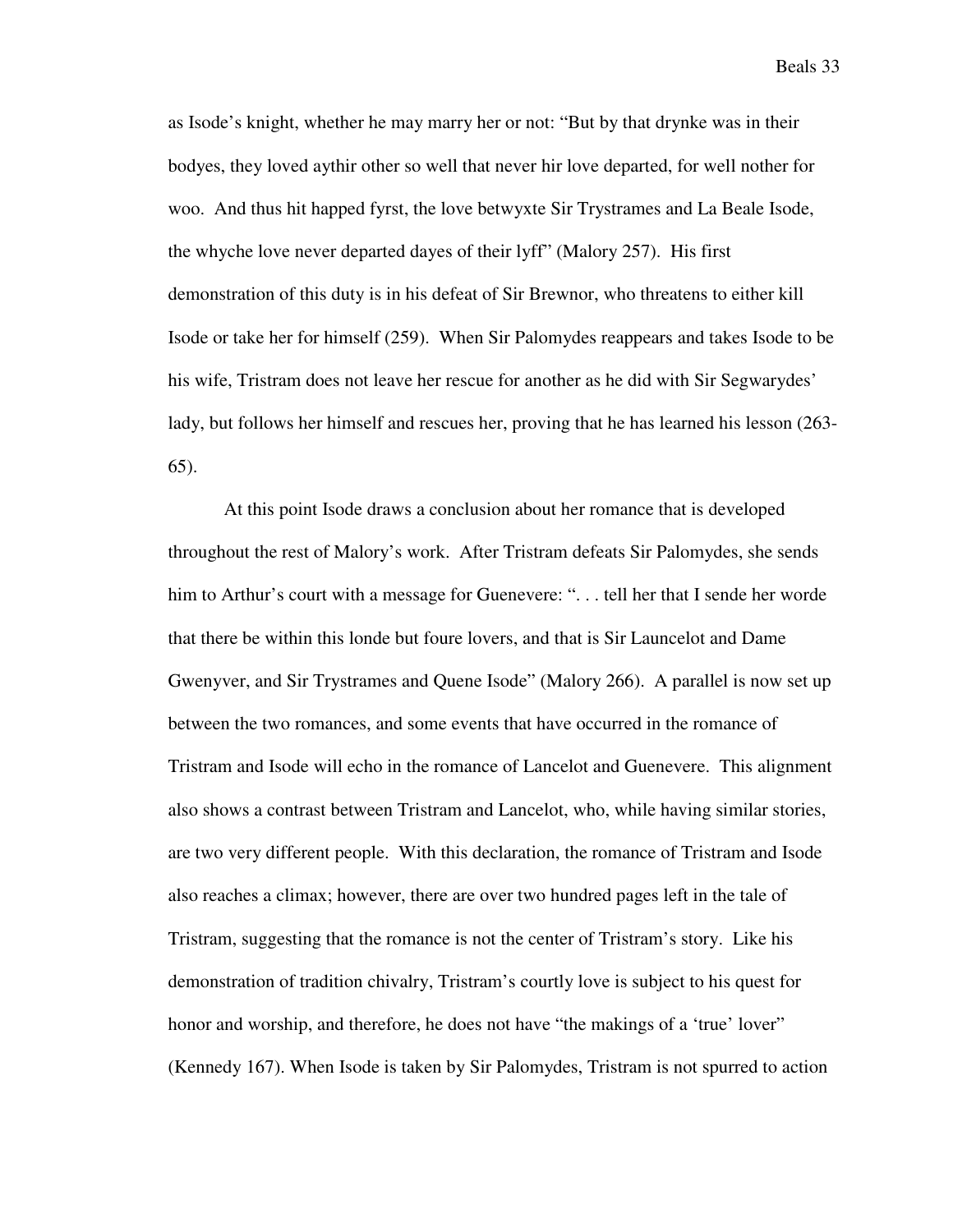as Isode's knight, whether he may marry her or not: "But by that drynke was in their bodyes, they loved aythir other so well that never hir love departed, for well nother for woo. And thus hit happed fyrst, the love betwyxte Sir Trystrames and La Beale Isode, the whyche love never departed dayes of their lyff" (Malory 257). His first demonstration of this duty is in his defeat of Sir Brewnor, who threatens to either kill Isode or take her for himself (259). When Sir Palomydes reappears and takes Isode to be his wife, Tristram does not leave her rescue for another as he did with Sir Segwarydes' lady, but follows her himself and rescues her, proving that he has learned his lesson (263-65).

At this point Isode draws a conclusion about her romance that is developed throughout the rest of Malory's work. After Tristram defeats Sir Palomydes, she sends him to Arthur's court with a message for Guenevere: ". . . tell her that I sende her worde that there be within this londe but foure lovers, and that is Sir Launcelot and Dame Gwenyver, and Sir Trystrames and Quene Isode" (Malory 266). A parallel is now set up between the two romances, and some events that have occurred in the romance of Tristram and Isode will echo in the romance of Lancelot and Guenevere. This alignment also shows a contrast between Tristram and Lancelot, who, while having similar stories, are two very different people. With this declaration, the romance of Tristram and Isode also reaches a climax; however, there are over two hundred pages left in the tale of Tristram, suggesting that the romance is not the center of Tristram's story. Like his demonstration of tradition chivalry, Tristram's courtly love is subject to his quest for honor and worship, and therefore, he does not have "the makings of a 'true' lover" (Kennedy 167). When Isode is taken by Sir Palomydes, Tristram is not spurred to action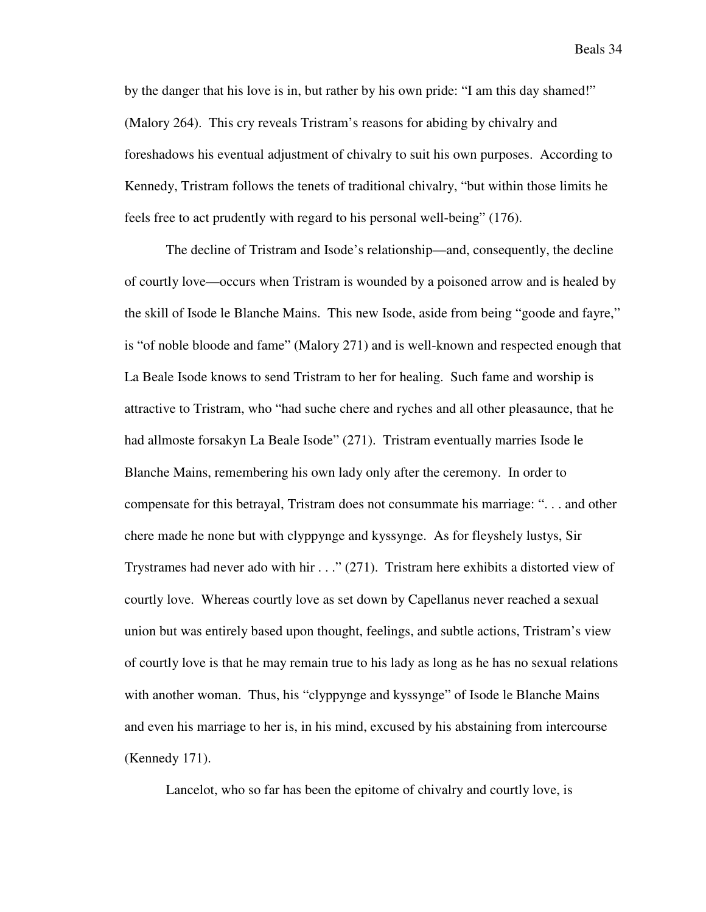by the danger that his love is in, but rather by his own pride: "I am this day shamed!" (Malory 264). This cry reveals Tristram's reasons for abiding by chivalry and foreshadows his eventual adjustment of chivalry to suit his own purposes. According to Kennedy, Tristram follows the tenets of traditional chivalry, "but within those limits he feels free to act prudently with regard to his personal well-being" (176).

The decline of Tristram and Isode's relationship—and, consequently, the decline of courtly love—occurs when Tristram is wounded by a poisoned arrow and is healed by the skill of Isode le Blanche Mains. This new Isode, aside from being "goode and fayre," is "of noble bloode and fame" (Malory 271) and is well-known and respected enough that La Beale Isode knows to send Tristram to her for healing. Such fame and worship is attractive to Tristram, who "had suche chere and ryches and all other pleasaunce, that he had allmoste forsakyn La Beale Isode" (271). Tristram eventually marries Isode le Blanche Mains, remembering his own lady only after the ceremony. In order to compensate for this betrayal, Tristram does not consummate his marriage: ". . . and other chere made he none but with clyppynge and kyssynge. As for fleyshely lustys, Sir Trystrames had never ado with hir . . ." (271). Tristram here exhibits a distorted view of courtly love. Whereas courtly love as set down by Capellanus never reached a sexual union but was entirely based upon thought, feelings, and subtle actions, Tristram's view of courtly love is that he may remain true to his lady as long as he has no sexual relations with another woman. Thus, his "clyppynge and kyssynge" of Isode le Blanche Mains and even his marriage to her is, in his mind, excused by his abstaining from intercourse (Kennedy 171).

Lancelot, who so far has been the epitome of chivalry and courtly love, is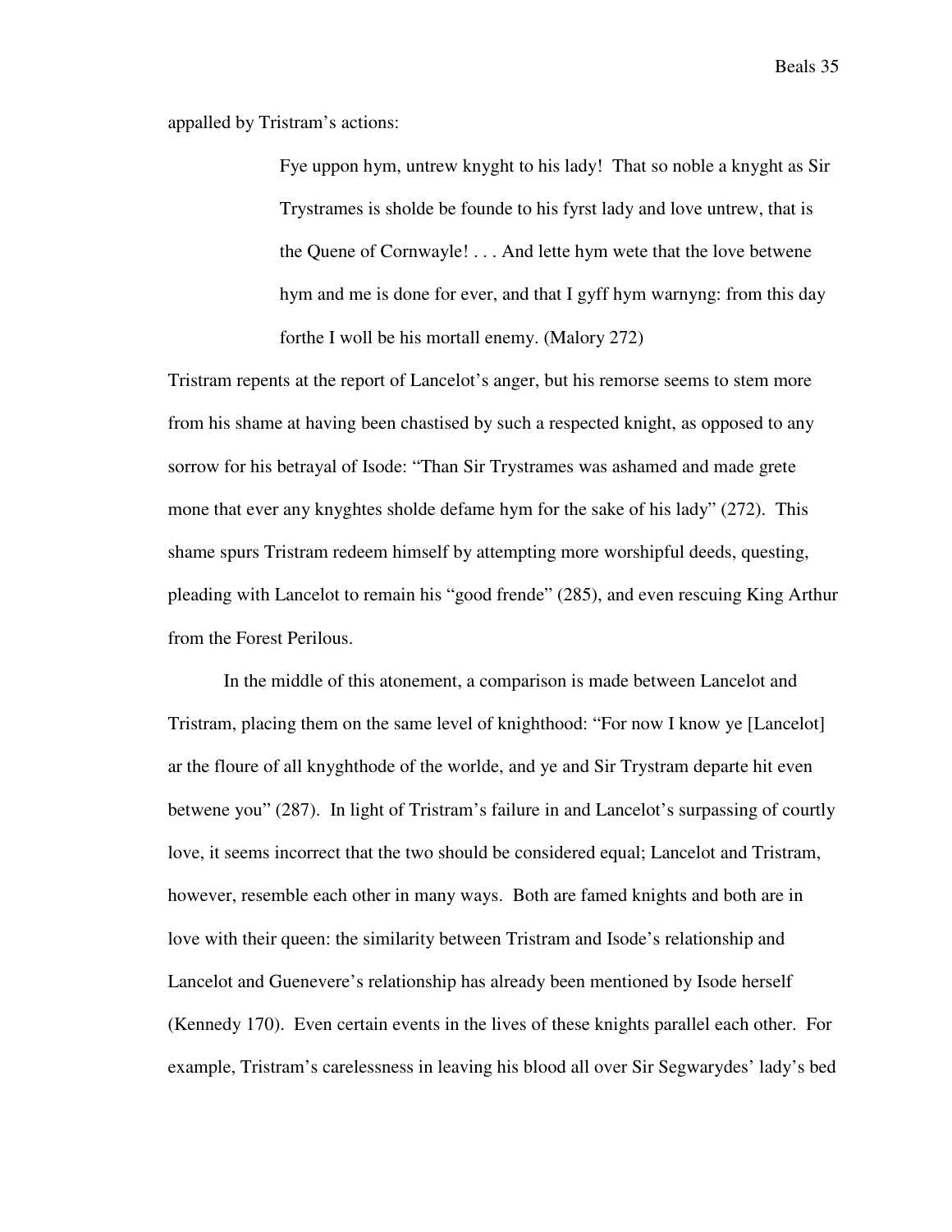appalled by Tristram's actions:

> Fye uppon hym, untrew knyght to his lady! That so noble a knyght as Sir Trystrames is sholde be founde to his fyrst lady and love untrew, that is the Quene of Cornwayle! . . . And lette hym wete that the love betwene hym and me is done for ever, and that I gyff hym warnyng: from this day forthe I woll be his mortall enemy. (Malory 272)

Tristram repents at the report of Lancelot's anger, but his remorse seems to stem more from his shame at having been chastised by such a respected knight, as opposed to any sorrow for his betrayal of Isode: "Than Sir Trystrames was ashamed and made grete mone that ever any knyghtes sholde defame hym for the sake of his lady" (272). This shame spurs Tristram redeem himself by attempting more worshipful deeds, questing, pleading with Lancelot to remain his "good frende" (285), and even rescuing King Arthur from the Forest Perilous.

In the middle of this atonement, a comparison is made between Lancelot and Tristram, placing them on the same level of knighthood: "For now I know ye [Lancelot] ar the floure of all knyghthode of the worlde, and ye and Sir Trystram departe hit even betwene you" (287). In light of Tristram's failure in and Lancelot's surpassing of courtly love, it seems incorrect that the two should be considered equal; Lancelot and Tristram, however, resemble each other in many ways. Both are famed knights and both are in love with their queen: the similarity between Tristram and Isode's relationship and Lancelot and Guenevere's relationship has already been mentioned by Isode herself (Kennedy 170). Even certain events in the lives of these knights parallel each other. For example, Tristram's carelessness in leaving his blood all over Sir Segwarydes' lady's bed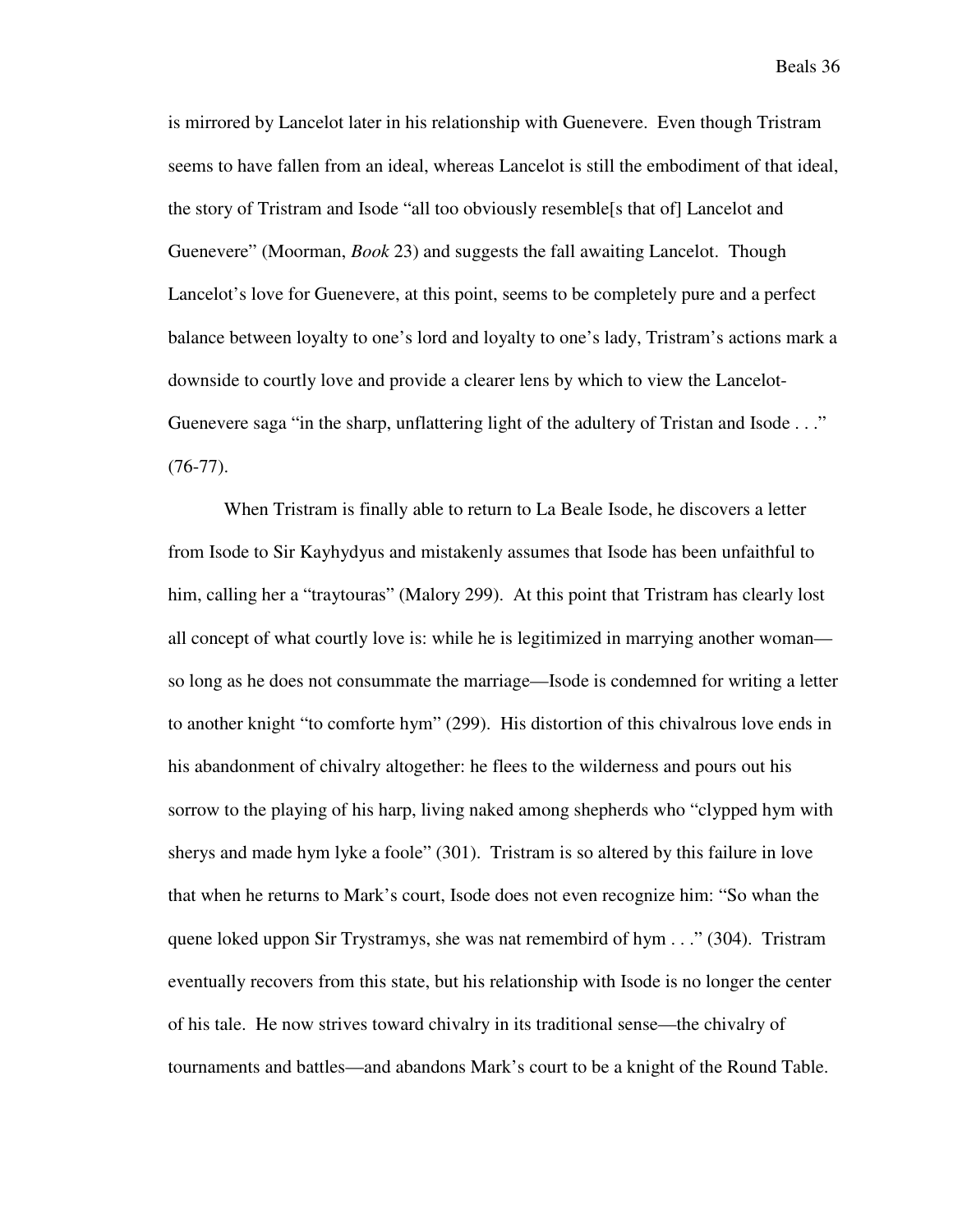is mirrored by Lancelot later in his relationship with Guenevere. Even though Tristram seems to have fallen from an ideal, whereas Lancelot is still the embodiment of that ideal, the story of Tristram and Isode "all too obviously resemble[s that of] Lancelot and Guenevere" (Moorman, *Book* 23) and suggests the fall awaiting Lancelot. Though Lancelot's love for Guenevere, at this point, seems to be completely pure and a perfect balance between loyalty to one's lord and loyalty to one's lady, Tristram's actions mark a downside to courtly love and provide a clearer lens by which to view the Lancelot-Guenevere saga "in the sharp, unflattering light of the adultery of Tristan and Isode . . ." (76-77).

When Tristram is finally able to return to La Beale Isode, he discovers a letter from Isode to Sir Kayhydyus and mistakenly assumes that Isode has been unfaithful to him, calling her a "traytouras" (Malory 299). At this point that Tristram has clearly lost all concept of what courtly love is: while he is legitimized in marrying another woman—so long as he does not consummate the marriage—Isode is condemned for writing a letter to another knight "to comforte hym" (299). His distortion of this chivalrous love ends in his abandonment of chivalry altogether: he flees to the wilderness and pours out his sorrow to the playing of his harp, living naked among shepherds who "clypped hym with sherys and made hym lyke a foole" (301). Tristram is so altered by this failure in love that when he returns to Mark's court, Isode does not even recognize him: "So whan the quene loked uppon Sir Trystramys, she was nat remembird of hym . . ." (304). Tristram eventually recovers from this state, but his relationship with Isode is no longer the center of his tale. He now strives toward chivalry in its traditional sense—the chivalry of tournaments and battles—and abandons Mark's court to be a knight of the Round Table.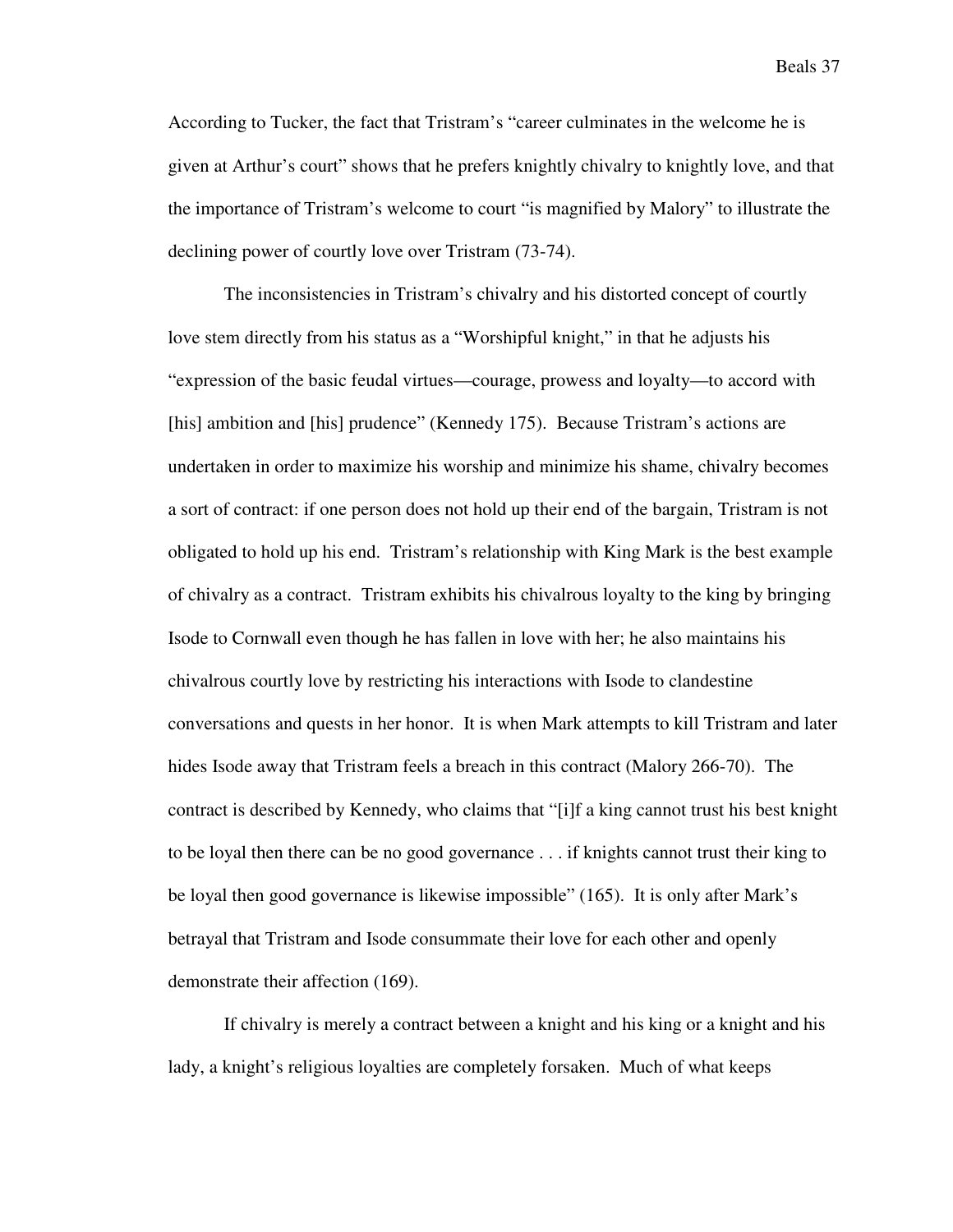According to Tucker, the fact that Tristram's "career culminates in the welcome he is given at Arthur's court" shows that he prefers knightly chivalry to knightly love, and that the importance of Tristram's welcome to court "is magnified by Malory" to illustrate the declining power of courtly love over Tristram (73-74).

The inconsistencies in Tristram's chivalry and his distorted concept of courtly love stem directly from his status as a "Worshipful knight," in that he adjusts his "expression of the basic feudal virtues—courage, prowess and loyalty—to accord with [his] ambition and [his] prudence" (Kennedy 175). Because Tristram's actions are undertaken in order to maximize his worship and minimize his shame, chivalry becomes a sort of contract: if one person does not hold up their end of the bargain, Tristram is not obligated to hold up his end. Tristram's relationship with King Mark is the best example of chivalry as a contract. Tristram exhibits his chivalrous loyalty to the king by bringing Isode to Cornwall even though he has fallen in love with her; he also maintains his chivalrous courtly love by restricting his interactions with Isode to clandestine conversations and quests in her honor. It is when Mark attempts to kill Tristram and later hides Isode away that Tristram feels a breach in this contract (Malory 266-70). The contract is described by Kennedy, who claims that "[i]f a king cannot trust his best knight to be loyal then there can be no good governance . . . if knights cannot trust their king to be loyal then good governance is likewise impossible" (165). It is only after Mark's betrayal that Tristram and Isode consummate their love for each other and openly demonstrate their affection (169).

If chivalry is merely a contract between a knight and his king or a knight and his lady, a knight's religious loyalties are completely forsaken. Much of what keeps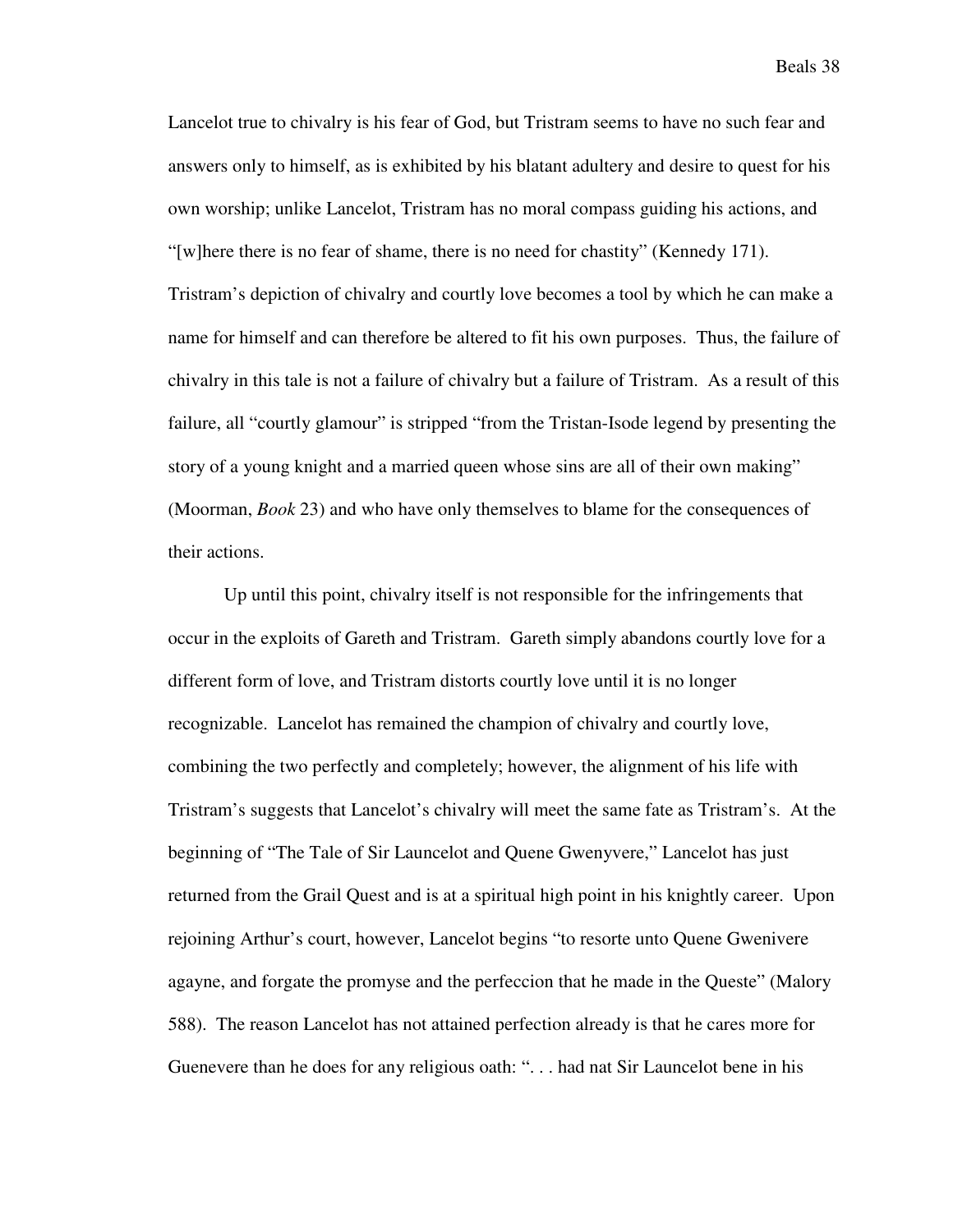Lancelot true to chivalry is his fear of God, but Tristram seems to have no such fear and answers only to himself, as is exhibited by his blatant adultery and desire to quest for his own worship; unlike Lancelot, Tristram has no moral compass guiding his actions, and "[w]here there is no fear of shame, there is no need for chastity" (Kennedy 171). Tristram's depiction of chivalry and courtly love becomes a tool by which he can make a name for himself and can therefore be altered to fit his own purposes. Thus, the failure of chivalry in this tale is not a failure of chivalry but a failure of Tristram. As a result of this failure, all "courtly glamour" is stripped "from the Tristan-Isode legend by presenting the story of a young knight and a married queen whose sins are all of their own making" (Moorman, *Book* 23) and who have only themselves to blame for the consequences of their actions.

Up until this point, chivalry itself is not responsible for the infringements that occur in the exploits of Gareth and Tristram. Gareth simply abandons courtly love for a different form of love, and Tristram distorts courtly love until it is no longer recognizable. Lancelot has remained the champion of chivalry and courtly love, combining the two perfectly and completely; however, the alignment of his life with Tristram's suggests that Lancelot's chivalry will meet the same fate as Tristram's. At the beginning of "The Tale of Sir Launcelot and Quene Gwenyvere," Lancelot has just returned from the Grail Quest and is at a spiritual high point in his knightly career. Upon rejoining Arthur's court, however, Lancelot begins "to resorte unto Quene Gwenivere agayne, and forgate the promyse and the perfeccion that he made in the Queste" (Malory 588). The reason Lancelot has not attained perfection already is that he cares more for Guenevere than he does for any religious oath: ". . . had nat Sir Launcelot bene in his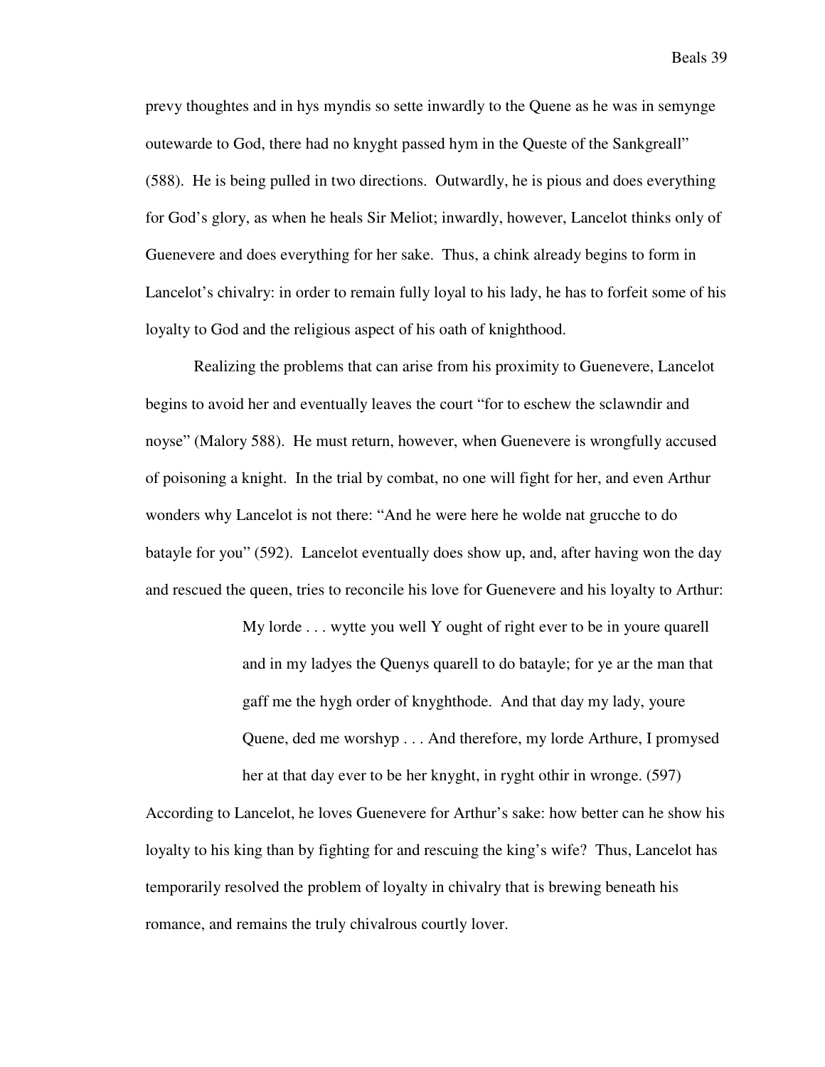prevy thoughtes and in hys myndis so sette inwardly to the Quene as he was in semynge outewarde to God, there had no knyght passed hym in the Queste of the Sankgreall" (588). He is being pulled in two directions. Outwardly, he is pious and does everything for God's glory, as when he heals Sir Meliot; inwardly, however, Lancelot thinks only of Guenevere and does everything for her sake. Thus, a chink already begins to form in Lancelot's chivalry: in order to remain fully loyal to his lady, he has to forfeit some of his loyalty to God and the religious aspect of his oath of knighthood.

Realizing the problems that can arise from his proximity to Guenevere, Lancelot begins to avoid her and eventually leaves the court "for to eschew the sclawndir and noyse" (Malory 588). He must return, however, when Guenevere is wrongfully accused of poisoning a knight. In the trial by combat, no one will fight for her, and even Arthur wonders why Lancelot is not there: "And he were here he wolde nat grucche to do batayle for you" (592). Lancelot eventually does show up, and, after having won the day and rescued the queen, tries to reconcile his love for Guenevere and his loyalty to Arthur:

> My lorde . . . wytte you well Y ought of right ever to be in youre quarell and in my ladyes the Quenys quarell to do batayle; for ye ar the man that gaff me the hygh order of knyghthode. And that day my lady, youre Quene, ded me worshyp . . . And therefore, my lorde Arthure, I promysed her at that day ever to be her knyght, in ryght othir in wronge. (597)

According to Lancelot, he loves Guenevere for Arthur's sake: how better can he show his loyalty to his king than by fighting for and rescuing the king's wife? Thus, Lancelot has temporarily resolved the problem of loyalty in chivalry that is brewing beneath his romance, and remains the truly chivalrous courtly lover.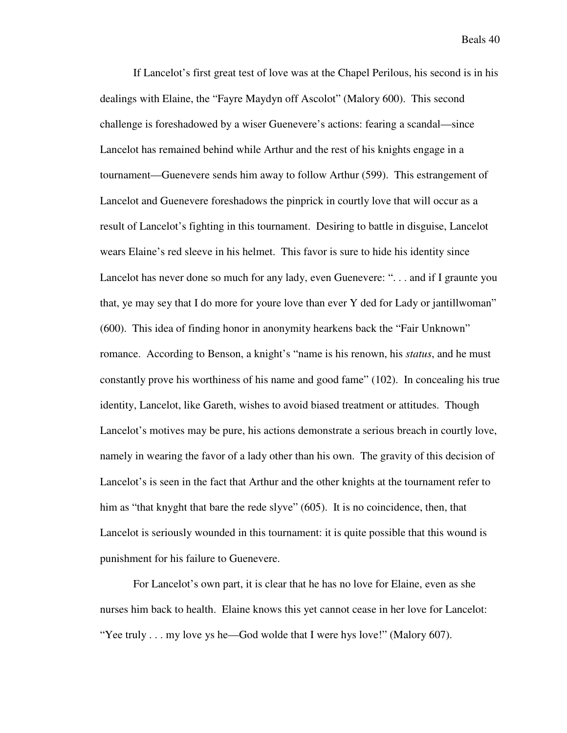If Lancelot's first great test of love was at the Chapel Perilous, his second is in his dealings with Elaine, the "Fayre Maydyn off Ascolot" (Malory 600). This second challenge is foreshadowed by a wiser Guenevere's actions: fearing a scandal—since Lancelot has remained behind while Arthur and the rest of his knights engage in a tournament—Guenevere sends him away to follow Arthur (599). This estrangement of Lancelot and Guenevere foreshadows the pinprick in courtly love that will occur as a result of Lancelot's fighting in this tournament. Desiring to battle in disguise, Lancelot wears Elaine's red sleeve in his helmet. This favor is sure to hide his identity since Lancelot has never done so much for any lady, even Guenevere: ". . . and if I graunte you that, ye may sey that I do more for youre love than ever Y ded for Lady or jantillwoman" (600). This idea of finding honor in anonymity hearkens back the "Fair Unknown" romance. According to Benson, a knight's "name is his renown, his *status*, and he must constantly prove his worthiness of his name and good fame" (102). In concealing his true identity, Lancelot, like Gareth, wishes to avoid biased treatment or attitudes. Though Lancelot's motives may be pure, his actions demonstrate a serious breach in courtly love, namely in wearing the favor of a lady other than his own. The gravity of this decision of Lancelot's is seen in the fact that Arthur and the other knights at the tournament refer to him as "that knyght that bare the rede slyve" (605). It is no coincidence, then, that Lancelot is seriously wounded in this tournament: it is quite possible that this wound is punishment for his failure to Guenevere.

For Lancelot's own part, it is clear that he has no love for Elaine, even as she nurses him back to health. Elaine knows this yet cannot cease in her love for Lancelot: "Yee truly . . . my love ys he—God wolde that I were hys love!" (Malory 607).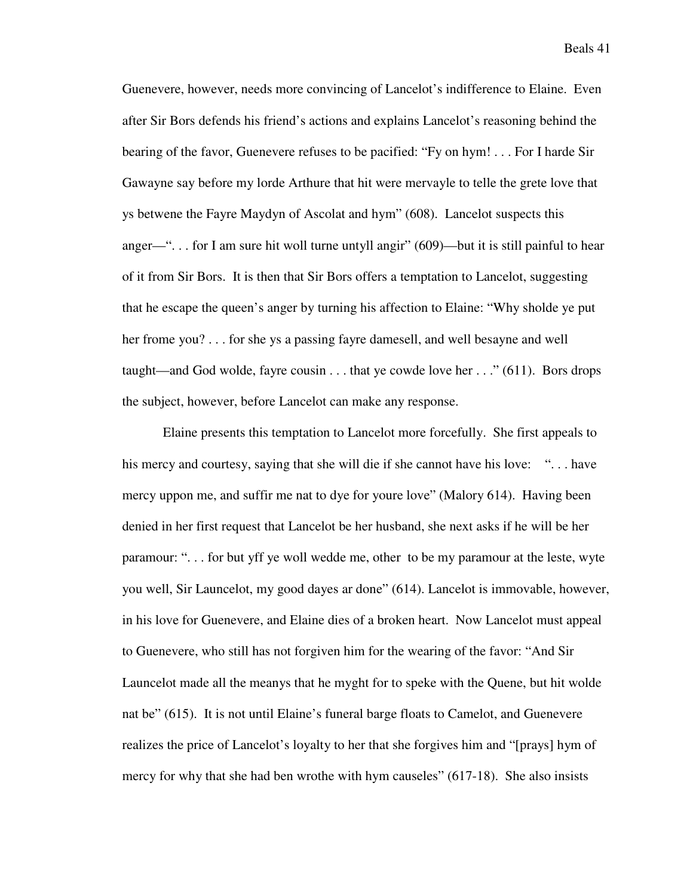Guenevere, however, needs more convincing of Lancelot's indifference to Elaine. Even after Sir Bors defends his friend's actions and explains Lancelot's reasoning behind the bearing of the favor, Guenevere refuses to be pacified: "Fy on hym! . . . For I harde Sir Gawayne say before my lorde Arthure that hit were mervayle to telle the grete love that ys betwene the Fayre Maydyn of Ascolat and hym" (608). Lancelot suspects this anger—". . . for I am sure hit woll turne untyll angir" (609)—but it is still painful to hear of it from Sir Bors. It is then that Sir Bors offers a temptation to Lancelot, suggesting that he escape the queen's anger by turning his affection to Elaine: "Why sholde ye put her frome you? . . . for she ys a passing fayre damesell, and well besayne and well taught—and God wolde, fayre cousin . . . that ye cowde love her . . ." (611). Bors drops the subject, however, before Lancelot can make any response.

Elaine presents this temptation to Lancelot more forcefully. She first appeals to his mercy and courtesy, saying that she will die if she cannot have his love: ". . . have mercy uppon me, and suffir me nat to dye for youre love" (Malory 614). Having been denied in her first request that Lancelot be her husband, she next asks if he will be her paramour: ". . . for but yff ye woll wedde me, other to be my paramour at the leste, wyte you well, Sir Launcelot, my good dayes ar done" (614). Lancelot is immovable, however, in his love for Guenevere, and Elaine dies of a broken heart. Now Lancelot must appeal to Guenevere, who still has not forgiven him for the wearing of the favor: "And Sir Launcelot made all the meanys that he myght for to speke with the Quene, but hit wolde nat be" (615). It is not until Elaine's funeral barge floats to Camelot, and Guenevere realizes the price of Lancelot's loyalty to her that she forgives him and "[prays] hym of mercy for why that she had ben wrothe with hym causeles" (617-18). She also insists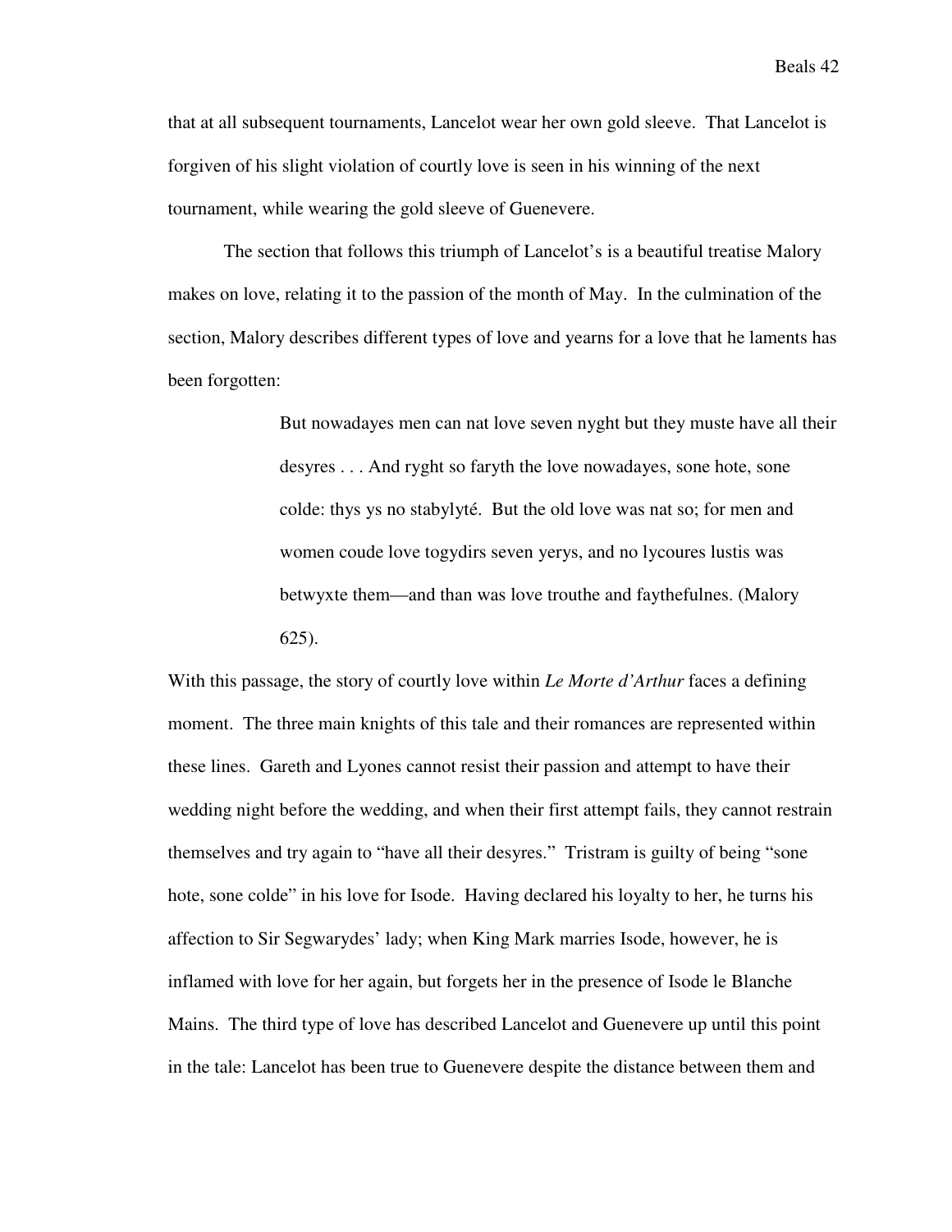that at all subsequent tournaments, Lancelot wear her own gold sleeve. That Lancelot is forgiven of his slight violation of courtly love is seen in his winning of the next tournament, while wearing the gold sleeve of Guenevere.

The section that follows this triumph of Lancelot's is a beautiful treatise Malory makes on love, relating it to the passion of the month of May. In the culmination of the section, Malory describes different types of love and yearns for a love that he laments has been forgotten:

> But nowadayes men can nat love seven nyght but they muste have all their desyres . . . And ryght so faryth the love nowadayes, sone hote, sone colde: thys ys no stabylyté. But the old love was nat so; for men and women coude love togydirs seven yerys, and no lycoures lustis was betwyxte them—and than was love trouthe and faythefulnes. (Malory 625).

With this passage, the story of courtly love within *Le Morte d'Arthur* faces a defining moment. The three main knights of this tale and their romances are represented within these lines. Gareth and Lyones cannot resist their passion and attempt to have their wedding night before the wedding, and when their first attempt fails, they cannot restrain themselves and try again to "have all their desyres." Tristram is guilty of being "sone hote, sone colde" in his love for Isode. Having declared his loyalty to her, he turns his affection to Sir Segwarydes' lady; when King Mark marries Isode, however, he is inflamed with love for her again, but forgets her in the presence of Isode le Blanche Mains. The third type of love has described Lancelot and Guenevere up until this point in the tale: Lancelot has been true to Guenevere despite the distance between them and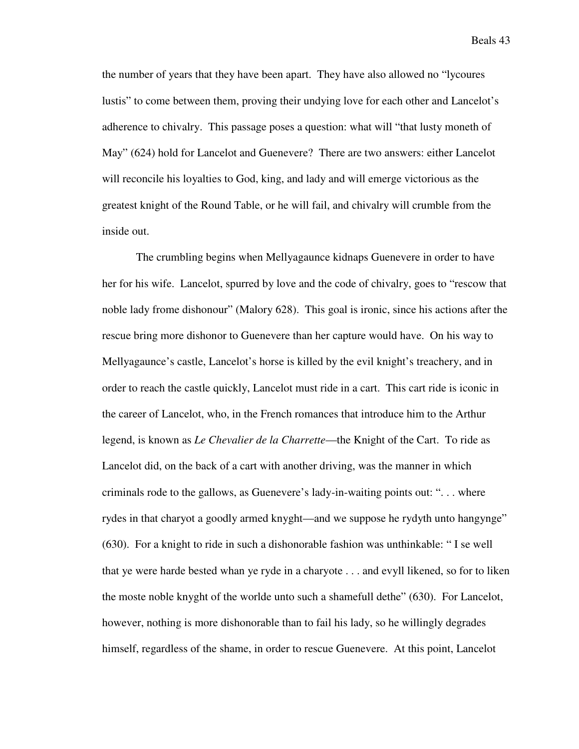the number of years that they have been apart. They have also allowed no "lycoures lustis" to come between them, proving their undying love for each other and Lancelot's adherence to chivalry. This passage poses a question: what will "that lusty moneth of May" (624) hold for Lancelot and Guenevere? There are two answers: either Lancelot will reconcile his loyalties to God, king, and lady and will emerge victorious as the greatest knight of the Round Table, or he will fail, and chivalry will crumble from the inside out.

The crumbling begins when Mellyagaunce kidnaps Guenevere in order to have her for his wife. Lancelot, spurred by love and the code of chivalry, goes to "rescow that noble lady frome dishonour" (Malory 628). This goal is ironic, since his actions after the rescue bring more dishonor to Guenevere than her capture would have. On his way to Mellyagaunce's castle, Lancelot's horse is killed by the evil knight's treachery, and in order to reach the castle quickly, Lancelot must ride in a cart. This cart ride is iconic in the career of Lancelot, who, in the French romances that introduce him to the Arthur legend, is known as *Le Chevalier de la Charrette*—the Knight of the Cart. To ride as Lancelot did, on the back of a cart with another driving, was the manner in which criminals rode to the gallows, as Guenevere's lady-in-waiting points out: ". . . where rydes in that charyot a goodly armed knyght—and we suppose he rydyth unto hangynge" (630). For a knight to ride in such a dishonorable fashion was unthinkable: " I se well that ye were harde bested whan ye ryde in a charyote . . . and evyll likened, so for to liken the moste noble knyght of the worlde unto such a shamefull dethe" (630). For Lancelot, however, nothing is more dishonorable than to fail his lady, so he willingly degrades himself, regardless of the shame, in order to rescue Guenevere. At this point, Lancelot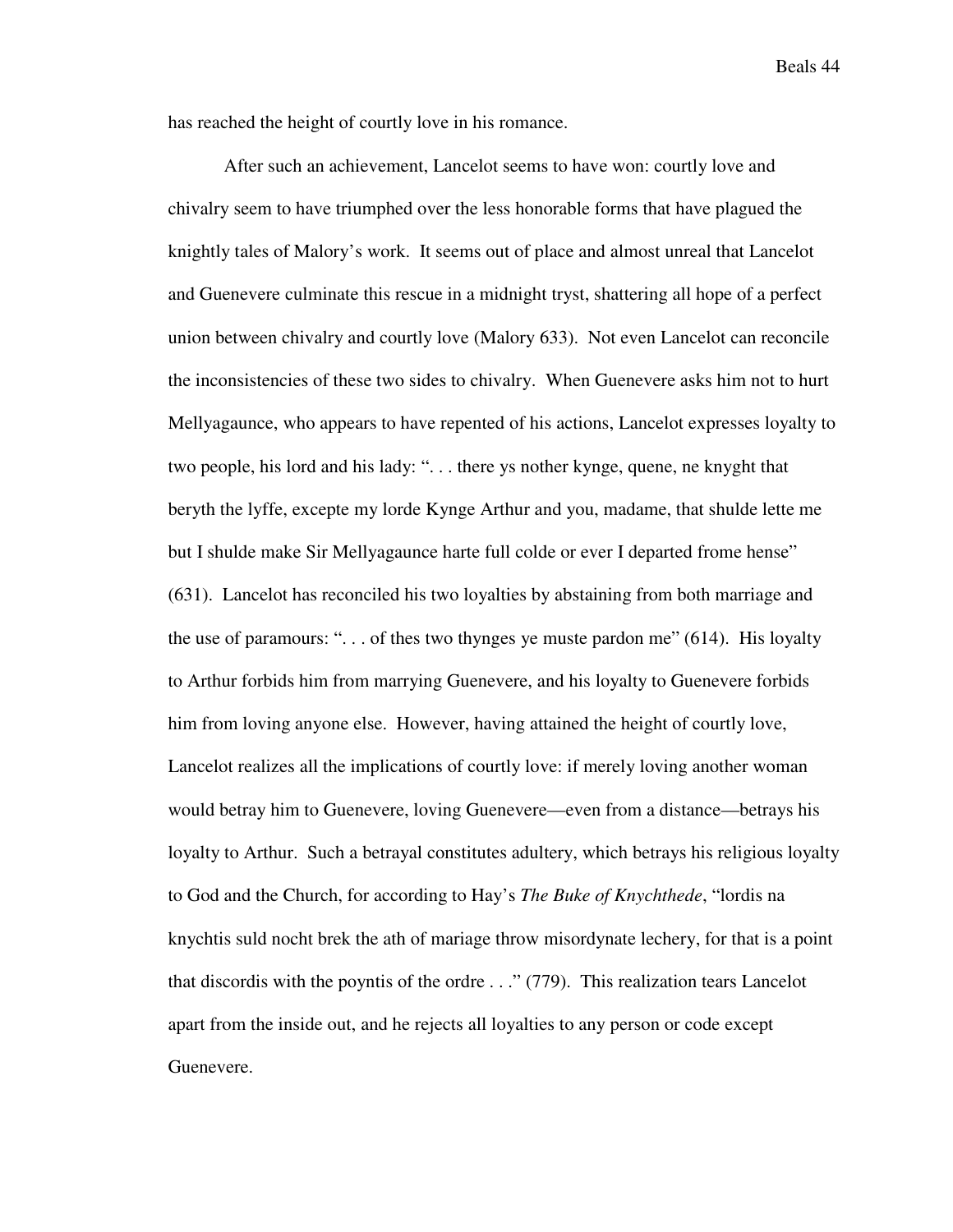has reached the height of courtly love in his romance.

After such an achievement, Lancelot seems to have won: courtly love and chivalry seem to have triumphed over the less honorable forms that have plagued the knightly tales of Malory's work. It seems out of place and almost unreal that Lancelot and Guenevere culminate this rescue in a midnight tryst, shattering all hope of a perfect union between chivalry and courtly love (Malory 633). Not even Lancelot can reconcile the inconsistencies of these two sides to chivalry. When Guenevere asks him not to hurt Mellyagaunce, who appears to have repented of his actions, Lancelot expresses loyalty to two people, his lord and his lady: ". . . there ys nother kynge, quene, ne knyght that beryth the lyffe, excepte my lorde Kynge Arthur and you, madame, that shulde lette me but I shulde make Sir Mellyagaunce harte full colde or ever I departed frome hense" (631). Lancelot has reconciled his two loyalties by abstaining from both marriage and the use of paramours: ". . . of thes two thynges ye muste pardon me" (614). His loyalty to Arthur forbids him from marrying Guenevere, and his loyalty to Guenevere forbids him from loving anyone else. However, having attained the height of courtly love, Lancelot realizes all the implications of courtly love: if merely loving another woman would betray him to Guenevere, loving Guenevere—even from a distance—betrays his loyalty to Arthur. Such a betrayal constitutes adultery, which betrays his religious loyalty to God and the Church, for according to Hay's *The Buke of Knychthede*, "lordis na knychtis suld nocht brek the ath of mariage throw misordynate lechery, for that is a point that discordis with the poyntis of the ordre . . ." (779). This realization tears Lancelot apart from the inside out, and he rejects all loyalties to any person or code except Guenevere.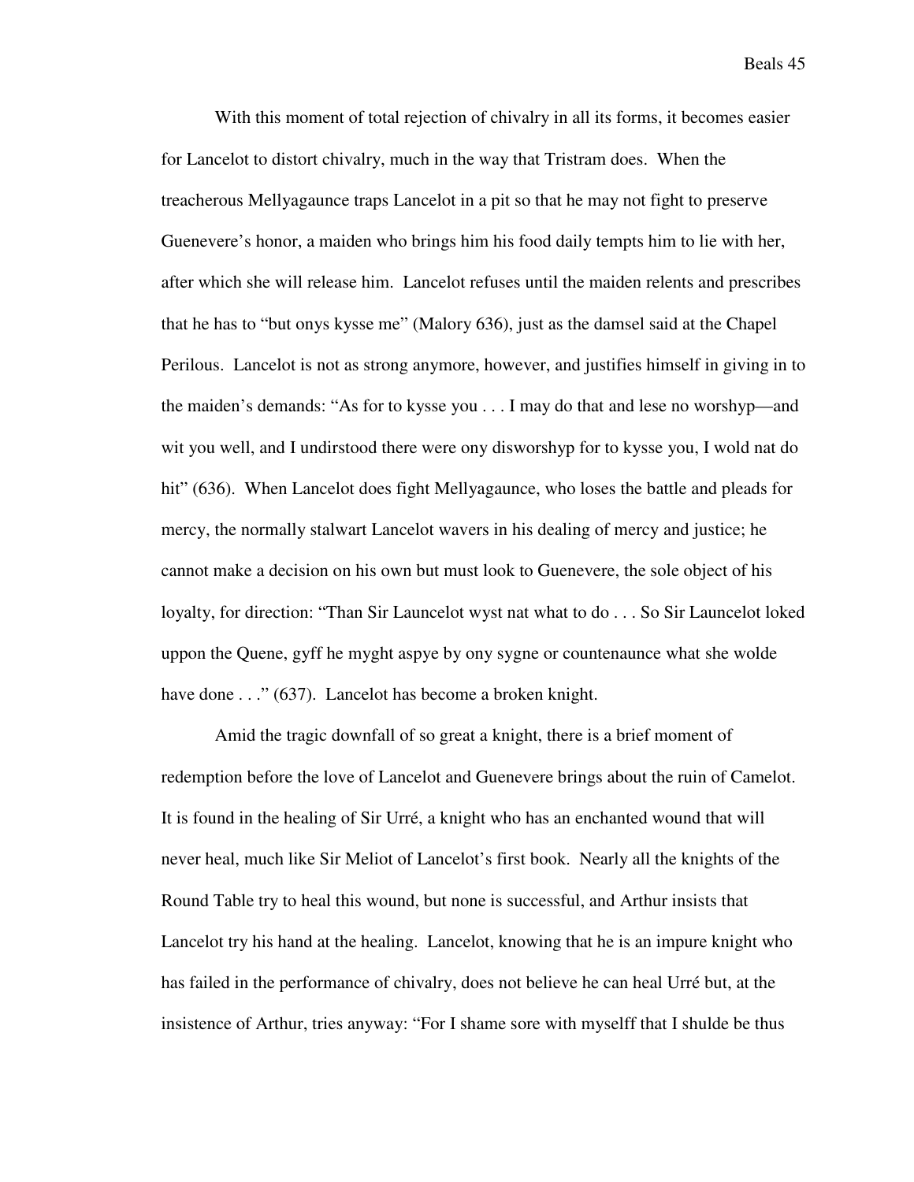With this moment of total rejection of chivalry in all its forms, it becomes easier for Lancelot to distort chivalry, much in the way that Tristram does. When the treacherous Mellyagaunce traps Lancelot in a pit so that he may not fight to preserve Guenevere's honor, a maiden who brings him his food daily tempts him to lie with her, after which she will release him. Lancelot refuses until the maiden relents and prescribes that he has to "but onys kysse me" (Malory 636), just as the damsel said at the Chapel Perilous. Lancelot is not as strong anymore, however, and justifies himself in giving in to the maiden's demands: "As for to kysse you . . . I may do that and lese no worshyp—and wit you well, and I undirstood there were ony disworshyp for to kysse you, I wold nat do hit" (636). When Lancelot does fight Mellyagaunce, who loses the battle and pleads for mercy, the normally stalwart Lancelot wavers in his dealing of mercy and justice; he cannot make a decision on his own but must look to Guenevere, the sole object of his loyalty, for direction: "Than Sir Launcelot wyst nat what to do . . . So Sir Launcelot loked uppon the Quene, gyff he myght aspye by ony sygne or countenaunce what she wolde have done . . ." (637). Lancelot has become a broken knight.

Amid the tragic downfall of so great a knight, there is a brief moment of redemption before the love of Lancelot and Guenevere brings about the ruin of Camelot. It is found in the healing of Sir Urré, a knight who has an enchanted wound that will never heal, much like Sir Meliot of Lancelot's first book. Nearly all the knights of the Round Table try to heal this wound, but none is successful, and Arthur insists that Lancelot try his hand at the healing. Lancelot, knowing that he is an impure knight who has failed in the performance of chivalry, does not believe he can heal Urré but, at the insistence of Arthur, tries anyway: "For I shame sore with myselff that I shulde be thus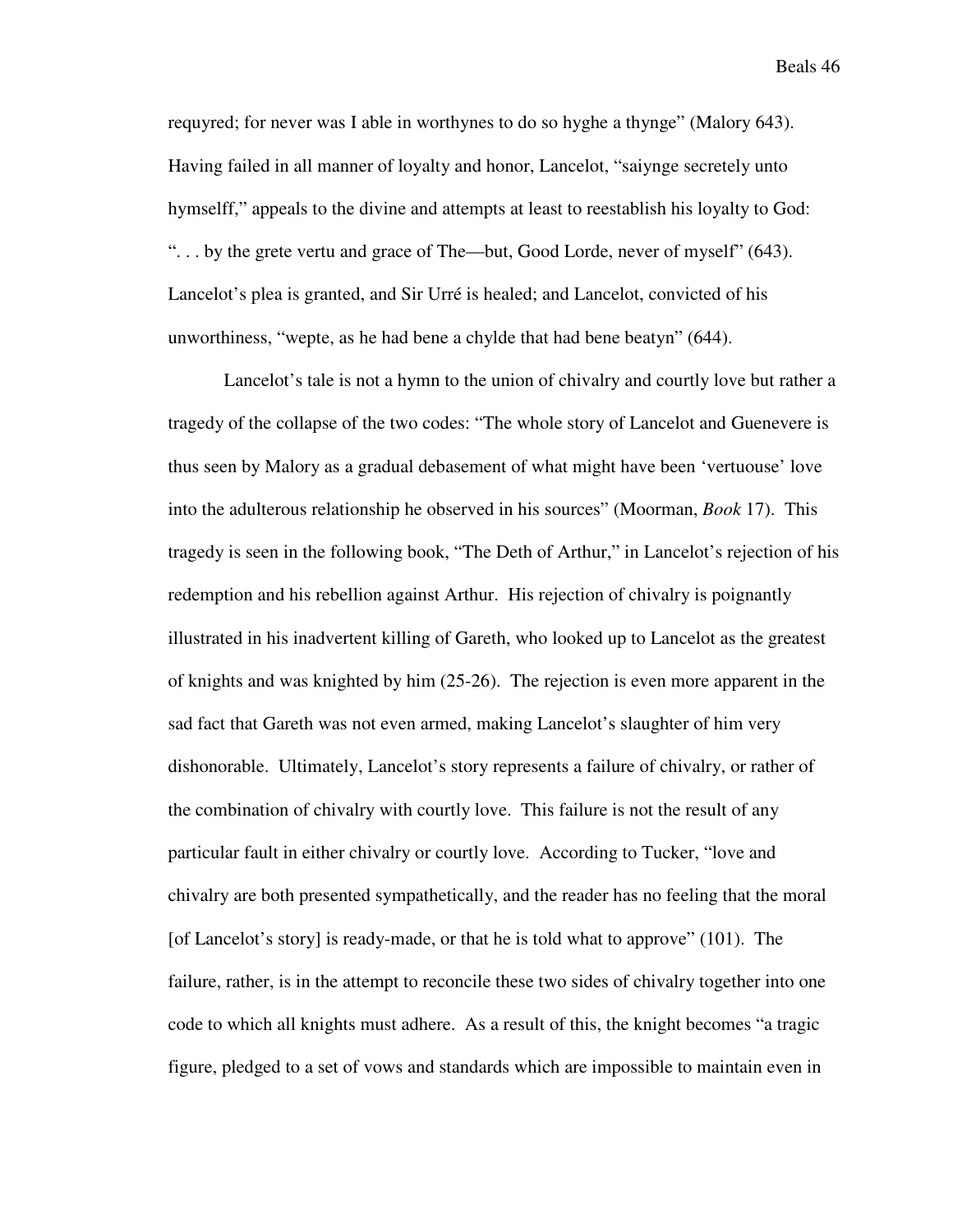requyred; for never was I able in worthynes to do so hyghe a thynge" (Malory 643). Having failed in all manner of loyalty and honor, Lancelot, "saiynge secretely unto hymselff," appeals to the divine and attempts at least to reestablish his loyalty to God: ". . . by the grete vertu and grace of The—but, Good Lorde, never of myself" (643). Lancelot's plea is granted, and Sir Urré is healed; and Lancelot, convicted of his unworthiness, "wepte, as he had bene a chylde that had bene beatyn" (644).

Lancelot's tale is not a hymn to the union of chivalry and courtly love but rather a tragedy of the collapse of the two codes: "The whole story of Lancelot and Guenevere is thus seen by Malory as a gradual debasement of what might have been 'vertuouse' love into the adulterous relationship he observed in his sources" (Moorman, *Book* 17). This tragedy is seen in the following book, "The Deth of Arthur," in Lancelot's rejection of his redemption and his rebellion against Arthur. His rejection of chivalry is poignantly illustrated in his inadvertent killing of Gareth, who looked up to Lancelot as the greatest of knights and was knighted by him (25-26). The rejection is even more apparent in the sad fact that Gareth was not even armed, making Lancelot's slaughter of him very dishonorable. Ultimately, Lancelot's story represents a failure of chivalry, or rather of the combination of chivalry with courtly love. This failure is not the result of any particular fault in either chivalry or courtly love. According to Tucker, "love and chivalry are both presented sympathetically, and the reader has no feeling that the moral [of Lancelot's story] is ready-made, or that he is told what to approve" (101). The failure, rather, is in the attempt to reconcile these two sides of chivalry together into one code to which all knights must adhere. As a result of this, the knight becomes "a tragic figure, pledged to a set of vows and standards which are impossible to maintain even in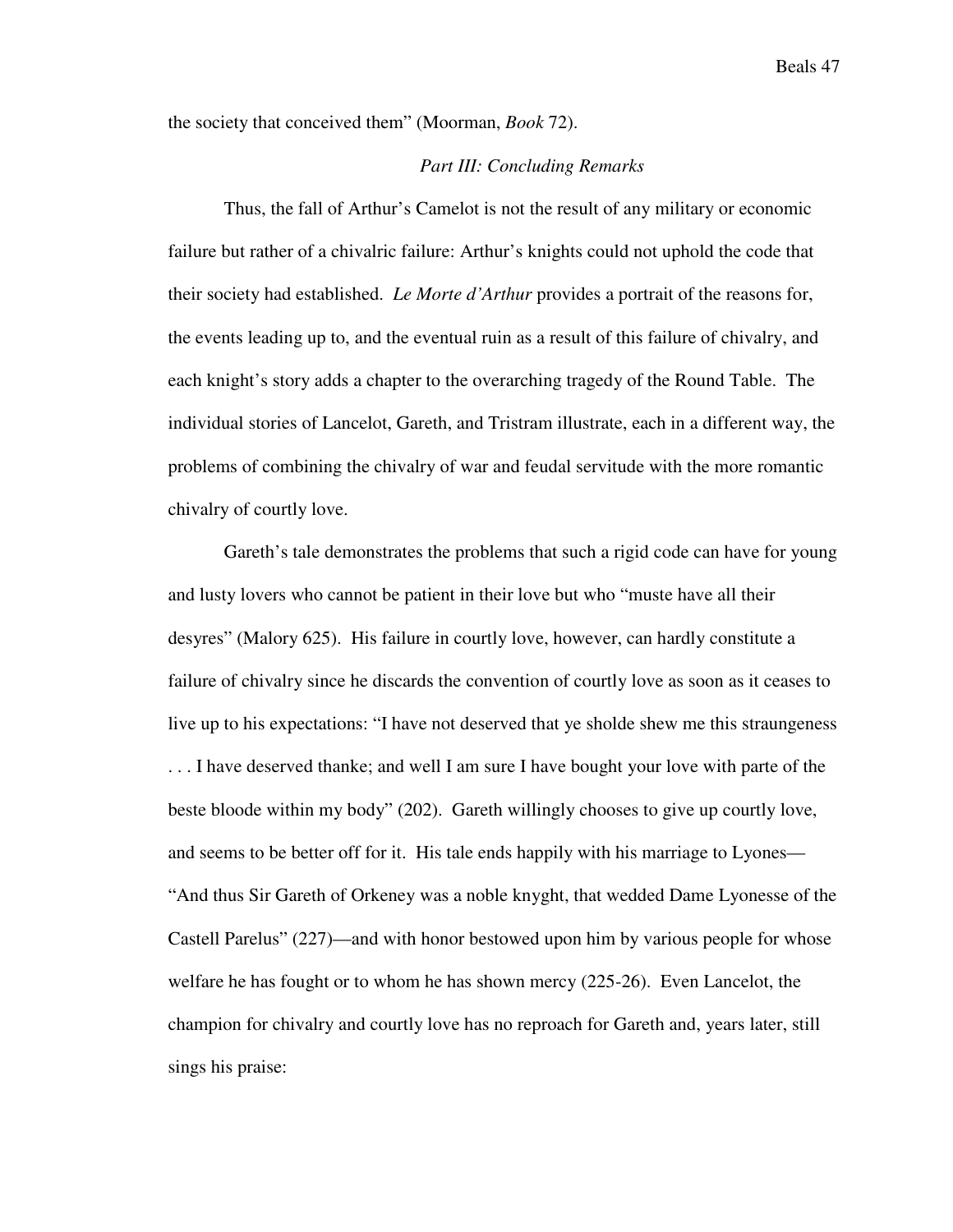the society that conceived them" (Moorman, *Book* 72).

*Part III: Concluding Remarks*

Thus, the fall of Arthur's Camelot is not the result of any military or economic failure but rather of a chivalric failure: Arthur's knights could not uphold the code that their society had established. *Le Morte d'Arthur* provides a portrait of the reasons for, the events leading up to, and the eventual ruin as a result of this failure of chivalry, and each knight's story adds a chapter to the overarching tragedy of the Round Table. The individual stories of Lancelot, Gareth, and Tristram illustrate, each in a different way, the problems of combining the chivalry of war and feudal servitude with the more romantic chivalry of courtly love.

Gareth's tale demonstrates the problems that such a rigid code can have for young and lusty lovers who cannot be patient in their love but who "muste have all their desyres" (Malory 625). His failure in courtly love, however, can hardly constitute a failure of chivalry since he discards the convention of courtly love as soon as it ceases to live up to his expectations: "I have not deserved that ye sholde shew me this straungeness . . . I have deserved thanke; and well I am sure I have bought your love with parte of the beste bloode within my body" (202). Gareth willingly chooses to give up courtly love, and seems to be better off for it. His tale ends happily with his marriage to Lyones—"And thus Sir Gareth of Orkeney was a noble knyght, that wedded Dame Lyonesse of the Castell Parelus" (227)—and with honor bestowed upon him by various people for whose welfare he has fought or to whom he has shown mercy (225-26). Even Lancelot, the champion for chivalry and courtly love has no reproach for Gareth and, years later, still sings his praise: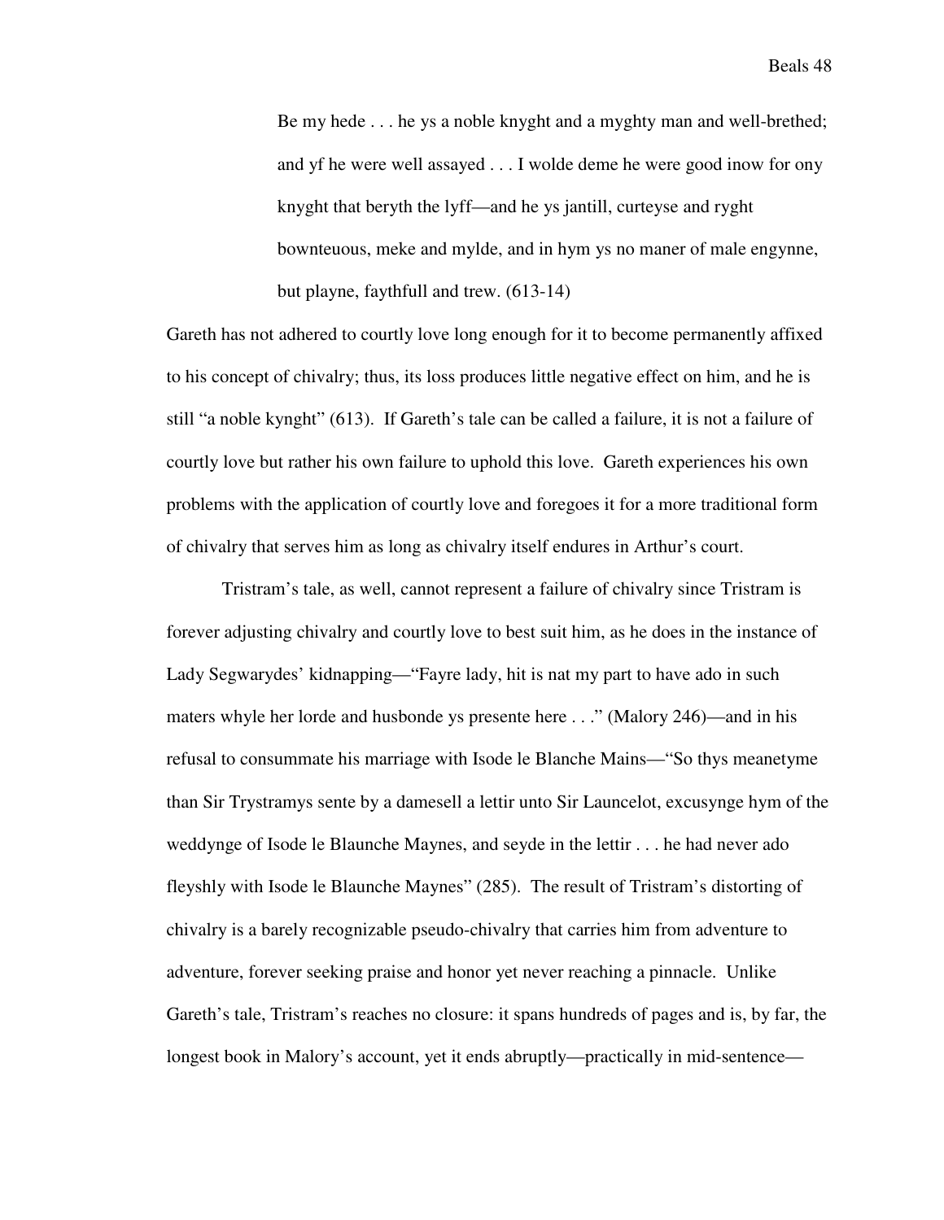> Be my hede . . . he ys a noble knyght and a myghty man and well-brethed; and yf he were well assayed . . . I wolde deme he were good inow for ony knyght that beryth the lyff—and he ys jantill, curteyse and ryght bownteuous, meke and mylde, and in hym ys no maner of male engynne, but playne, faythfull and trew. (613-14)

Gareth has not adhered to courtly love long enough for it to become permanently affixed to his concept of chivalry; thus, its loss produces little negative effect on him, and he is still "a noble kynght" (613). If Gareth's tale can be called a failure, it is not a failure of courtly love but rather his own failure to uphold this love. Gareth experiences his own problems with the application of courtly love and foregoes it for a more traditional form of chivalry that serves him as long as chivalry itself endures in Arthur's court.

Tristram's tale, as well, cannot represent a failure of chivalry since Tristram is forever adjusting chivalry and courtly love to best suit him, as he does in the instance of Lady Segwarydes' kidnapping—"Fayre lady, hit is nat my part to have ado in such maters whyle her lorde and husbonde ys presente here . . ." (Malory 246)—and in his refusal to consummate his marriage with Isode le Blanche Mains—"So thys meanetyme than Sir Trystramys sente by a damesell a lettir unto Sir Launcelot, excusynge hym of the weddynge of Isode le Blaunche Maynes, and seyde in the lettir . . . he had never ado fleyshly with Isode le Blaunche Maynes" (285). The result of Tristram's distorting of chivalry is a barely recognizable pseudo-chivalry that carries him from adventure to adventure, forever seeking praise and honor yet never reaching a pinnacle. Unlike Gareth's tale, Tristram's reaches no closure: it spans hundreds of pages and is, by far, the longest book in Malory's account, yet it ends abruptly—practically in mid-sentence—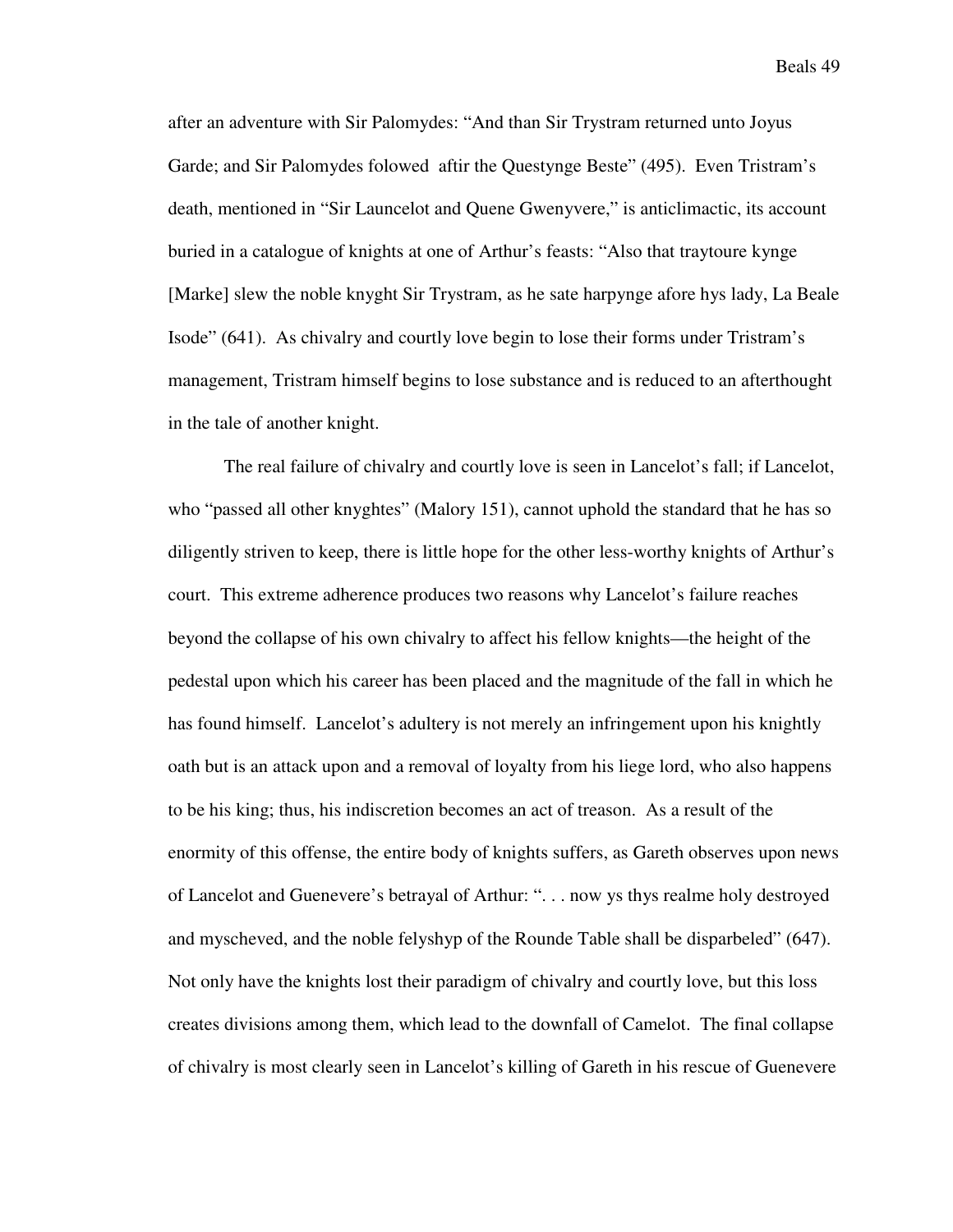after an adventure with Sir Palomydes: "And than Sir Trystram returned unto Joyus Garde; and Sir Palomydes folowed aftir the Questynge Beste" (495). Even Tristram's death, mentioned in "Sir Launcelot and Quene Gwenyvere," is anticlimactic, its account buried in a catalogue of knights at one of Arthur's feasts: "Also that traytoure kynge [Marke] slew the noble knyght Sir Trystram, as he sate harpynge afore hys lady, La Beale Isode" (641). As chivalry and courtly love begin to lose their forms under Tristram's management, Tristram himself begins to lose substance and is reduced to an afterthought in the tale of another knight.

The real failure of chivalry and courtly love is seen in Lancelot's fall; if Lancelot, who "passed all other knyghtes" (Malory 151), cannot uphold the standard that he has so diligently striven to keep, there is little hope for the other less-worthy knights of Arthur's court. This extreme adherence produces two reasons why Lancelot's failure reaches beyond the collapse of his own chivalry to affect his fellow knights—the height of the pedestal upon which his career has been placed and the magnitude of the fall in which he has found himself. Lancelot's adultery is not merely an infringement upon his knightly oath but is an attack upon and a removal of loyalty from his liege lord, who also happens to be his king; thus, his indiscretion becomes an act of treason. As a result of the enormity of this offense, the entire body of knights suffers, as Gareth observes upon news of Lancelot and Guenevere's betrayal of Arthur: ". . . now ys thys realme holy destroyed and myscheved, and the noble felyshyp of the Rounde Table shall be disparbeled" (647). Not only have the knights lost their paradigm of chivalry and courtly love, but this loss creates divisions among them, which lead to the downfall of Camelot. The final collapse of chivalry is most clearly seen in Lancelot's killing of Gareth in his rescue of Guenevere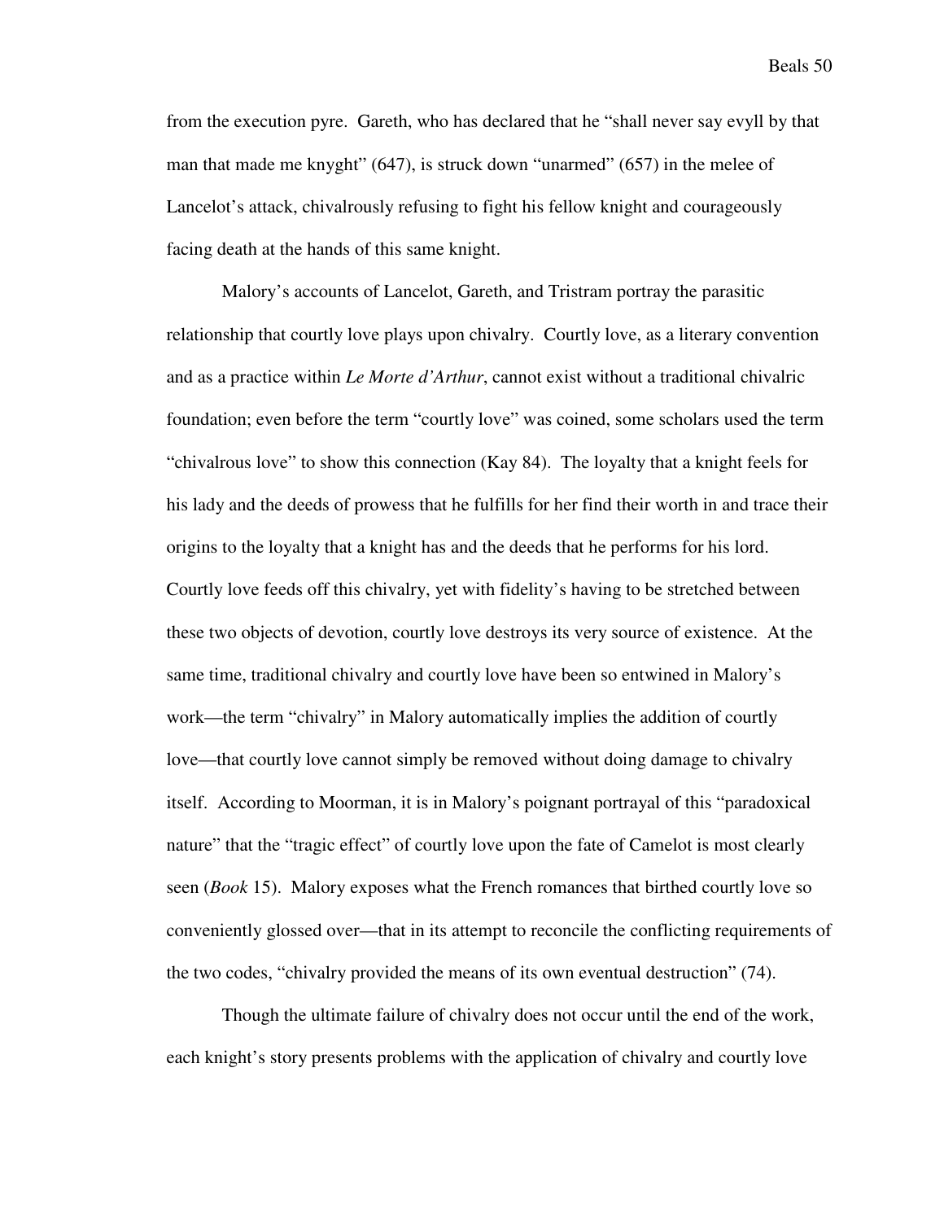from the execution pyre. Gareth, who has declared that he "shall never say evyll by that man that made me knyght" (647), is struck down "unarmed" (657) in the melee of Lancelot's attack, chivalrously refusing to fight his fellow knight and courageously facing death at the hands of this same knight.

Malory's accounts of Lancelot, Gareth, and Tristram portray the parasitic relationship that courtly love plays upon chivalry. Courtly love, as a literary convention and as a practice within *Le Morte d'Arthur*, cannot exist without a traditional chivalric foundation; even before the term "courtly love" was coined, some scholars used the term "chivalrous love" to show this connection (Kay 84). The loyalty that a knight feels for his lady and the deeds of prowess that he fulfills for her find their worth in and trace their origins to the loyalty that a knight has and the deeds that he performs for his lord. Courtly love feeds off this chivalry, yet with fidelity's having to be stretched between these two objects of devotion, courtly love destroys its very source of existence. At the same time, traditional chivalry and courtly love have been so entwined in Malory's work—the term "chivalry" in Malory automatically implies the addition of courtly love—that courtly love cannot simply be removed without doing damage to chivalry itself. According to Moorman, it is in Malory's poignant portrayal of this "paradoxical nature" that the "tragic effect" of courtly love upon the fate of Camelot is most clearly seen (*Book* 15). Malory exposes what the French romances that birthed courtly love so conveniently glossed over—that in its attempt to reconcile the conflicting requirements of the two codes, "chivalry provided the means of its own eventual destruction" (74).

Though the ultimate failure of chivalry does not occur until the end of the work, each knight's story presents problems with the application of chivalry and courtly love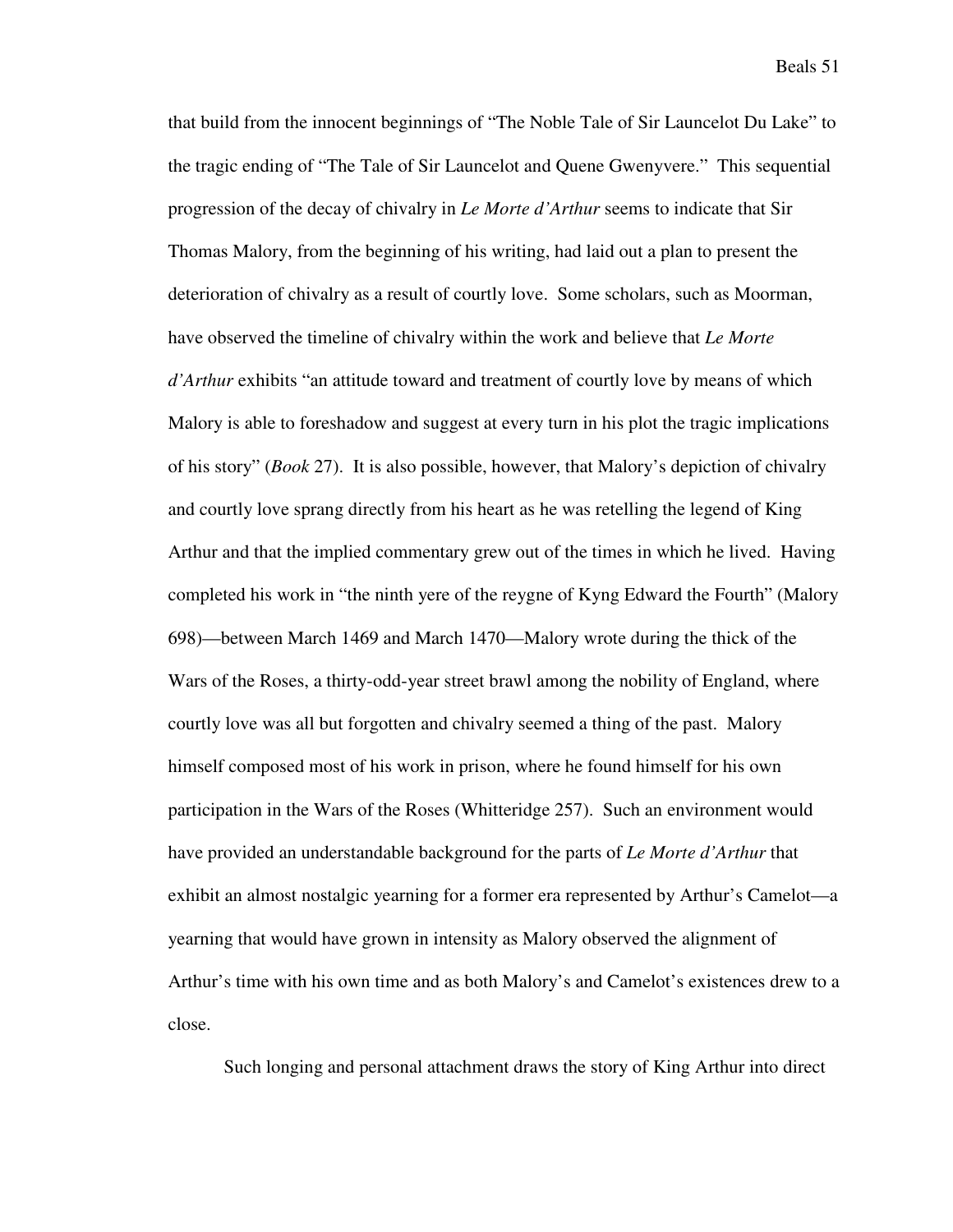that build from the innocent beginnings of "The Noble Tale of Sir Launcelot Du Lake" to the tragic ending of "The Tale of Sir Launcelot and Quene Gwenyvere." This sequential progression of the decay of chivalry in *Le Morte d'Arthur* seems to indicate that Sir Thomas Malory, from the beginning of his writing, had laid out a plan to present the deterioration of chivalry as a result of courtly love. Some scholars, such as Moorman, have observed the timeline of chivalry within the work and believe that *Le Morte d'Arthur* exhibits "an attitude toward and treatment of courtly love by means of which Malory is able to foreshadow and suggest at every turn in his plot the tragic implications of his story" (*Book* 27). It is also possible, however, that Malory's depiction of chivalry and courtly love sprang directly from his heart as he was retelling the legend of King Arthur and that the implied commentary grew out of the times in which he lived. Having completed his work in "the ninth yere of the reygne of Kyng Edward the Fourth" (Malory 698)—between March 1469 and March 1470—Malory wrote during the thick of the Wars of the Roses, a thirty-odd-year street brawl among the nobility of England, where courtly love was all but forgotten and chivalry seemed a thing of the past. Malory himself composed most of his work in prison, where he found himself for his own participation in the Wars of the Roses (Whitteridge 257). Such an environment would have provided an understandable background for the parts of *Le Morte d'Arthur* that exhibit an almost nostalgic yearning for a former era represented by Arthur's Camelot—a yearning that would have grown in intensity as Malory observed the alignment of Arthur's time with his own time and as both Malory's and Camelot's existences drew to a close.

Such longing and personal attachment draws the story of King Arthur into direct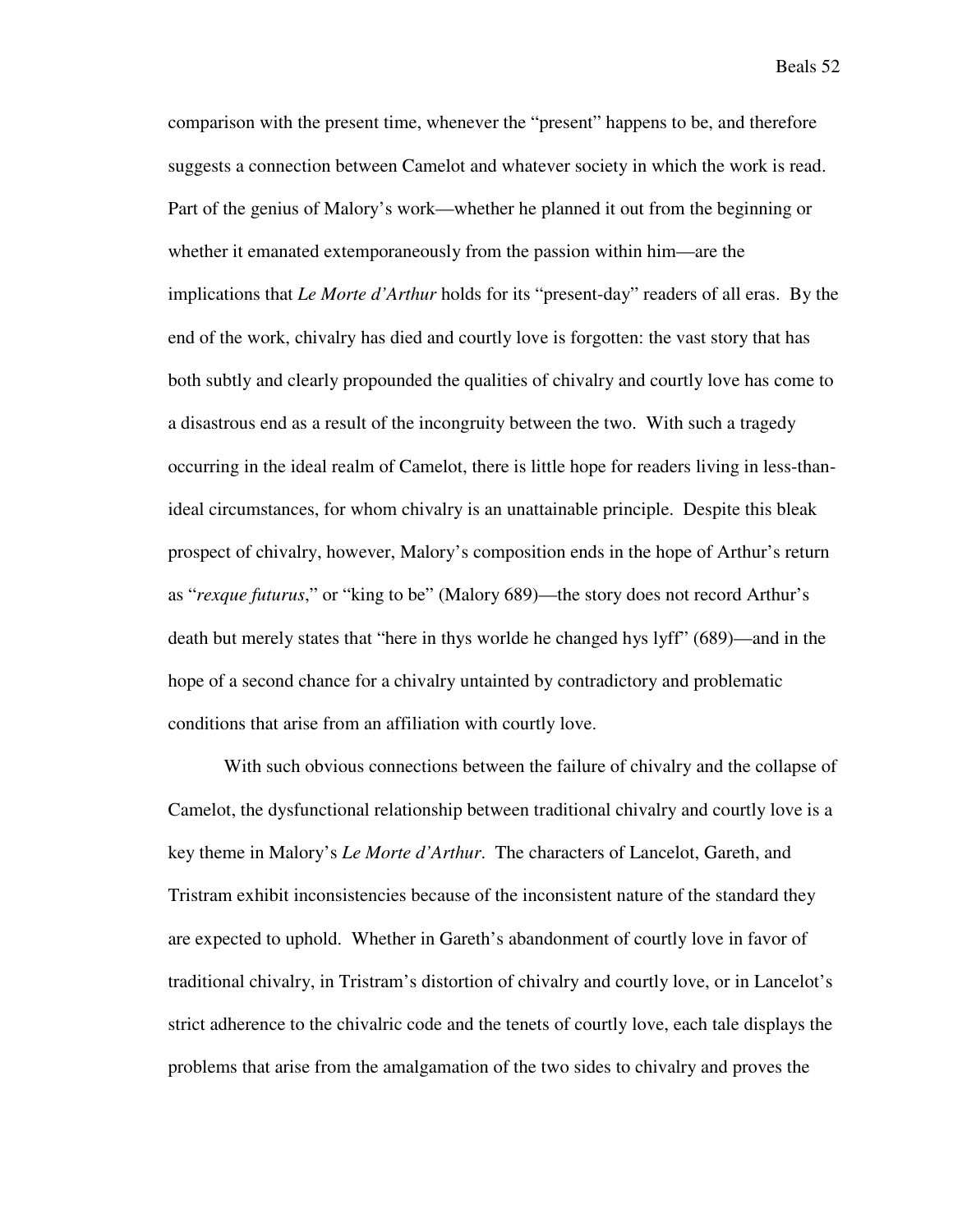comparison with the present time, whenever the "present" happens to be, and therefore suggests a connection between Camelot and whatever society in which the work is read. Part of the genius of Malory's work—whether he planned it out from the beginning or whether it emanated extemporaneously from the passion within him—are the implications that *Le Morte d'Arthur* holds for its "present-day" readers of all eras. By the end of the work, chivalry has died and courtly love is forgotten: the vast story that has both subtly and clearly propounded the qualities of chivalry and courtly love has come to a disastrous end as a result of the incongruity between the two. With such a tragedy occurring in the ideal realm of Camelot, there is little hope for readers living in less-than-ideal circumstances, for whom chivalry is an unattainable principle. Despite this bleak prospect of chivalry, however, Malory's composition ends in the hope of Arthur's return as "*rexque futurus*," or "king to be" (Malory 689)—the story does not record Arthur's death but merely states that "here in thys worlde he changed hys lyff" (689)—and in the hope of a second chance for a chivalry untainted by contradictory and problematic conditions that arise from an affiliation with courtly love.

With such obvious connections between the failure of chivalry and the collapse of Camelot, the dysfunctional relationship between traditional chivalry and courtly love is a key theme in Malory's *Le Morte d'Arthur*. The characters of Lancelot, Gareth, and Tristram exhibit inconsistencies because of the inconsistent nature of the standard they are expected to uphold. Whether in Gareth's abandonment of courtly love in favor of traditional chivalry, in Tristram's distortion of chivalry and courtly love, or in Lancelot's strict adherence to the chivalric code and the tenets of courtly love, each tale displays the problems that arise from the amalgamation of the two sides to chivalry and proves the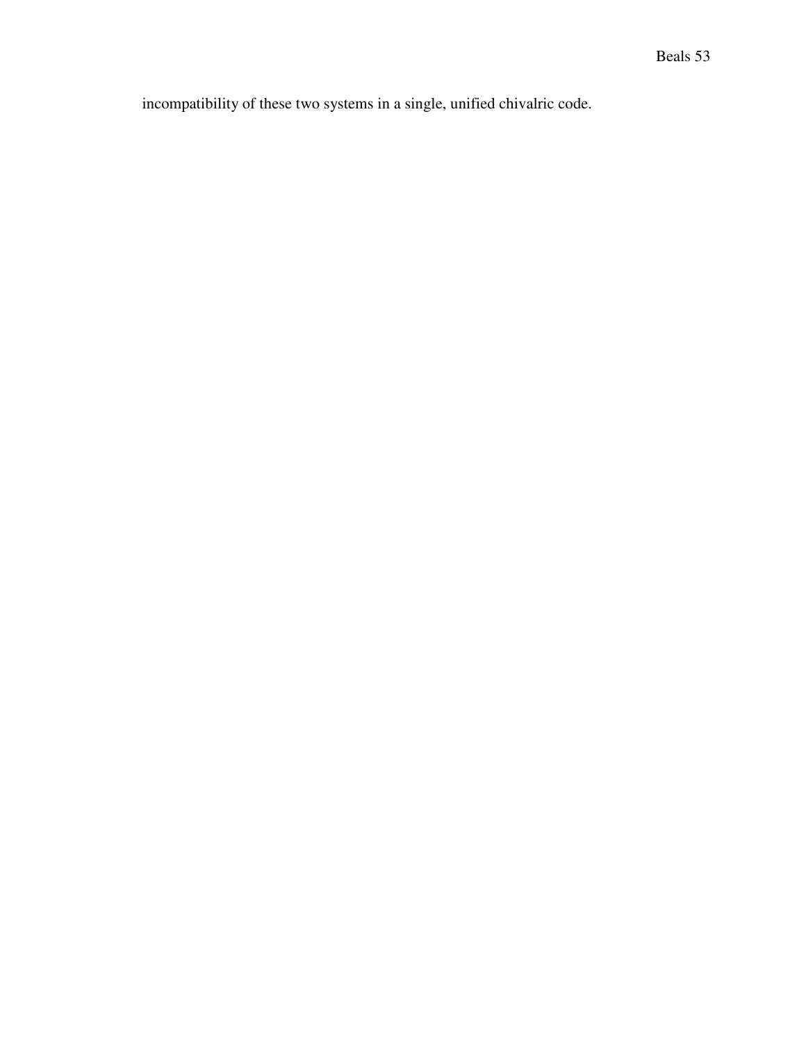incompatibility of these two systems in a single, unified chivalric code.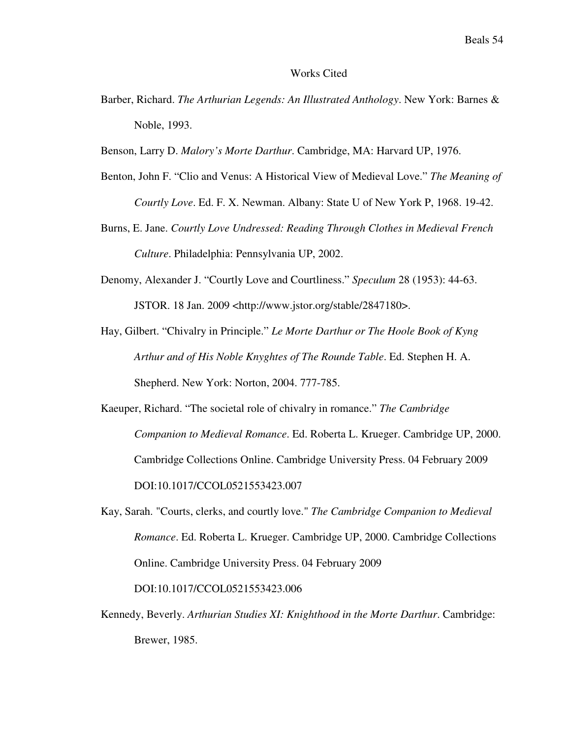# Works Cited

Barber, Richard. *The Arthurian Legends: An Illustrated Anthology*. New York: Barnes & Noble, 1993.

Benson, Larry D. *Malory's Morte Darthur*. Cambridge, MA: Harvard UP, 1976.

Benton, John F. "Clio and Venus: A Historical View of Medieval Love." *The Meaning of Courtly Love*. Ed. F. X. Newman. Albany: State U of New York P, 1968. 19-42.

Burns, E. Jane. *Courtly Love Undressed: Reading Through Clothes in Medieval French Culture*. Philadelphia: Pennsylvania UP, 2002.

Denomy, Alexander J. "Courtly Love and Courtliness." *Speculum* 28 (1953): 44-63. JSTOR. 18 Jan. 2009 <http://www.jstor.org/stable/2847180>.

Hay, Gilbert. "Chivalry in Principle." *Le Morte Darthur or The Hoole Book of Kyng Arthur and of His Noble Knyghtes of The Rounde Table*. Ed. Stephen H. A. Shepherd. New York: Norton, 2004. 777-785.

Kaeuper, Richard. "The societal role of chivalry in romance." *The Cambridge Companion to Medieval Romance*. Ed. Roberta L. Krueger. Cambridge UP, 2000. Cambridge Collections Online. Cambridge University Press. 04 February 2009 DOI:10.1017/CCOL0521553423.007

Kay, Sarah. "Courts, clerks, and courtly love." *The Cambridge Companion to Medieval Romance*. Ed. Roberta L. Krueger. Cambridge UP, 2000. Cambridge Collections Online. Cambridge University Press. 04 February 2009 DOI:10.1017/CCOL0521553423.006

Kennedy, Beverly. *Arthurian Studies XI: Knighthood in the Morte Darthur*. Cambridge: Brewer, 1985.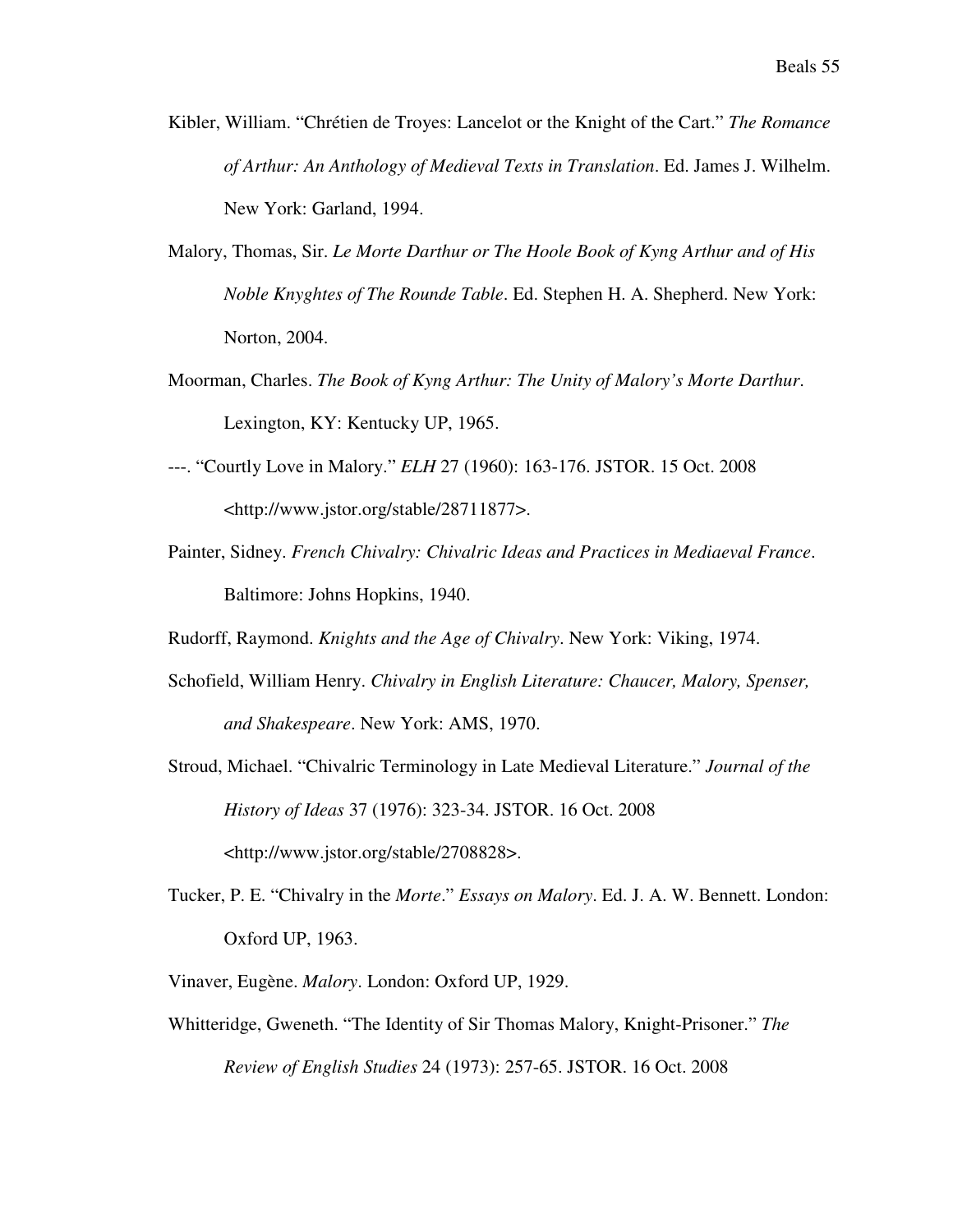Kibler, William. "Chrétien de Troyes: Lancelot or the Knight of the Cart." *The Romance of Arthur: An Anthology of Medieval Texts in Translation*. Ed. James J. Wilhelm. New York: Garland, 1994.

Malory, Thomas, Sir. *Le Morte Darthur or The Hoole Book of Kyng Arthur and of His Noble Knyghtes of The Rounde Table*. Ed. Stephen H. A. Shepherd. New York: Norton, 2004.

Moorman, Charles. *The Book of Kyng Arthur: The Unity of Malory's Morte Darthur*. Lexington, KY: Kentucky UP, 1965.

---. "Courtly Love in Malory." *ELH* 27 (1960): 163-176. JSTOR. 15 Oct. 2008 <http://www.jstor.org/stable/28711877>.

Painter, Sidney. *French Chivalry: Chivalric Ideas and Practices in Mediaeval France*. Baltimore: Johns Hopkins, 1940.

Rudorff, Raymond. *Knights and the Age of Chivalry*. New York: Viking, 1974.

Schofield, William Henry. *Chivalry in English Literature: Chaucer, Malory, Spenser, and Shakespeare*. New York: AMS, 1970.

Stroud, Michael. "Chivalric Terminology in Late Medieval Literature." *Journal of the History of Ideas* 37 (1976): 323-34. JSTOR. 16 Oct. 2008 <http://www.jstor.org/stable/2708828>.

Tucker, P. E. "Chivalry in the *Morte*." *Essays on Malory*. Ed. J. A. W. Bennett. London: Oxford UP, 1963.

Vinaver, Eugène. *Malory*. London: Oxford UP, 1929.

Whitteridge, Gweneth. "The Identity of Sir Thomas Malory, Knight-Prisoner." *The Review of English Studies* 24 (1973): 257-65. JSTOR. 16 Oct. 2008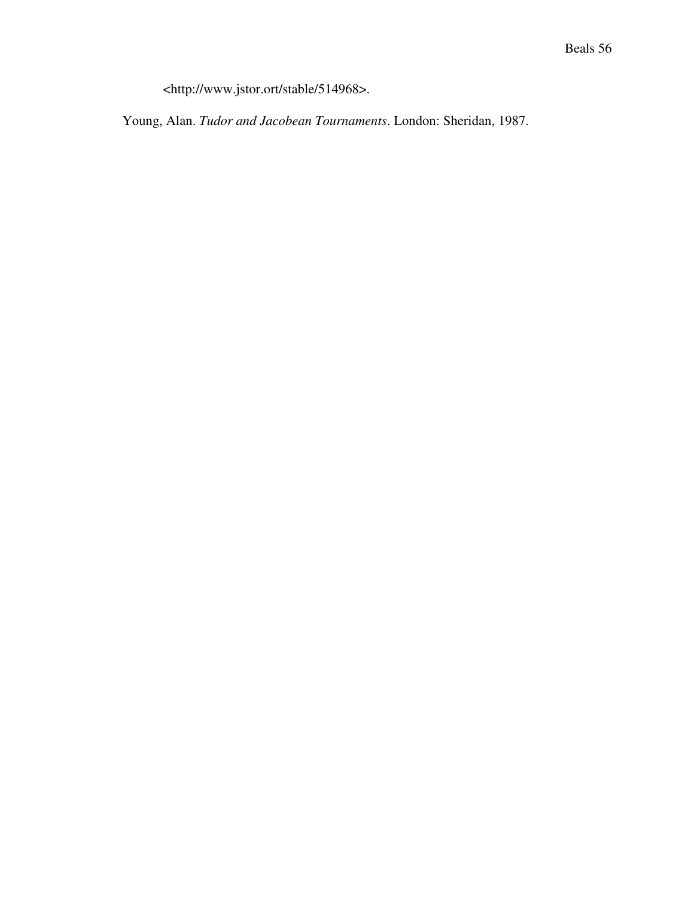<http://www.jstor.ort/stable/514968>.

Young, Alan. *Tudor and Jacobean Tournaments*. London: Sheridan, 1987.